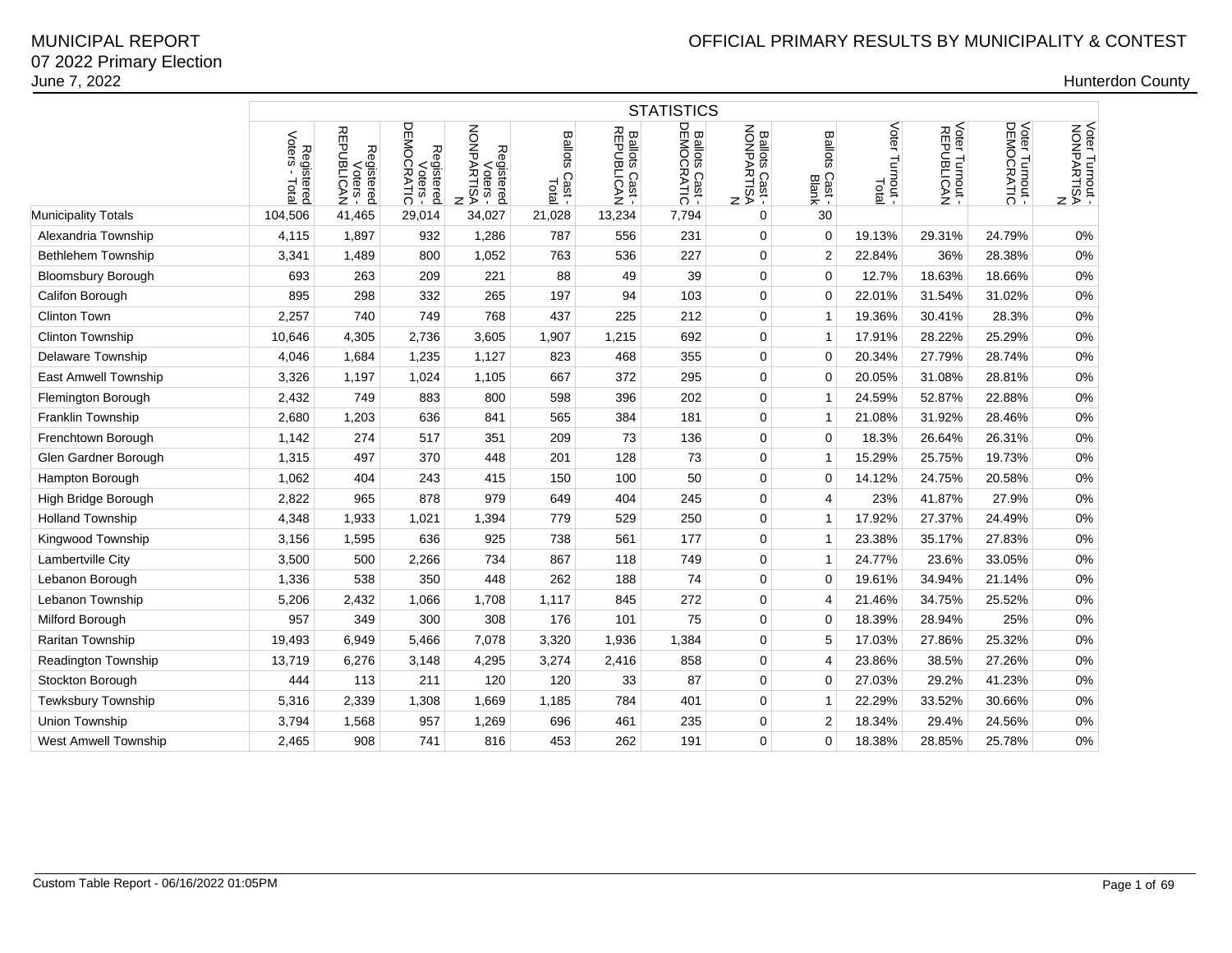# MUNICIPAL REPORT

07 2022 Primary Election

June 7, 2022

OFFICIAL PRIMARY RESULTS BY MUNICIPALITY & CONTEST

Hunterdon County

| | STATISTICS | | | | | | | | | | | | |
|---|---|---|---|---|---|---|---|---|---|---|---|---|---|
| | Registered Voters - Total | Registered Voters - REPUBLICAN | Registered Voters - DEMOCRATIC | Registered Voters - NONPARTISAN | Ballots Cast - Total | Ballots Cast - REPUBLICAN | Ballots Cast - DEMOCRATIC | Ballots Cast - NONPARTISAN | Ballots Cast - Blank | Voter Turnout - Total | Voter Turnout - REPUBLICAN | Voter Turnout - DEMOCRATIC | Voter Turnout - NONPARTISAN |
| Municipality Totals | 104,506 | 41,465 | 29,014 | 34,027 | 21,028 | 13,234 | 7,794 | 0 | 30 | | | | |
| Alexandria Township | 4,115 | 1,897 | 932 | 1,286 | 787 | 556 | 231 | 0 | 0 | 19.13% | 29.31% | 24.79% | 0% |
| Bethlehem Township | 3,341 | 1,489 | 800 | 1,052 | 763 | 536 | 227 | 0 | 2 | 22.84% | 36% | 28.38% | 0% |
| Bloomsbury Borough | 693 | 263 | 209 | 221 | 88 | 49 | 39 | 0 | 0 | 12.7% | 18.63% | 18.66% | 0% |
| Califon Borough | 895 | 298 | 332 | 265 | 197 | 94 | 103 | 0 | 0 | 22.01% | 31.54% | 31.02% | 0% |
| Clinton Town | 2,257 | 740 | 749 | 768 | 437 | 225 | 212 | 0 | 1 | 19.36% | 30.41% | 28.3% | 0% |
| Clinton Township | 10,646 | 4,305 | 2,736 | 3,605 | 1,907 | 1,215 | 692 | 0 | 1 | 17.91% | 28.22% | 25.29% | 0% |
| Delaware Township | 4,046 | 1,684 | 1,235 | 1,127 | 823 | 468 | 355 | 0 | 0 | 20.34% | 27.79% | 28.74% | 0% |
| East Amwell Township | 3,326 | 1,197 | 1,024 | 1,105 | 667 | 372 | 295 | 0 | 0 | 20.05% | 31.08% | 28.81% | 0% |
| Flemington Borough | 2,432 | 749 | 883 | 800 | 598 | 396 | 202 | 0 | 1 | 24.59% | 52.87% | 22.88% | 0% |
| Franklin Township | 2,680 | 1,203 | 636 | 841 | 565 | 384 | 181 | 0 | 1 | 21.08% | 31.92% | 28.46% | 0% |
| Frenchtown Borough | 1,142 | 274 | 517 | 351 | 209 | 73 | 136 | 0 | 0 | 18.3% | 26.64% | 26.31% | 0% |
| Glen Gardner Borough | 1,315 | 497 | 370 | 448 | 201 | 128 | 73 | 0 | 1 | 15.29% | 25.75% | 19.73% | 0% |
| Hampton Borough | 1,062 | 404 | 243 | 415 | 150 | 100 | 50 | 0 | 0 | 14.12% | 24.75% | 20.58% | 0% |
| High Bridge Borough | 2,822 | 965 | 878 | 979 | 649 | 404 | 245 | 0 | 4 | 23% | 41.87% | 27.9% | 0% |
| Holland Township | 4,348 | 1,933 | 1,021 | 1,394 | 779 | 529 | 250 | 0 | 1 | 17.92% | 27.37% | 24.49% | 0% |
| Kingwood Township | 3,156 | 1,595 | 636 | 925 | 738 | 561 | 177 | 0 | 1 | 23.38% | 35.17% | 27.83% | 0% |
| Lambertville City | 3,500 | 500 | 2,266 | 734 | 867 | 118 | 749 | 0 | 1 | 24.77% | 23.6% | 33.05% | 0% |
| Lebanon Borough | 1,336 | 538 | 350 | 448 | 262 | 188 | 74 | 0 | 0 | 19.61% | 34.94% | 21.14% | 0% |
| Lebanon Township | 5,206 | 2,432 | 1,066 | 1,708 | 1,117 | 845 | 272 | 0 | 4 | 21.46% | 34.75% | 25.52% | 0% |
| Milford Borough | 957 | 349 | 300 | 308 | 176 | 101 | 75 | 0 | 0 | 18.39% | 28.94% | 25% | 0% |
| Raritan Township | 19,493 | 6,949 | 5,466 | 7,078 | 3,320 | 1,936 | 1,384 | 0 | 5 | 17.03% | 27.86% | 25.32% | 0% |
| Readington Township | 13,719 | 6,276 | 3,148 | 4,295 | 3,274 | 2,416 | 858 | 0 | 4 | 23.86% | 38.5% | 27.26% | 0% |
| Stockton Borough | 444 | 113 | 211 | 120 | 120 | 33 | 87 | 0 | 0 | 27.03% | 29.2% | 41.23% | 0% |
| Tewksbury Township | 5,316 | 2,339 | 1,308 | 1,669 | 1,185 | 784 | 401 | 0 | 1 | 22.29% | 33.52% | 30.66% | 0% |
| Union Township | 3,794 | 1,568 | 957 | 1,269 | 696 | 461 | 235 | 0 | 2 | 18.34% | 29.4% | 24.56% | 0% |
| West Amwell Township | 2,465 | 908 | 741 | 816 | 453 | 262 | 191 | 0 | 0 | 18.38% | 28.85% | 25.78% | 0% |

Custom Table Report - 06/16/2022 01:05PM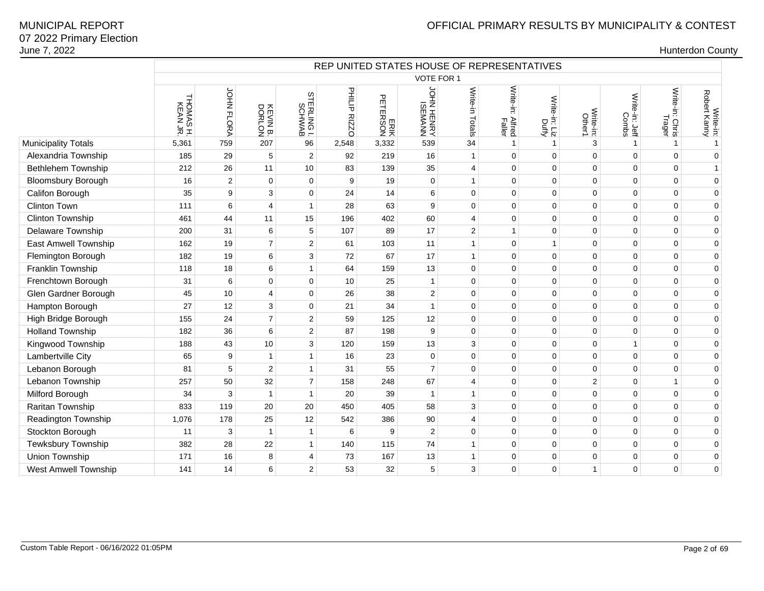# MUNICIPAL REPORT
## 07 2022 Primary Election
June 7, 2022

OFFICIAL PRIMARY RESULTS BY MUNICIPALITY & CONTEST

Hunterdon County

| | REP UNITED STATES HOUSE OF REPRESENTATIVES | | | | | | | | | | | | | |
|---|---|---|---|---|---|---|---|---|---|---|---|---|---|---|
| | VOTE FOR 1 | | | | | | | | | | | | | |
| | THOMAS H. KEAN JR. | JOHN FLORA | KEVIN B. DORLON | STERLING I. SCHWAB | PHILIP RIZZO | ERIK PETERSON | JOHN HENRY ISEMANN | Write-in Totals | Write-in: Alfred Faller | Write-in: Liz Duffy | Write-in: Other1 | Write-in: Jeff Combs | Write-in: Chris Trager | Write-in: Robert Kanny |
| Municipality Totals | 5,361 | 759 | 207 | 96 | 2,548 | 3,332 | 539 | 34 | 1 | 1 | 3 | 1 | 1 | 1 |
| Alexandria Township | 185 | 29 | 5 | 2 | 92 | 219 | 16 | 1 | 0 | 0 | 0 | 0 | 0 | 0 |
| Bethlehem Township | 212 | 26 | 11 | 10 | 83 | 139 | 35 | 4 | 0 | 0 | 0 | 0 | 0 | 1 |
| Bloomsbury Borough | 16 | 2 | 0 | 0 | 9 | 19 | 0 | 1 | 0 | 0 | 0 | 0 | 0 | 0 |
| Califon Borough | 35 | 9 | 3 | 0 | 24 | 14 | 6 | 0 | 0 | 0 | 0 | 0 | 0 | 0 |
| Clinton Town | 111 | 6 | 4 | 1 | 28 | 63 | 9 | 0 | 0 | 0 | 0 | 0 | 0 | 0 |
| Clinton Township | 461 | 44 | 11 | 15 | 196 | 402 | 60 | 4 | 0 | 0 | 0 | 0 | 0 | 0 |
| Delaware Township | 200 | 31 | 6 | 5 | 107 | 89 | 17 | 2 | 1 | 0 | 0 | 0 | 0 | 0 |
| East Amwell Township | 162 | 19 | 7 | 2 | 61 | 103 | 11 | 1 | 0 | 1 | 0 | 0 | 0 | 0 |
| Flemington Borough | 182 | 19 | 6 | 3 | 72 | 67 | 17 | 1 | 0 | 0 | 0 | 0 | 0 | 0 |
| Franklin Township | 118 | 18 | 6 | 1 | 64 | 159 | 13 | 0 | 0 | 0 | 0 | 0 | 0 | 0 |
| Frenchtown Borough | 31 | 6 | 0 | 0 | 10 | 25 | 1 | 0 | 0 | 0 | 0 | 0 | 0 | 0 |
| Glen Gardner Borough | 45 | 10 | 4 | 0 | 26 | 38 | 2 | 0 | 0 | 0 | 0 | 0 | 0 | 0 |
| Hampton Borough | 27 | 12 | 3 | 0 | 21 | 34 | 1 | 0 | 0 | 0 | 0 | 0 | 0 | 0 |
| High Bridge Borough | 155 | 24 | 7 | 2 | 59 | 125 | 12 | 0 | 0 | 0 | 0 | 0 | 0 | 0 |
| Holland Township | 182 | 36 | 6 | 2 | 87 | 198 | 9 | 0 | 0 | 0 | 0 | 0 | 0 | 0 |
| Kingwood Township | 188 | 43 | 10 | 3 | 120 | 159 | 13 | 3 | 0 | 0 | 0 | 1 | 0 | 0 |
| Lambertville City | 65 | 9 | 1 | 1 | 16 | 23 | 0 | 0 | 0 | 0 | 0 | 0 | 0 | 0 |
| Lebanon Borough | 81 | 5 | 2 | 1 | 31 | 55 | 7 | 0 | 0 | 0 | 0 | 0 | 0 | 0 |
| Lebanon Township | 257 | 50 | 32 | 7 | 158 | 248 | 67 | 4 | 0 | 0 | 2 | 0 | 1 | 0 |
| Milford Borough | 34 | 3 | 1 | 1 | 20 | 39 | 1 | 1 | 0 | 0 | 0 | 0 | 0 | 0 |
| Raritan Township | 833 | 119 | 20 | 20 | 450 | 405 | 58 | 3 | 0 | 0 | 0 | 0 | 0 | 0 |
| Readington Township | 1,076 | 178 | 25 | 12 | 542 | 386 | 90 | 4 | 0 | 0 | 0 | 0 | 0 | 0 |
| Stockton Borough | 11 | 3 | 1 | 1 | 6 | 9 | 2 | 0 | 0 | 0 | 0 | 0 | 0 | 0 |
| Tewksbury Township | 382 | 28 | 22 | 1 | 140 | 115 | 74 | 1 | 0 | 0 | 0 | 0 | 0 | 0 |
| Union Township | 171 | 16 | 8 | 4 | 73 | 167 | 13 | 1 | 0 | 0 | 0 | 0 | 0 | 0 |
| West Amwell Township | 141 | 14 | 6 | 2 | 53 | 32 | 5 | 3 | 0 | 0 | 1 | 0 | 0 | 0 |

Custom Table Report - 06/16/2022 01:05PM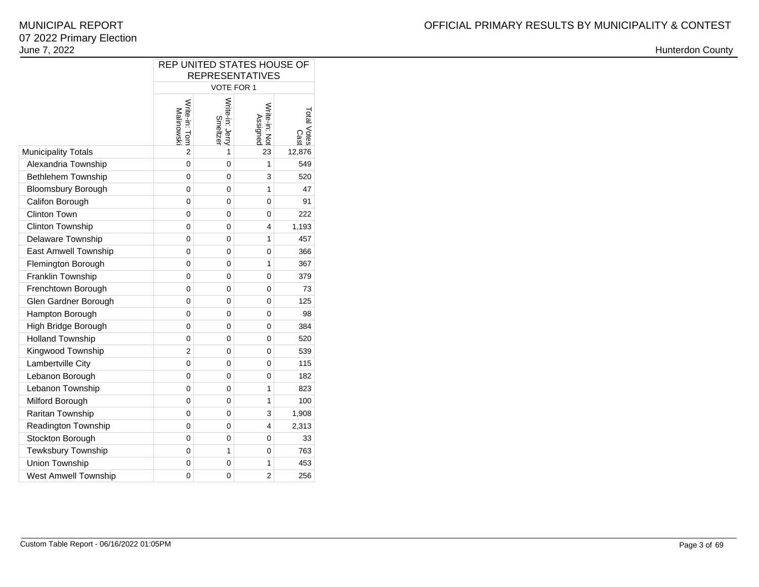| | REP UNITED STATES HOUSE OF REPRESENTATIVES | | | |
|---|---|---|---|---|
| | VOTE FOR 1 | | | |
| | Write-in: Tom Malinowski | Write-in: Jerry Smeltzer | Write-in: Not Assigned | Total Votes Cast |
| Municipality Totals | 2 | 1 | 23 | 12,876 |
| Alexandria Township | 0 | 0 | 1 | 549 |
| Bethlehem Township | 0 | 0 | 3 | 520 |
| Bloomsbury Borough | 0 | 0 | 1 | 47 |
| Califon Borough | 0 | 0 | 0 | 91 |
| Clinton Town | 0 | 0 | 0 | 222 |
| Clinton Township | 0 | 0 | 4 | 1,193 |
| Delaware Township | 0 | 0 | 1 | 457 |
| East Amwell Township | 0 | 0 | 0 | 366 |
| Flemington Borough | 0 | 0 | 1 | 367 |
| Franklin Township | 0 | 0 | 0 | 379 |
| Frenchtown Borough | 0 | 0 | 0 | 73 |
| Glen Gardner Borough | 0 | 0 | 0 | 125 |
| Hampton Borough | 0 | 0 | 0 | 98 |
| High Bridge Borough | 0 | 0 | 0 | 384 |
| Holland Township | 0 | 0 | 0 | 520 |
| Kingwood Township | 2 | 0 | 0 | 539 |
| Lambertville City | 0 | 0 | 0 | 115 |
| Lebanon Borough | 0 | 0 | 0 | 182 |
| Lebanon Township | 0 | 0 | 1 | 823 |
| Milford Borough | 0 | 0 | 1 | 100 |
| Raritan Township | 0 | 0 | 3 | 1,908 |
| Readington Township | 0 | 0 | 4 | 2,313 |
| Stockton Borough | 0 | 0 | 0 | 33 |
| Tewksbury Township | 0 | 1 | 0 | 763 |
| Union Township | 0 | 0 | 1 | 453 |
| West Amwell Township | 0 | 0 | 2 | 256 |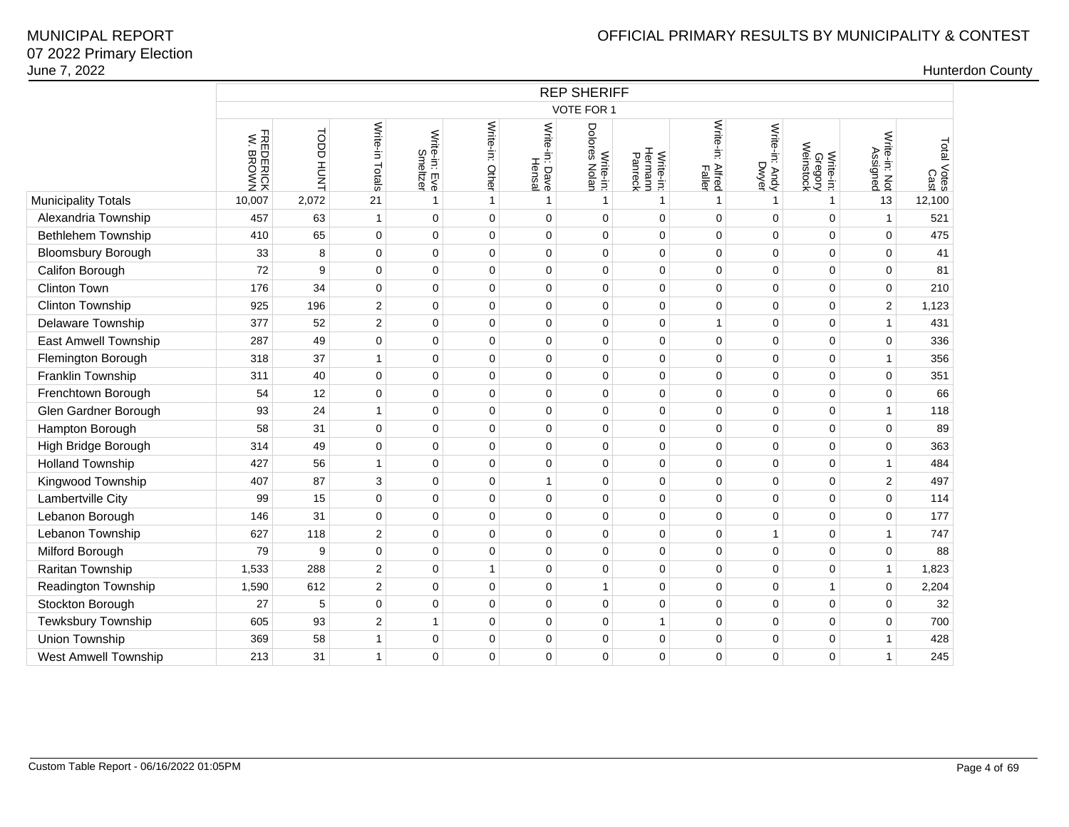MUNICIPAL REPORT
07 2022 Primary Election
June 7, 2022

OFFICIAL PRIMARY RESULTS BY MUNICIPALITY & CONTEST

Hunterdon County

| | REP SHERIFF | | | | | | | | | | | | | |
|---|---|---|---|---|---|---|---|---|---|---|---|---|---|---|
| | VOTE FOR 1 | | | | | | | | | | | | | |
| | FREDERICK W. BROWN | TODD HUNT | Write-in Totals | Write-in: Eve Smeltzer | Write-in: Other | Write-in: Dave Hensal | Write-in: Dolores Nolan | Write-in: Hermann Panreck | Write-in: Alfred Faller | Write-in: Andy Dwyer | Write-in: Gregory Weinstock | Write-in: Not Assigned | Total Votes Cast |
| Municipality Totals | 10,007 | 2,072 | 21 | 1 | 1 | 1 | 1 | 1 | 1 | 1 | 1 | 13 | 12,100 |
| Alexandria Township | 457 | 63 | 1 | 0 | 0 | 0 | 0 | 0 | 0 | 0 | 0 | 1 | 521 |
| Bethlehem Township | 410 | 65 | 0 | 0 | 0 | 0 | 0 | 0 | 0 | 0 | 0 | 0 | 475 |
| Bloomsbury Borough | 33 | 8 | 0 | 0 | 0 | 0 | 0 | 0 | 0 | 0 | 0 | 0 | 41 |
| Califon Borough | 72 | 9 | 0 | 0 | 0 | 0 | 0 | 0 | 0 | 0 | 0 | 0 | 81 |
| Clinton Town | 176 | 34 | 0 | 0 | 0 | 0 | 0 | 0 | 0 | 0 | 0 | 0 | 210 |
| Clinton Township | 925 | 196 | 2 | 0 | 0 | 0 | 0 | 0 | 0 | 0 | 0 | 2 | 1,123 |
| Delaware Township | 377 | 52 | 2 | 0 | 0 | 0 | 0 | 0 | 1 | 0 | 0 | 1 | 431 |
| East Amwell Township | 287 | 49 | 0 | 0 | 0 | 0 | 0 | 0 | 0 | 0 | 0 | 0 | 336 |
| Flemington Borough | 318 | 37 | 1 | 0 | 0 | 0 | 0 | 0 | 0 | 0 | 0 | 1 | 356 |
| Franklin Township | 311 | 40 | 0 | 0 | 0 | 0 | 0 | 0 | 0 | 0 | 0 | 0 | 351 |
| Frenchtown Borough | 54 | 12 | 0 | 0 | 0 | 0 | 0 | 0 | 0 | 0 | 0 | 0 | 66 |
| Glen Gardner Borough | 93 | 24 | 1 | 0 | 0 | 0 | 0 | 0 | 0 | 0 | 0 | 1 | 118 |
| Hampton Borough | 58 | 31 | 0 | 0 | 0 | 0 | 0 | 0 | 0 | 0 | 0 | 0 | 89 |
| High Bridge Borough | 314 | 49 | 0 | 0 | 0 | 0 | 0 | 0 | 0 | 0 | 0 | 0 | 363 |
| Holland Township | 427 | 56 | 1 | 0 | 0 | 0 | 0 | 0 | 0 | 0 | 0 | 1 | 484 |
| Kingwood Township | 407 | 87 | 3 | 0 | 0 | 1 | 0 | 0 | 0 | 0 | 0 | 2 | 497 |
| Lambertville City | 99 | 15 | 0 | 0 | 0 | 0 | 0 | 0 | 0 | 0 | 0 | 0 | 114 |
| Lebanon Borough | 146 | 31 | 0 | 0 | 0 | 0 | 0 | 0 | 0 | 0 | 0 | 0 | 177 |
| Lebanon Township | 627 | 118 | 2 | 0 | 0 | 0 | 0 | 0 | 0 | 1 | 0 | 1 | 747 |
| Milford Borough | 79 | 9 | 0 | 0 | 0 | 0 | 0 | 0 | 0 | 0 | 0 | 0 | 88 |
| Raritan Township | 1,533 | 288 | 2 | 0 | 1 | 0 | 0 | 0 | 0 | 0 | 0 | 1 | 1,823 |
| Readington Township | 1,590 | 612 | 2 | 0 | 0 | 0 | 1 | 0 | 0 | 0 | 1 | 0 | 2,204 |
| Stockton Borough | 27 | 5 | 0 | 0 | 0 | 0 | 0 | 0 | 0 | 0 | 0 | 0 | 32 |
| Tewksbury Township | 605 | 93 | 2 | 1 | 0 | 0 | 0 | 1 | 0 | 0 | 0 | 0 | 700 |
| Union Township | 369 | 58 | 1 | 0 | 0 | 0 | 0 | 0 | 0 | 0 | 0 | 1 | 428 |
| West Amwell Township | 213 | 31 | 1 | 0 | 0 | 0 | 0 | 0 | 0 | 0 | 0 | 1 | 245 |

Custom Table Report - 06/16/2022 01:05PM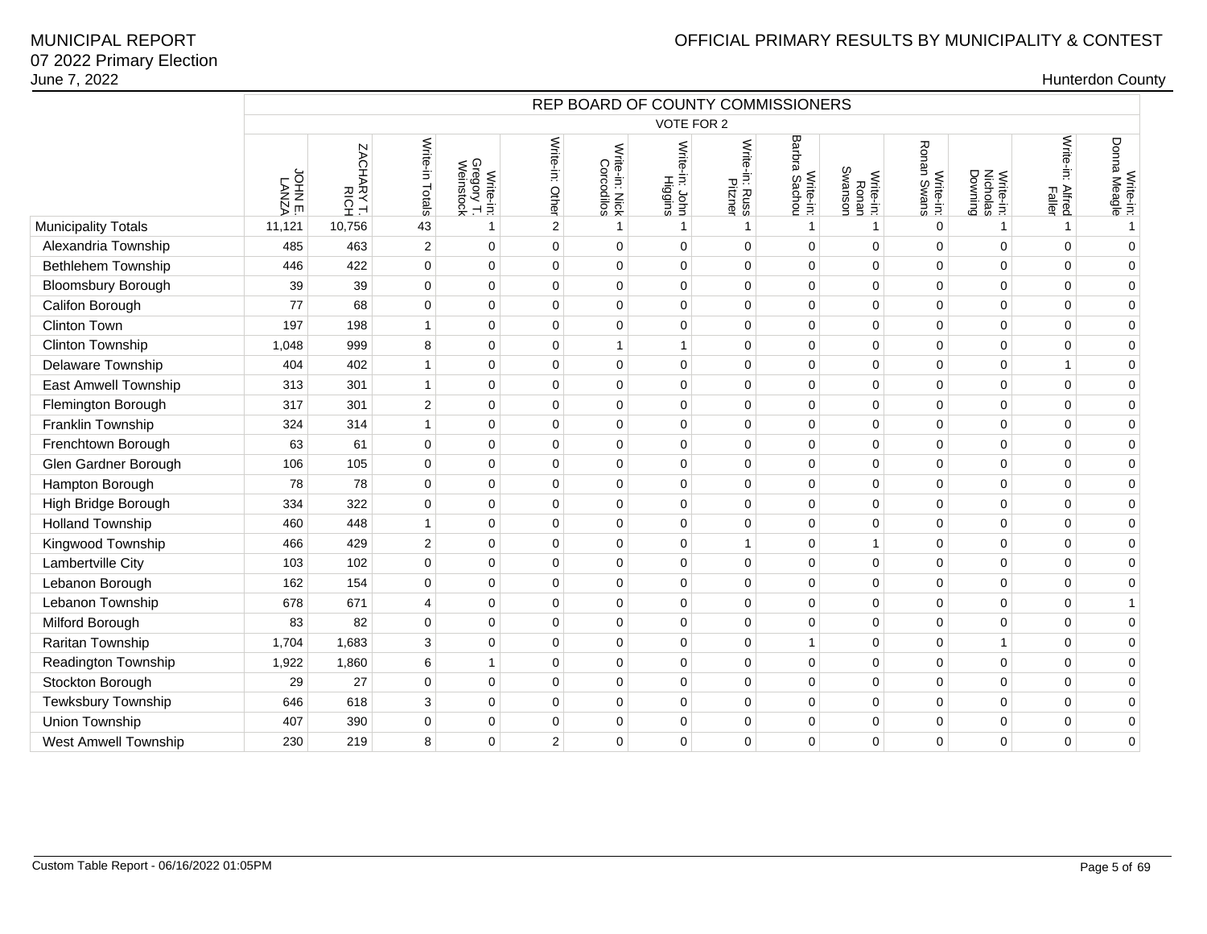MUNICIPAL REPORT
07 2022 Primary Election
June 7, 2022

OFFICIAL PRIMARY RESULTS BY MUNICIPALITY & CONTEST

Hunterdon County

| | REP BOARD OF COUNTY COMMISSIONERS | | | | | | | | | | | | | |
|---|---|---|---|---|---|---|---|---|---|---|---|---|---|---|
| | VOTE FOR 2 | | | | | | | | | | | | | |
| | JOHN E. LANZA | ZACHARY T. RICH | Write-in Totals | Write-in: Gregory T. Weinstock | Write-in: Other | Write-in: Nick Corcodilos | Write-in: John Higgins | Write-in: Russ Pitzner | Write-in: Barbra Sachou | Write-in: Ronan Swanson | Write-in: Ronan Swans | Write-in: Nicholas Downing | Write-in: Alfred Faller | Write-in: Donna Meagle |
| Municipality Totals | 11,121 | 10,756 | 43 | 1 | 2 | 1 | 1 | 1 | 1 | 1 | 0 | 1 | 1 | 1 |
| Alexandria Township | 485 | 463 | 2 | 0 | 0 | 0 | 0 | 0 | 0 | 0 | 0 | 0 | 0 | 0 |
| Bethlehem Township | 446 | 422 | 0 | 0 | 0 | 0 | 0 | 0 | 0 | 0 | 0 | 0 | 0 | 0 |
| Bloomsbury Borough | 39 | 39 | 0 | 0 | 0 | 0 | 0 | 0 | 0 | 0 | 0 | 0 | 0 | 0 |
| Califon Borough | 77 | 68 | 0 | 0 | 0 | 0 | 0 | 0 | 0 | 0 | 0 | 0 | 0 | 0 |
| Clinton Town | 197 | 198 | 1 | 0 | 0 | 0 | 0 | 0 | 0 | 0 | 0 | 0 | 0 | 0 |
| Clinton Township | 1,048 | 999 | 8 | 0 | 0 | 1 | 1 | 0 | 0 | 0 | 0 | 0 | 0 | 0 |
| Delaware Township | 404 | 402 | 1 | 0 | 0 | 0 | 0 | 0 | 0 | 0 | 0 | 0 | 1 | 0 |
| East Amwell Township | 313 | 301 | 1 | 0 | 0 | 0 | 0 | 0 | 0 | 0 | 0 | 0 | 0 | 0 |
| Flemington Borough | 317 | 301 | 2 | 0 | 0 | 0 | 0 | 0 | 0 | 0 | 0 | 0 | 0 | 0 |
| Franklin Township | 324 | 314 | 1 | 0 | 0 | 0 | 0 | 0 | 0 | 0 | 0 | 0 | 0 | 0 |
| Frenchtown Borough | 63 | 61 | 0 | 0 | 0 | 0 | 0 | 0 | 0 | 0 | 0 | 0 | 0 | 0 |
| Glen Gardner Borough | 106 | 105 | 0 | 0 | 0 | 0 | 0 | 0 | 0 | 0 | 0 | 0 | 0 | 0 |
| Hampton Borough | 78 | 78 | 0 | 0 | 0 | 0 | 0 | 0 | 0 | 0 | 0 | 0 | 0 | 0 |
| High Bridge Borough | 334 | 322 | 0 | 0 | 0 | 0 | 0 | 0 | 0 | 0 | 0 | 0 | 0 | 0 |
| Holland Township | 460 | 448 | 1 | 0 | 0 | 0 | 0 | 0 | 0 | 0 | 0 | 0 | 0 | 0 |
| Kingwood Township | 466 | 429 | 2 | 0 | 0 | 0 | 0 | 1 | 0 | 1 | 0 | 0 | 0 | 0 |
| Lambertville City | 103 | 102 | 0 | 0 | 0 | 0 | 0 | 0 | 0 | 0 | 0 | 0 | 0 | 0 |
| Lebanon Borough | 162 | 154 | 0 | 0 | 0 | 0 | 0 | 0 | 0 | 0 | 0 | 0 | 0 | 0 |
| Lebanon Township | 678 | 671 | 4 | 0 | 0 | 0 | 0 | 0 | 0 | 0 | 0 | 0 | 0 | 1 |
| Milford Borough | 83 | 82 | 0 | 0 | 0 | 0 | 0 | 0 | 0 | 0 | 0 | 0 | 0 | 0 |
| Raritan Township | 1,704 | 1,683 | 3 | 0 | 0 | 0 | 0 | 0 | 1 | 0 | 0 | 1 | 0 | 0 |
| Readington Township | 1,922 | 1,860 | 6 | 1 | 0 | 0 | 0 | 0 | 0 | 0 | 0 | 0 | 0 | 0 |
| Stockton Borough | 29 | 27 | 0 | 0 | 0 | 0 | 0 | 0 | 0 | 0 | 0 | 0 | 0 | 0 |
| Tewksbury Township | 646 | 618 | 3 | 0 | 0 | 0 | 0 | 0 | 0 | 0 | 0 | 0 | 0 | 0 |
| Union Township | 407 | 390 | 0 | 0 | 0 | 0 | 0 | 0 | 0 | 0 | 0 | 0 | 0 | 0 |
| West Amwell Township | 230 | 219 | 8 | 0 | 2 | 0 | 0 | 0 | 0 | 0 | 0 | 0 | 0 | 0 |

Custom Table Report - 06/16/2022 01:05PM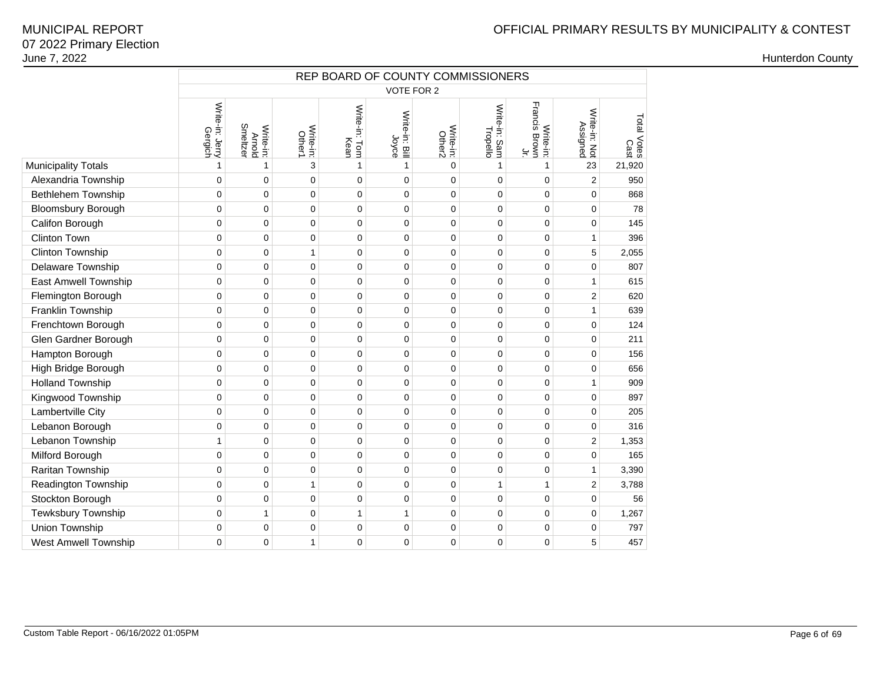# OFFICIAL PRIMARY RESULTS BY MUNICIPALITY & CONTEST

MUNICIPAL REPORT
07 2022 Primary Election
June 7, 2022

Hunterdon County

| | REP BOARD OF COUNTY COMMISSIONERS | | | | | | | | | |
|---|---|---|---|---|---|---|---|---|---|---|
| | VOTE FOR 2 | | | | | | | | | |
| | Write-in: Jerry Gergich | Write-in: Arnold Smeltzer | Write-in: Other1 | Write-in: Tom Kean | Write-in: Bill Joyce | Write-in: Other2 | Write-in: Sam Tropello | Write-in: Francis Brown Jr. | Write-in: Not Assigned | Total Votes Cast |
| Municipality Totals | 1 | 1 | 3 | 1 | 1 | 0 | 1 | 1 | 23 | 21,920 |
| Alexandria Township | 0 | 0 | 0 | 0 | 0 | 0 | 0 | 0 | 2 | 950 |
| Bethlehem Township | 0 | 0 | 0 | 0 | 0 | 0 | 0 | 0 | 0 | 868 |
| Bloomsbury Borough | 0 | 0 | 0 | 0 | 0 | 0 | 0 | 0 | 0 | 78 |
| Califon Borough | 0 | 0 | 0 | 0 | 0 | 0 | 0 | 0 | 0 | 145 |
| Clinton Town | 0 | 0 | 0 | 0 | 0 | 0 | 0 | 0 | 1 | 396 |
| Clinton Township | 0 | 0 | 1 | 0 | 0 | 0 | 0 | 0 | 5 | 2,055 |
| Delaware Township | 0 | 0 | 0 | 0 | 0 | 0 | 0 | 0 | 0 | 807 |
| East Amwell Township | 0 | 0 | 0 | 0 | 0 | 0 | 0 | 0 | 1 | 615 |
| Flemington Borough | 0 | 0 | 0 | 0 | 0 | 0 | 0 | 0 | 2 | 620 |
| Franklin Township | 0 | 0 | 0 | 0 | 0 | 0 | 0 | 0 | 1 | 639 |
| Frenchtown Borough | 0 | 0 | 0 | 0 | 0 | 0 | 0 | 0 | 0 | 124 |
| Glen Gardner Borough | 0 | 0 | 0 | 0 | 0 | 0 | 0 | 0 | 0 | 211 |
| Hampton Borough | 0 | 0 | 0 | 0 | 0 | 0 | 0 | 0 | 0 | 156 |
| High Bridge Borough | 0 | 0 | 0 | 0 | 0 | 0 | 0 | 0 | 0 | 656 |
| Holland Township | 0 | 0 | 0 | 0 | 0 | 0 | 0 | 0 | 1 | 909 |
| Kingwood Township | 0 | 0 | 0 | 0 | 0 | 0 | 0 | 0 | 0 | 897 |
| Lambertville City | 0 | 0 | 0 | 0 | 0 | 0 | 0 | 0 | 0 | 205 |
| Lebanon Borough | 0 | 0 | 0 | 0 | 0 | 0 | 0 | 0 | 0 | 316 |
| Lebanon Township | 1 | 0 | 0 | 0 | 0 | 0 | 0 | 0 | 2 | 1,353 |
| Milford Borough | 0 | 0 | 0 | 0 | 0 | 0 | 0 | 0 | 0 | 165 |
| Raritan Township | 0 | 0 | 0 | 0 | 0 | 0 | 0 | 0 | 1 | 3,390 |
| Readington Township | 0 | 0 | 1 | 0 | 0 | 0 | 1 | 1 | 2 | 3,788 |
| Stockton Borough | 0 | 0 | 0 | 0 | 0 | 0 | 0 | 0 | 0 | 56 |
| Tewksbury Township | 0 | 1 | 0 | 1 | 1 | 0 | 0 | 0 | 0 | 1,267 |
| Union Township | 0 | 0 | 0 | 0 | 0 | 0 | 0 | 0 | 0 | 797 |
| West Amwell Township | 0 | 0 | 1 | 0 | 0 | 0 | 0 | 0 | 5 | 457 |

Custom Table Report - 06/16/2022 01:05PM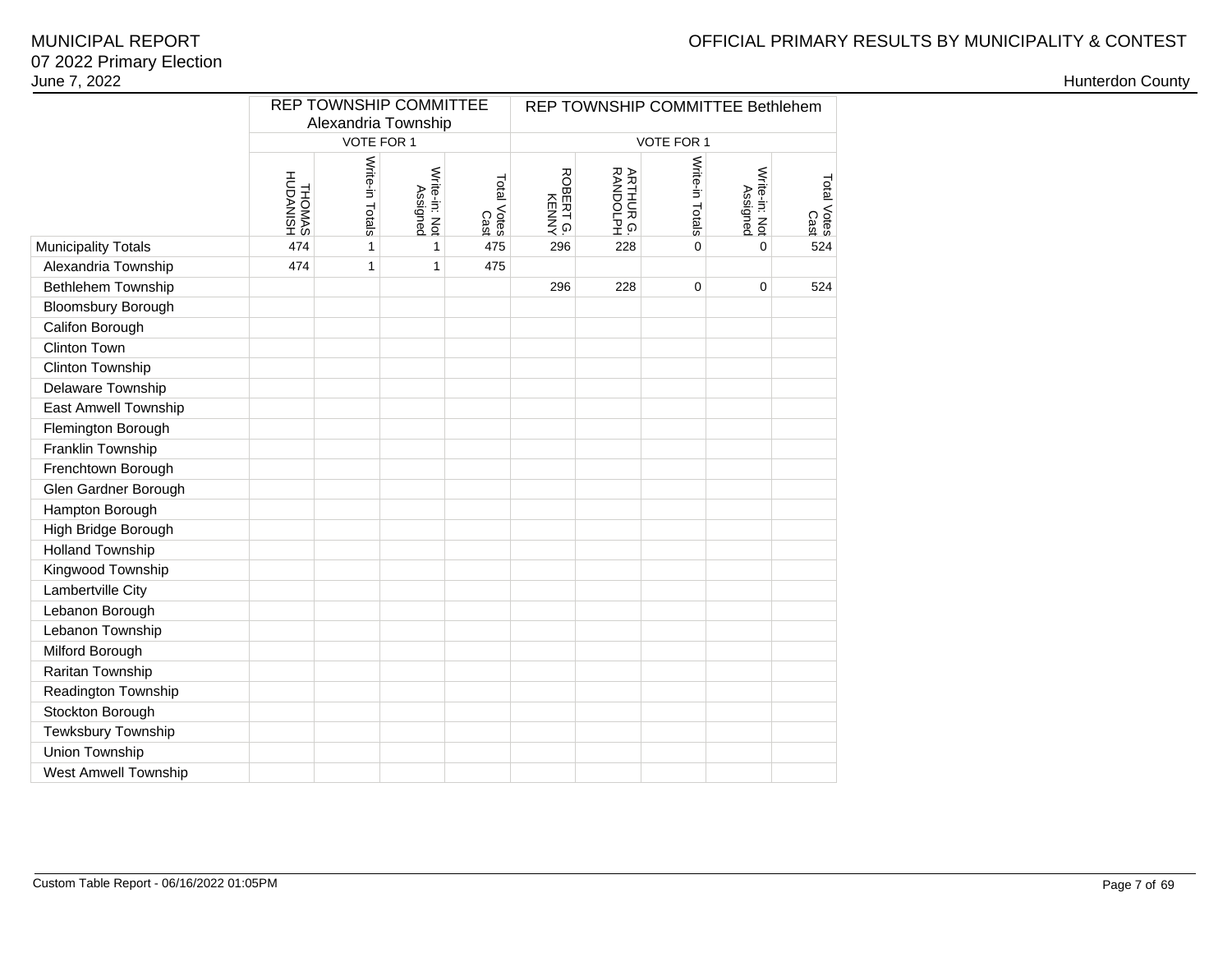# MUNICIPAL REPORT
## 07 2022 Primary Election
June 7, 2022

OFFICIAL PRIMARY RESULTS BY MUNICIPALITY & CONTEST

Hunterdon County

| | REP TOWNSHIP COMMITTEE Alexandria Township | | | | REP TOWNSHIP COMMITTEE Bethlehem | | | | |
|---|---|---|---|---|---|---|---|---|---|
| | VOTE FOR 1 | | | | VOTE FOR 1 | | | | |
| | THOMAS HUDANISH | Write-in Totals | Write-in: Not Assigned | Total Votes Cast | ROBERT G. KENNY | ARTHUR G. RANDOLPH | Write-in Totals | Write-in: Not Assigned | Total Votes Cast |
| Municipality Totals | 474 | 1 | 1 | 475 | 296 | 228 | 0 | 0 | 524 |
| Alexandria Township | 474 | 1 | 1 | 475 | | | | | |
| Bethlehem Township | | | | | 296 | 228 | 0 | 0 | 524 |
| Bloomsbury Borough | | | | | | | | | |
| Califon Borough | | | | | | | | | |
| Clinton Town | | | | | | | | | |
| Clinton Township | | | | | | | | | |
| Delaware Township | | | | | | | | | |
| East Amwell Township | | | | | | | | | |
| Flemington Borough | | | | | | | | | |
| Franklin Township | | | | | | | | | |
| Frenchtown Borough | | | | | | | | | |
| Glen Gardner Borough | | | | | | | | | |
| Hampton Borough | | | | | | | | | |
| High Bridge Borough | | | | | | | | | |
| Holland Township | | | | | | | | | |
| Kingwood Township | | | | | | | | | |
| Lambertville City | | | | | | | | | |
| Lebanon Borough | | | | | | | | | |
| Lebanon Township | | | | | | | | | |
| Milford Borough | | | | | | | | | |
| Raritan Township | | | | | | | | | |
| Readington Township | | | | | | | | | |
| Stockton Borough | | | | | | | | | |
| Tewksbury Township | | | | | | | | | |
| Union Township | | | | | | | | | |
| West Amwell Township | | | | | | | | | |

Custom Table Report - 06/16/2022 01:05PM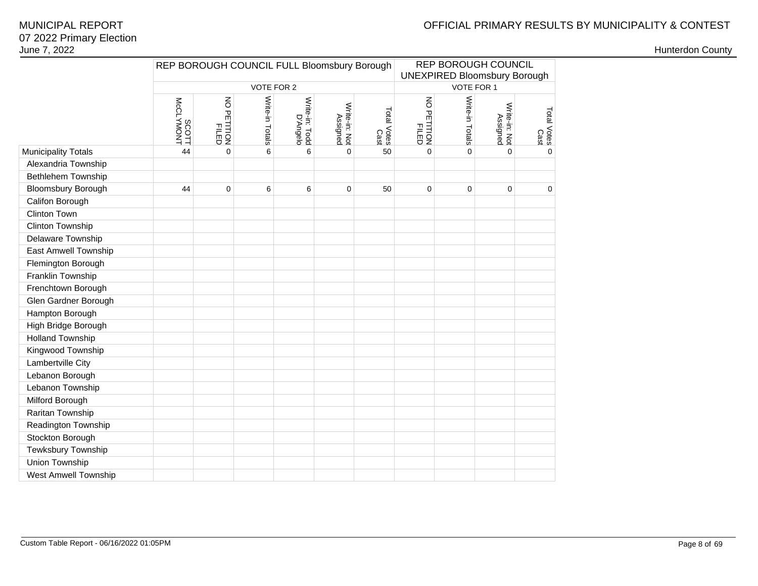MUNICIPAL REPORT
07 2022 Primary Election
June 7, 2022

OFFICIAL PRIMARY RESULTS BY MUNICIPALITY & CONTEST

Hunterdon County

| | REP BOROUGH COUNCIL FULL Bloomsbury Borough | | | | | | REP BOROUGH COUNCIL UNEXPIRED Bloomsbury Borough | | | |
|---|---|---|---|---|---|---|---|---|---|---|
| | VOTE FOR 2 | | | | | | VOTE FOR 1 | | | |
| | SCOTT McCLYMONT | NO PETITION FILED | Write-in Totals | Write-in: Todd D'Angelo | Write-in: Not Assigned | Total Votes Cast | NO PETITION FILED | Write-in Totals | Write-in: Not Assigned | Total Votes Cast |
| Municipality Totals | 44 | 0 | 6 | 6 | 0 | 50 | 0 | 0 | 0 | 0 |
| Alexandria Township | | | | | | | | | | |
| Bethlehem Township | | | | | | | | | | |
| Bloomsbury Borough | 44 | 0 | 6 | 6 | 0 | 50 | 0 | 0 | 0 | 0 |
| Califon Borough | | | | | | | | | | |
| Clinton Town | | | | | | | | | | |
| Clinton Township | | | | | | | | | | |
| Delaware Township | | | | | | | | | | |
| East Amwell Township | | | | | | | | | | |
| Flemington Borough | | | | | | | | | | |
| Franklin Township | | | | | | | | | | |
| Frenchtown Borough | | | | | | | | | | |
| Glen Gardner Borough | | | | | | | | | | |
| Hampton Borough | | | | | | | | | | |
| High Bridge Borough | | | | | | | | | | |
| Holland Township | | | | | | | | | | |
| Kingwood Township | | | | | | | | | | |
| Lambertville City | | | | | | | | | | |
| Lebanon Borough | | | | | | | | | | |
| Lebanon Township | | | | | | | | | | |
| Milford Borough | | | | | | | | | | |
| Raritan Township | | | | | | | | | | |
| Readington Township | | | | | | | | | | |
| Stockton Borough | | | | | | | | | | |
| Tewksbury Township | | | | | | | | | | |
| Union Township | | | | | | | | | | |
| West Amwell Township | | | | | | | | | | |

Custom Table Report - 06/16/2022 01:05PM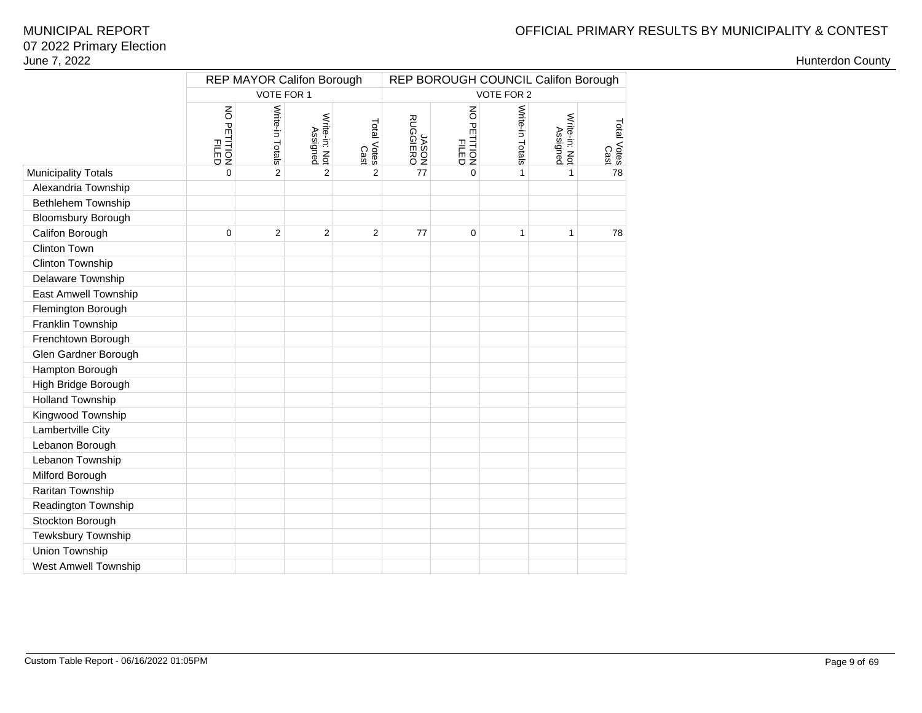MUNICIPAL REPORT
07 2022 Primary Election
June 7, 2022

OFFICIAL PRIMARY RESULTS BY MUNICIPALITY & CONTEST

Hunterdon County

| | REP MAYOR Califon Borough | | | | REP BOROUGH COUNCIL Califon Borough | | | | |
|---|---|---|---|---|---|---|---|---|---|
| | VOTE FOR 1 | | | | VOTE FOR 2 | | | | |
| | NO PETITION FILED | Write-in Totals | Write-in: Not Assigned | Total Votes Cast | JASON RUGGIERO | NO PETITION FILED | Write-in Totals | Write-in: Not Assigned | Total Votes Cast |
| Municipality Totals | 0 | 2 | 2 | 2 | 77 | 0 | 1 | 1 | 78 |
| Alexandria Township | | | | | | | | | |
| Bethlehem Township | | | | | | | | | |
| Bloomsbury Borough | | | | | | | | | |
| Califon Borough | 0 | 2 | 2 | 2 | 77 | 0 | 1 | 1 | 78 |
| Clinton Town | | | | | | | | | |
| Clinton Township | | | | | | | | | |
| Delaware Township | | | | | | | | | |
| East Amwell Township | | | | | | | | | |
| Flemington Borough | | | | | | | | | |
| Franklin Township | | | | | | | | | |
| Frenchtown Borough | | | | | | | | | |
| Glen Gardner Borough | | | | | | | | | |
| Hampton Borough | | | | | | | | | |
| High Bridge Borough | | | | | | | | | |
| Holland Township | | | | | | | | | |
| Kingwood Township | | | | | | | | | |
| Lambertville City | | | | | | | | | |
| Lebanon Borough | | | | | | | | | |
| Lebanon Township | | | | | | | | | |
| Milford Borough | | | | | | | | | |
| Raritan Township | | | | | | | | | |
| Readington Township | | | | | | | | | |
| Stockton Borough | | | | | | | | | |
| Tewksbury Township | | | | | | | | | |
| Union Township | | | | | | | | | |
| West Amwell Township | | | | | | | | | |

Custom Table Report - 06/16/2022 01:05PM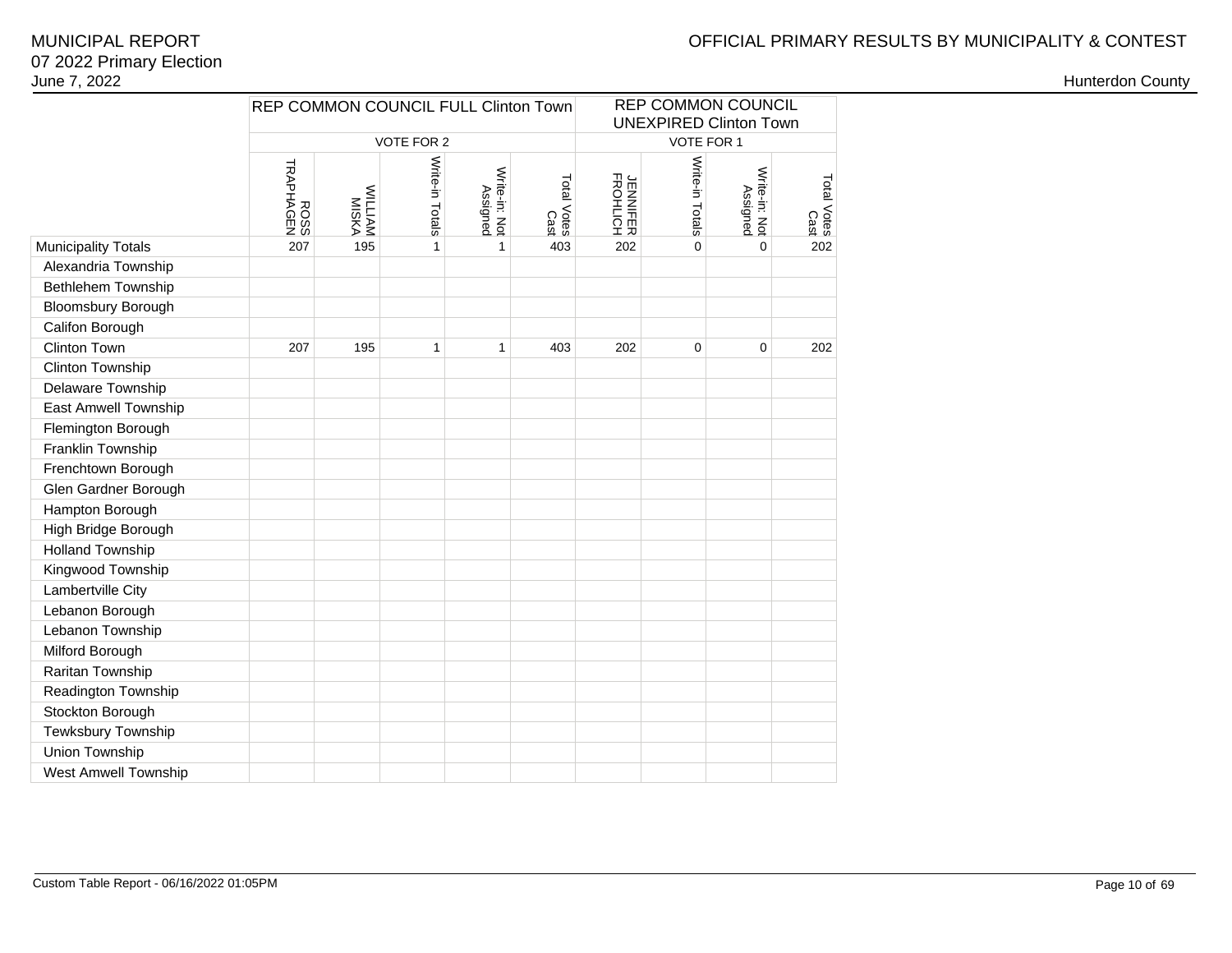MUNICIPAL REPORT
07 2022 Primary Election
June 7, 2022

OFFICIAL PRIMARY RESULTS BY MUNICIPALITY & CONTEST

Hunterdon County

| | REP COMMON COUNCIL FULL Clinton Town | | | | | REP COMMON COUNCIL UNEXPIRED Clinton Town | | | |
|---|---|---|---|---|---|---|---|---|---|
| | VOTE FOR 2 | | | | | VOTE FOR 1 | | | |
| | ROSS TRAPHAGEN | WILLIAM MISKA | Write-in Totals | Write-in: Not Assigned | Total Votes Cast | JENNIFER FROHLICH | Write-in Totals | Write-in: Not Assigned | Total Votes Cast |
| Municipality Totals | 207 | 195 | 1 | 1 | 403 | 202 | 0 | 0 | 202 |
| Alexandria Township | | | | | | | | | |
| Bethlehem Township | | | | | | | | | |
| Bloomsbury Borough | | | | | | | | | |
| Califon Borough | | | | | | | | | |
| Clinton Town | 207 | 195 | 1 | 1 | 403 | 202 | 0 | 0 | 202 |
| Clinton Township | | | | | | | | | |
| Delaware Township | | | | | | | | | |
| East Amwell Township | | | | | | | | | |
| Flemington Borough | | | | | | | | | |
| Franklin Township | | | | | | | | | |
| Frenchtown Borough | | | | | | | | | |
| Glen Gardner Borough | | | | | | | | | |
| Hampton Borough | | | | | | | | | |
| High Bridge Borough | | | | | | | | | |
| Holland Township | | | | | | | | | |
| Kingwood Township | | | | | | | | | |
| Lambertville City | | | | | | | | | |
| Lebanon Borough | | | | | | | | | |
| Lebanon Township | | | | | | | | | |
| Milford Borough | | | | | | | | | |
| Raritan Township | | | | | | | | | |
| Readington Township | | | | | | | | | |
| Stockton Borough | | | | | | | | | |
| Tewksbury Township | | | | | | | | | |
| Union Township | | | | | | | | | |
| West Amwell Township | | | | | | | | | |

Custom Table Report - 06/16/2022 01:05PM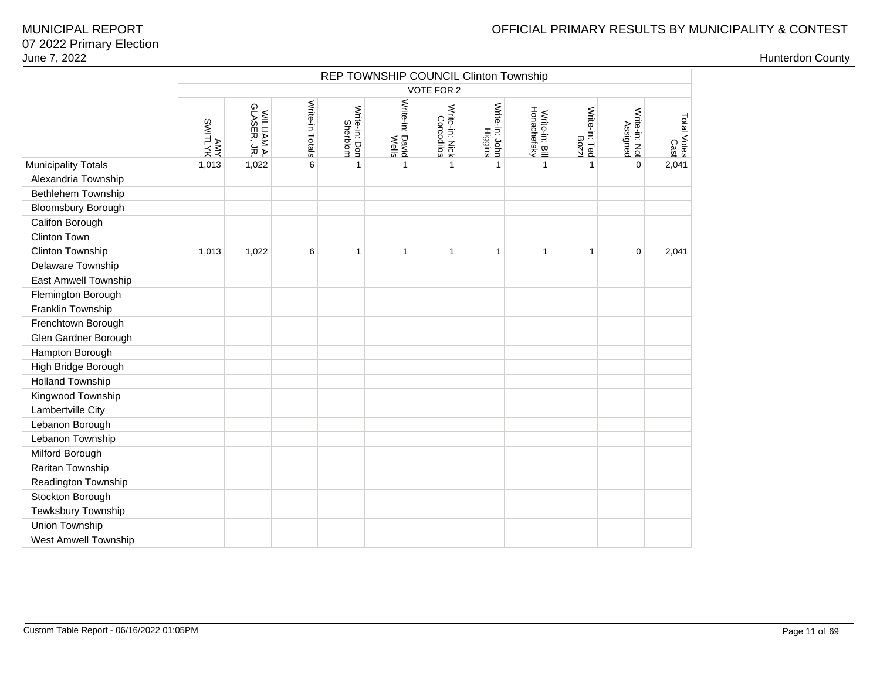MUNICIPAL REPORT
07 2022 Primary Election
June 7, 2022

OFFICIAL PRIMARY RESULTS BY MUNICIPALITY & CONTEST

Hunterdon County

| | REP TOWNSHIP COUNCIL Clinton Township | | | | | | | | | | |
|---|---|---|---|---|---|---|---|---|---|---|---|
| | VOTE FOR 2 | | | | | | | | | | |
| | AMY SWITLYK | WILLIAM A. GLASER, JR. | Write-in Totals | Write-in: Don Sherblom | Write-in: David Wells | Write-in: Nick Corcodilos | Write-in: John Higgins | Write-in: Bill Honachefsky | Write-in: Ted Bozzi | Write-in: Not Assigned | Total Votes Cast |
| Municipality Totals | 1,013 | 1,022 | 6 | 1 | 1 | 1 | 1 | 1 | 1 | 0 | 2,041 |
| Alexandria Township | | | | | | | | | | | |
| Bethlehem Township | | | | | | | | | | | |
| Bloomsbury Borough | | | | | | | | | | | |
| Califon Borough | | | | | | | | | | | |
| Clinton Town | | | | | | | | | | | |
| Clinton Township | 1,013 | 1,022 | 6 | 1 | 1 | 1 | 1 | 1 | 1 | 0 | 2,041 |
| Delaware Township | | | | | | | | | | | |
| East Amwell Township | | | | | | | | | | | |
| Flemington Borough | | | | | | | | | | | |
| Franklin Township | | | | | | | | | | | |
| Frenchtown Borough | | | | | | | | | | | |
| Glen Gardner Borough | | | | | | | | | | | |
| Hampton Borough | | | | | | | | | | | |
| High Bridge Borough | | | | | | | | | | | |
| Holland Township | | | | | | | | | | | |
| Kingwood Township | | | | | | | | | | | |
| Lambertville City | | | | | | | | | | | |
| Lebanon Borough | | | | | | | | | | | |
| Lebanon Township | | | | | | | | | | | |
| Milford Borough | | | | | | | | | | | |
| Raritan Township | | | | | | | | | | | |
| Readington Township | | | | | | | | | | | |
| Stockton Borough | | | | | | | | | | | |
| Tewksbury Township | | | | | | | | | | | |
| Union Township | | | | | | | | | | | |
| West Amwell Township | | | | | | | | | | | |

Custom Table Report - 06/16/2022 01:05PM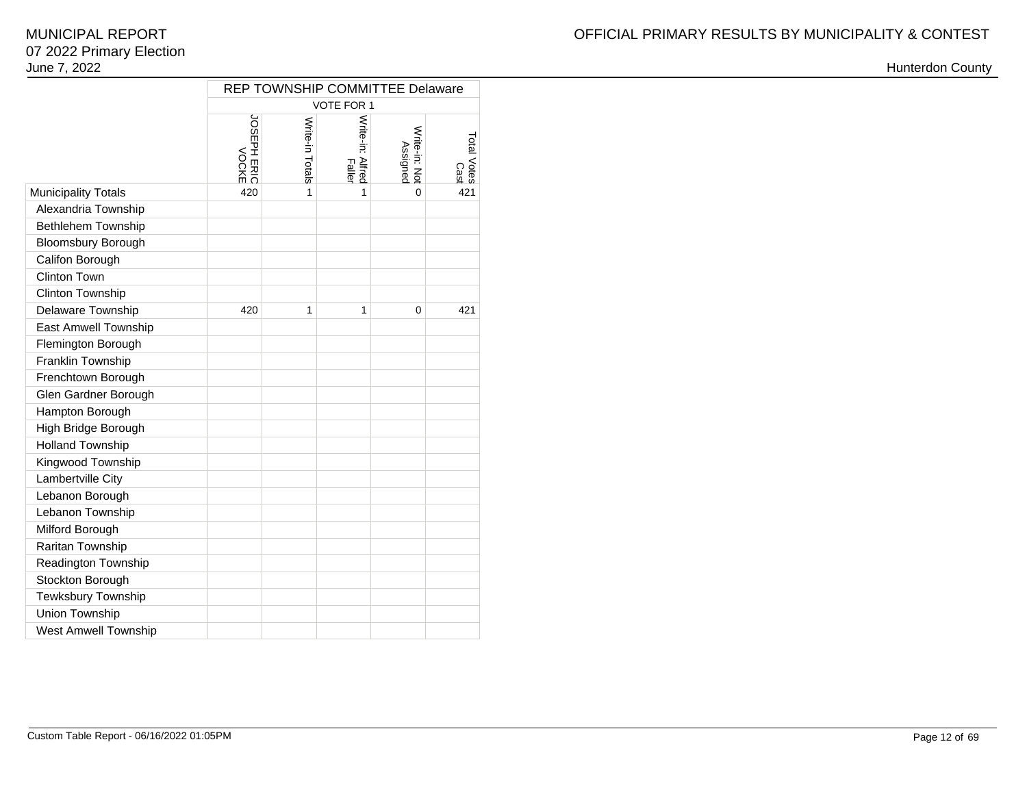MUNICIPAL REPORT
07 2022 Primary Election
June 7, 2022

OFFICIAL PRIMARY RESULTS BY MUNICIPALITY & CONTEST

Hunterdon County

| | REP TOWNSHIP COMMITTEE Delaware | | | | |
|---|---|---|---|---|---|
| | VOTE FOR 1 | | | | |
| | JOSEPH ERIC VOCKE | Write-in Totals | Write-in: Alfred Faller | Write-in: Not Assigned | Total Votes Cast |
| Municipality Totals | 420 | 1 | 1 | 0 | 421 |
| Alexandria Township | | | | | |
| Bethlehem Township | | | | | |
| Bloomsbury Borough | | | | | |
| Califon Borough | | | | | |
| Clinton Town | | | | | |
| Clinton Township | | | | | |
| Delaware Township | 420 | 1 | 1 | 0 | 421 |
| East Amwell Township | | | | | |
| Flemington Borough | | | | | |
| Franklin Township | | | | | |
| Frenchtown Borough | | | | | |
| Glen Gardner Borough | | | | | |
| Hampton Borough | | | | | |
| High Bridge Borough | | | | | |
| Holland Township | | | | | |
| Kingwood Township | | | | | |
| Lambertville City | | | | | |
| Lebanon Borough | | | | | |
| Lebanon Township | | | | | |
| Milford Borough | | | | | |
| Raritan Township | | | | | |
| Readington Township | | | | | |
| Stockton Borough | | | | | |
| Tewksbury Township | | | | | |
| Union Township | | | | | |
| West Amwell Township | | | | | |

Custom Table Report - 06/16/2022 01:05PM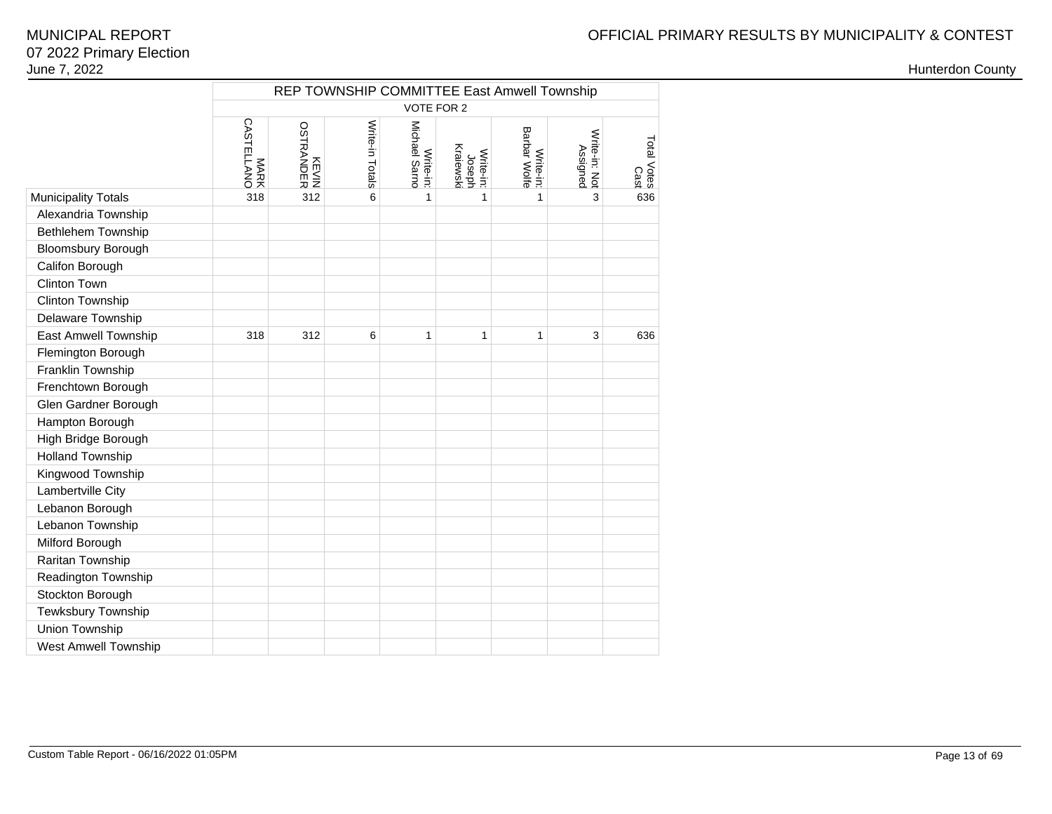MUNICIPAL REPORT
07 2022 Primary Election
June 7, 2022

OFFICIAL PRIMARY RESULTS BY MUNICIPALITY & CONTEST

Hunterdon County

| | REP TOWNSHIP COMMITTEE East Amwell Township | | | | | | | |
|---|---|---|---|---|---|---|---|---|
| | VOTE FOR 2 | | | | | | | |
| | MARK CASTELLANO | KEVIN OSTRANDER | Write-in Totals | Write-in: Michael Sarno | Write-in: Joseph Kraiewski | Write-in: Barbar Wolfe | Write-in: Not Assigned | Total Votes Cast |
| Municipality Totals | 318 | 312 | 6 | 1 | 1 | 1 | 3 | 636 |
| Alexandria Township | | | | | | | | |
| Bethlehem Township | | | | | | | | |
| Bloomsbury Borough | | | | | | | | |
| Califon Borough | | | | | | | | |
| Clinton Town | | | | | | | | |
| Clinton Township | | | | | | | | |
| Delaware Township | | | | | | | | |
| East Amwell Township | 318 | 312 | 6 | 1 | 1 | 1 | 3 | 636 |
| Flemington Borough | | | | | | | | |
| Franklin Township | | | | | | | | |
| Frenchtown Borough | | | | | | | | |
| Glen Gardner Borough | | | | | | | | |
| Hampton Borough | | | | | | | | |
| High Bridge Borough | | | | | | | | |
| Holland Township | | | | | | | | |
| Kingwood Township | | | | | | | | |
| Lambertville City | | | | | | | | |
| Lebanon Borough | | | | | | | | |
| Lebanon Township | | | | | | | | |
| Milford Borough | | | | | | | | |
| Raritan Township | | | | | | | | |
| Readington Township | | | | | | | | |
| Stockton Borough | | | | | | | | |
| Tewksbury Township | | | | | | | | |
| Union Township | | | | | | | | |
| West Amwell Township | | | | | | | | |

Custom Table Report - 06/16/2022 01:05PM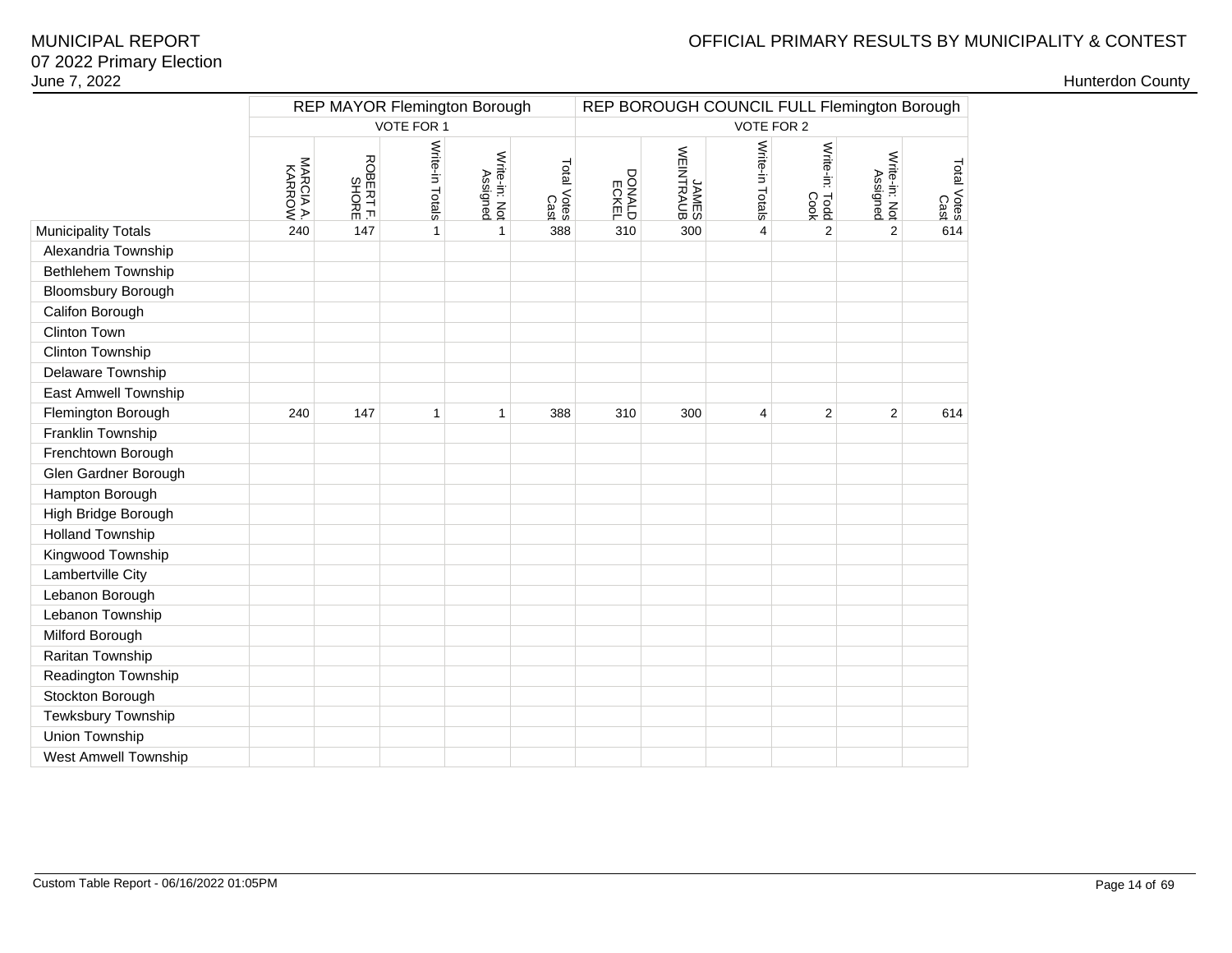# MUNICIPAL REPORT
07 2022 Primary Election
June 7, 2022

OFFICIAL PRIMARY RESULTS BY MUNICIPALITY & CONTEST

Hunterdon County

| | REP MAYOR Flemington Borough | | | | | REP BOROUGH COUNCIL FULL Flemington Borough | | | | | |
|---|---|---|---|---|---|---|---|---|---|---|---|
| | VOTE FOR 1 | | | | | VOTE FOR 2 | | | | | |
| | MARCIA A. KARROW | ROBERT F. SHORE | Write-in Totals | Write-in: Not Assigned | Total Votes Cast | DONALD ECKEL | JAMES WEINTRAUB | Write-in Totals | Write-in: Todd Cook | Write-in: Not Assigned | Total Votes Cast |
| Municipality Totals | 240 | 147 | 1 | 1 | 388 | 310 | 300 | 4 | 2 | 2 | 614 |
| Alexandria Township | | | | | | | | | | | |
| Bethlehem Township | | | | | | | | | | | |
| Bloomsbury Borough | | | | | | | | | | | |
| Califon Borough | | | | | | | | | | | |
| Clinton Town | | | | | | | | | | | |
| Clinton Township | | | | | | | | | | | |
| Delaware Township | | | | | | | | | | | |
| East Amwell Township | | | | | | | | | | | |
| Flemington Borough | 240 | 147 | 1 | 1 | 388 | 310 | 300 | 4 | 2 | 2 | 614 |
| Franklin Township | | | | | | | | | | | |
| Frenchtown Borough | | | | | | | | | | | |
| Glen Gardner Borough | | | | | | | | | | | |
| Hampton Borough | | | | | | | | | | | |
| High Bridge Borough | | | | | | | | | | | |
| Holland Township | | | | | | | | | | | |
| Kingwood Township | | | | | | | | | | | |
| Lambertville City | | | | | | | | | | | |
| Lebanon Borough | | | | | | | | | | | |
| Lebanon Township | | | | | | | | | | | |
| Milford Borough | | | | | | | | | | | |
| Raritan Township | | | | | | | | | | | |
| Readington Township | | | | | | | | | | | |
| Stockton Borough | | | | | | | | | | | |
| Tewksbury Township | | | | | | | | | | | |
| Union Township | | | | | | | | | | | |
| West Amwell Township | | | | | | | | | | | |

Custom Table Report - 06/16/2022 01:05PM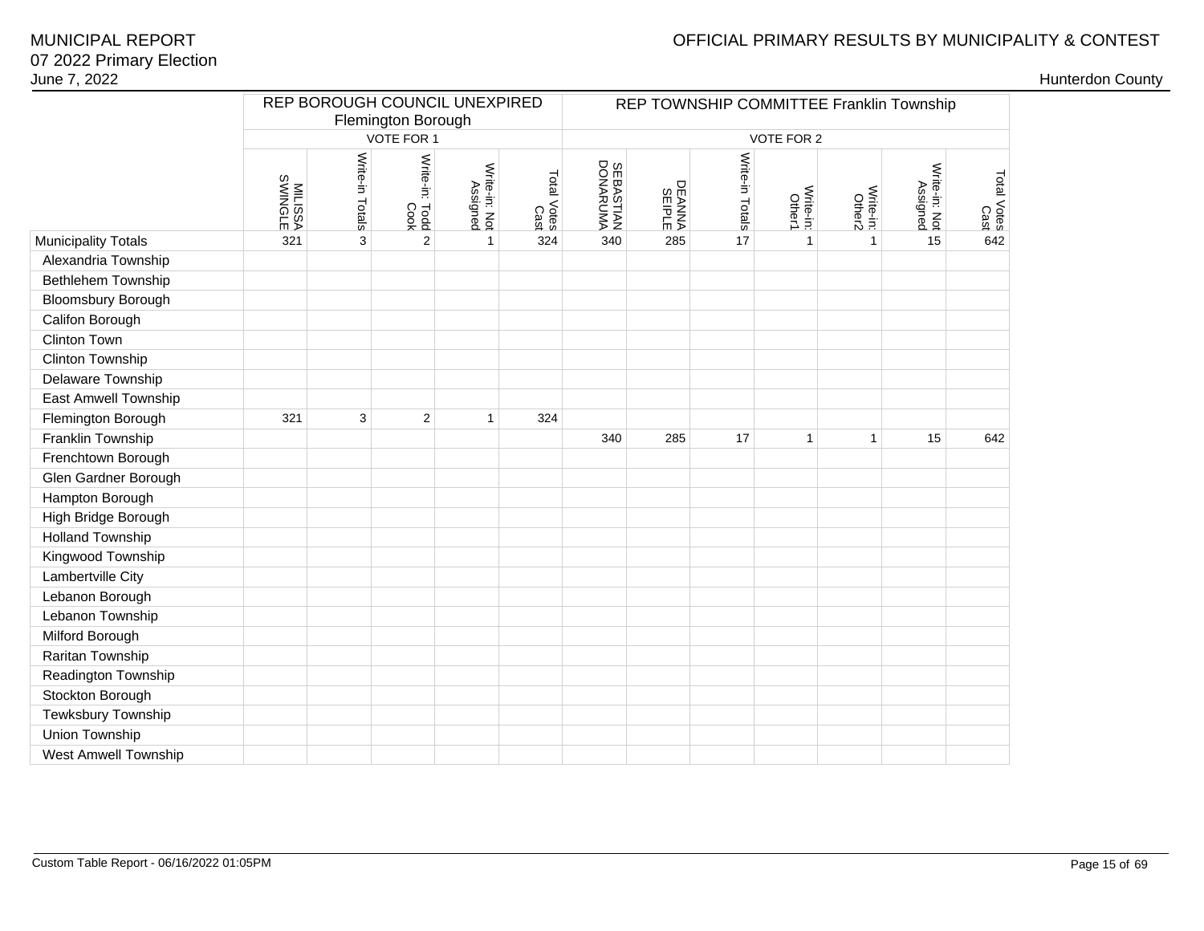MUNICIPAL REPORT
07 2022 Primary Election
June 7, 2022

OFFICIAL PRIMARY RESULTS BY MUNICIPALITY & CONTEST

Hunterdon County

| | REP BOROUGH COUNCIL UNEXPIRED Flemington Borough | | | | | REP TOWNSHIP COMMITTEE Franklin Township | | | | | | |
|---|---|---|---|---|---|---|---|---|---|---|---|---|
| | VOTE FOR 1 | | | | | VOTE FOR 2 | | | | | | |
| | MILISSA SWINGLE | Write-in Totals | Write-in: Todd Cook | Write-in: Not Assigned | Total Votes Cast | SEBASTIAN DONARUMA | DEANNA SEIPLE | Write-in Totals | Write-in: Other1 | Write-in: Other2 | Write-in: Not Assigned | Total Votes Cast |
| Municipality Totals | 321 | 3 | 2 | 1 | 324 | 340 | 285 | 17 | 1 | 1 | 15 | 642 |
| Alexandria Township | | | | | | | | | | | | |
| Bethlehem Township | | | | | | | | | | | | |
| Bloomsbury Borough | | | | | | | | | | | | |
| Califon Borough | | | | | | | | | | | | |
| Clinton Town | | | | | | | | | | | | |
| Clinton Township | | | | | | | | | | | | |
| Delaware Township | | | | | | | | | | | | |
| East Amwell Township | | | | | | | | | | | | |
| Flemington Borough | 321 | 3 | 2 | 1 | 324 | | | | | | | |
| Franklin Township | | | | | | 340 | 285 | 17 | 1 | 1 | 15 | 642 |
| Frenchtown Borough | | | | | | | | | | | | |
| Glen Gardner Borough | | | | | | | | | | | | |
| Hampton Borough | | | | | | | | | | | | |
| High Bridge Borough | | | | | | | | | | | | |
| Holland Township | | | | | | | | | | | | |
| Kingwood Township | | | | | | | | | | | | |
| Lambertville City | | | | | | | | | | | | |
| Lebanon Borough | | | | | | | | | | | | |
| Lebanon Township | | | | | | | | | | | | |
| Milford Borough | | | | | | | | | | | | |
| Raritan Township | | | | | | | | | | | | |
| Readington Township | | | | | | | | | | | | |
| Stockton Borough | | | | | | | | | | | | |
| Tewksbury Township | | | | | | | | | | | | |
| Union Township | | | | | | | | | | | | |
| West Amwell Township | | | | | | | | | | | | |

Custom Table Report - 06/16/2022 01:05PM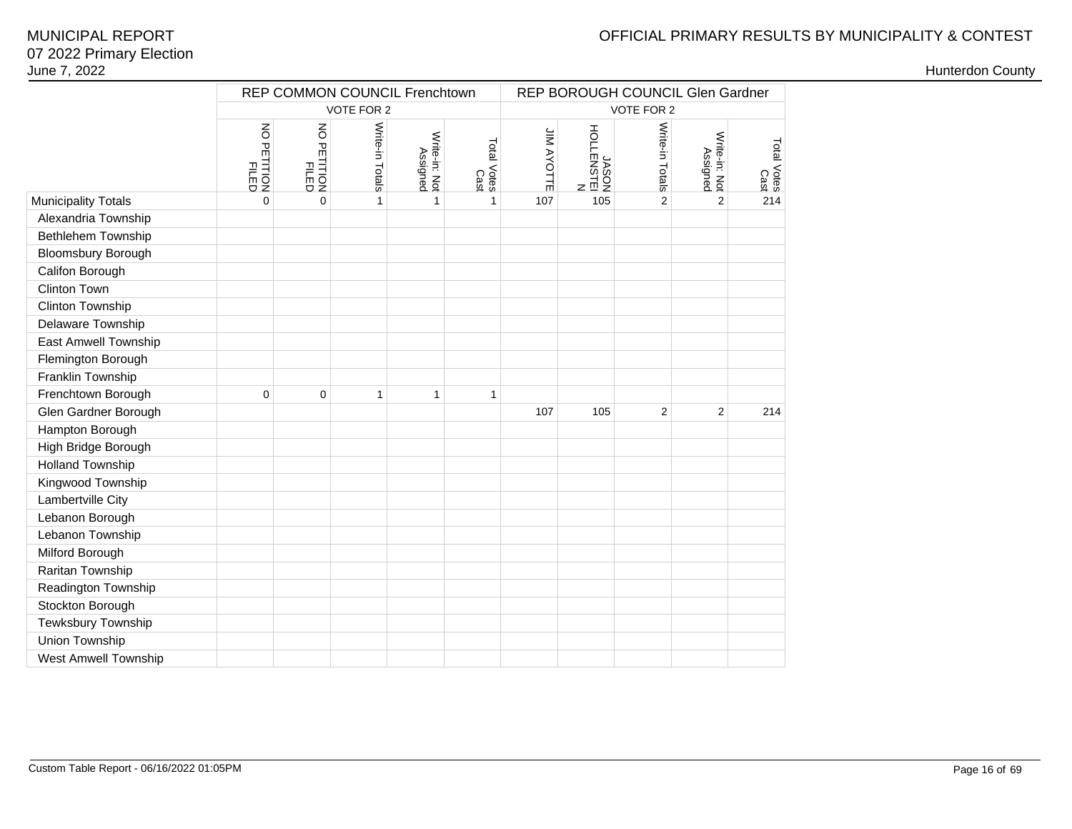# MUNICIPAL REPORT
## 07 2022 Primary Election
June 7, 2022

OFFICIAL PRIMARY RESULTS BY MUNICIPALITY & CONTEST

Hunterdon County

| | REP COMMON COUNCIL Frenchtown | | | | | REP BOROUGH COUNCIL Glen Gardner | | | | |
|---|---|---|---|---|---|---|---|---|---|---|
| | VOTE FOR 2 | | | | | VOTE FOR 2 | | | | |
| | NO PETITION FILED | NO PETITION FILED | Write-in Totals | Write-in: Not Assigned | Total Votes Cast | JIM AYOTTE | JASON HOLLENSTEIN | Write-in Totals | Write-in: Not Assigned | Total Votes Cast |
| Municipality Totals | 0 | 0 | 1 | 1 | 1 | 107 | 105 | 2 | 2 | 214 |
| Alexandria Township | | | | | | | | | | |
| Bethlehem Township | | | | | | | | | | |
| Bloomsbury Borough | | | | | | | | | | |
| Califon Borough | | | | | | | | | | |
| Clinton Town | | | | | | | | | | |
| Clinton Township | | | | | | | | | | |
| Delaware Township | | | | | | | | | | |
| East Amwell Township | | | | | | | | | | |
| Flemington Borough | | | | | | | | | | |
| Franklin Township | | | | | | | | | | |
| Frenchtown Borough | 0 | 0 | 1 | 1 | 1 | | | | | |
| Glen Gardner Borough | | | | | | 107 | 105 | 2 | 2 | 214 |
| Hampton Borough | | | | | | | | | | |
| High Bridge Borough | | | | | | | | | | |
| Holland Township | | | | | | | | | | |
| Kingwood Township | | | | | | | | | | |
| Lambertville City | | | | | | | | | | |
| Lebanon Borough | | | | | | | | | | |
| Lebanon Township | | | | | | | | | | |
| Milford Borough | | | | | | | | | | |
| Raritan Township | | | | | | | | | | |
| Readington Township | | | | | | | | | | |
| Stockton Borough | | | | | | | | | | |
| Tewksbury Township | | | | | | | | | | |
| Union Township | | | | | | | | | | |
| West Amwell Township | | | | | | | | | | |

Custom Table Report - 06/16/2022 01:05PM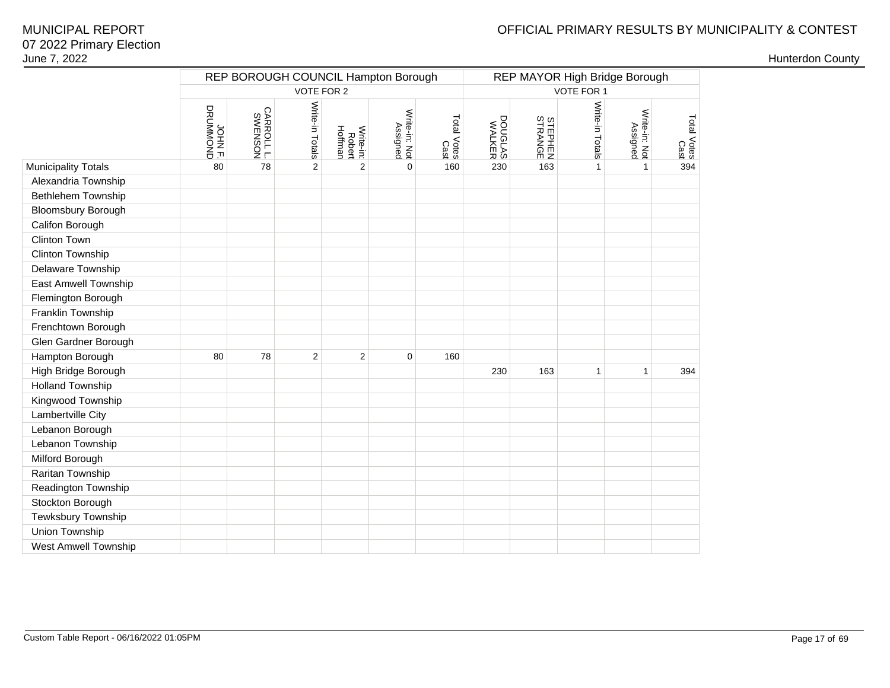MUNICIPAL REPORT
07 2022 Primary Election
June 7, 2022

OFFICIAL PRIMARY RESULTS BY MUNICIPALITY & CONTEST

Hunterdon County

| | REP BOROUGH COUNCIL Hampton Borough | | | | | | REP MAYOR High Bridge Borough | | | | |
|---|---|---|---|---|---|---|---|---|---|---|---|
| | VOTE FOR 2 | | | | | | VOTE FOR 1 | | | | |
| | JOHN F. DRUMMOND | CARROLL L. SWENSON | Write-in Totals | Write-in: Robert Hoffman | Write-in: Not Assigned | Total Votes Cast | DOUGLAS WALKER | STEPHEN STRANGE | Write-in Totals | Write-in: Not Assigned | Total Votes Cast |
| Municipality Totals | 80 | 78 | 2 | 2 | 0 | 160 | 230 | 163 | 1 | 1 | 394 |
| Alexandria Township | | | | | | | | | | | |
| Bethlehem Township | | | | | | | | | | | |
| Bloomsbury Borough | | | | | | | | | | | |
| Califon Borough | | | | | | | | | | | |
| Clinton Town | | | | | | | | | | | |
| Clinton Township | | | | | | | | | | | |
| Delaware Township | | | | | | | | | | | |
| East Amwell Township | | | | | | | | | | | |
| Flemington Borough | | | | | | | | | | | |
| Franklin Township | | | | | | | | | | | |
| Frenchtown Borough | | | | | | | | | | | |
| Glen Gardner Borough | | | | | | | | | | | |
| Hampton Borough | 80 | 78 | 2 | 2 | 0 | 160 | | | | | |
| High Bridge Borough | | | | | | | 230 | 163 | 1 | 1 | 394 |
| Holland Township | | | | | | | | | | | |
| Kingwood Township | | | | | | | | | | | |
| Lambertville City | | | | | | | | | | | |
| Lebanon Borough | | | | | | | | | | | |
| Lebanon Township | | | | | | | | | | | |
| Milford Borough | | | | | | | | | | | |
| Raritan Township | | | | | | | | | | | |
| Readington Township | | | | | | | | | | | |
| Stockton Borough | | | | | | | | | | | |
| Tewksbury Township | | | | | | | | | | | |
| Union Township | | | | | | | | | | | |
| West Amwell Township | | | | | | | | | | | |

Custom Table Report - 06/16/2022 01:05PM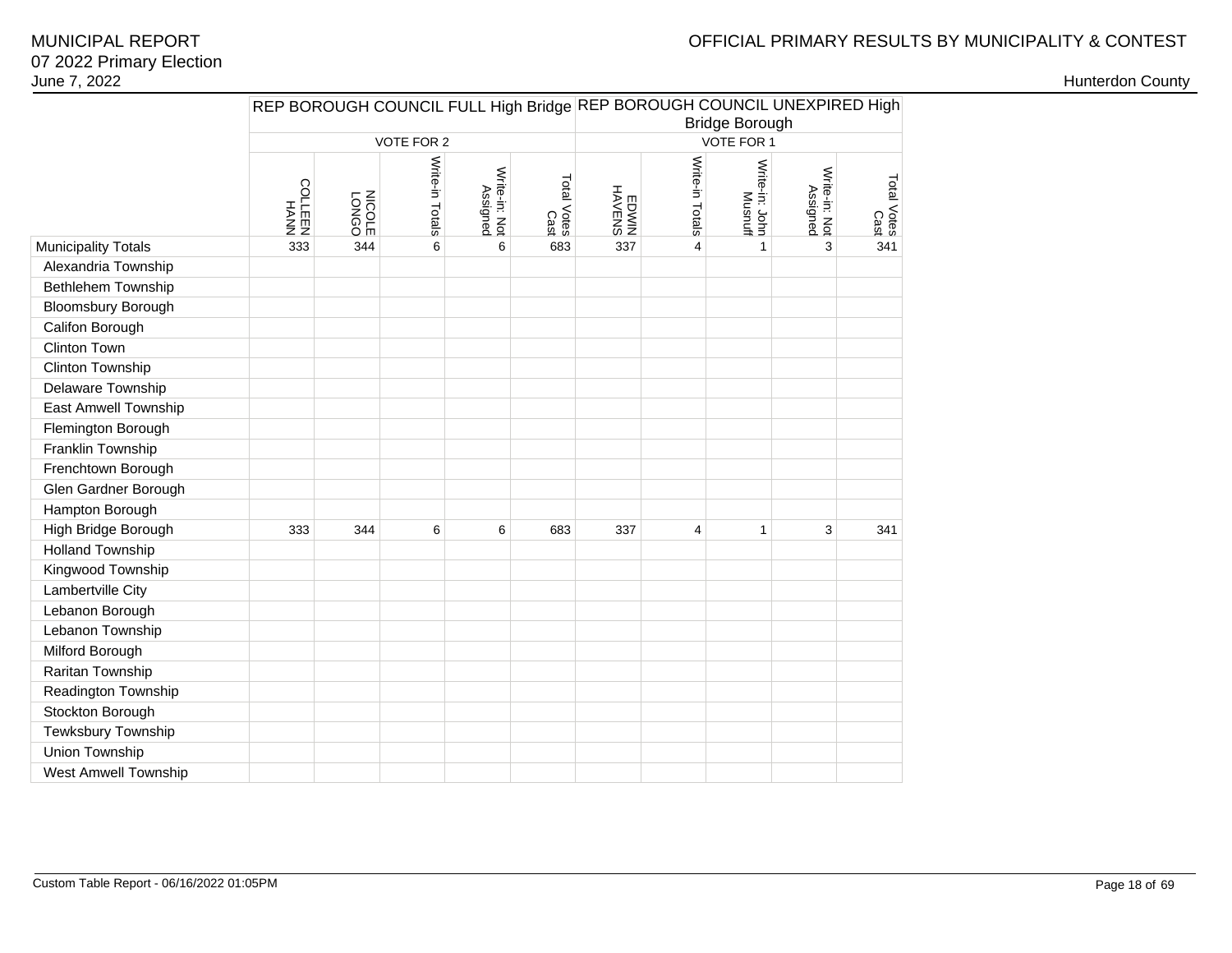# MUNICIPAL REPORT

07 2022 Primary Election

June 7, 2022

OFFICIAL PRIMARY RESULTS BY MUNICIPALITY & CONTEST

Hunterdon County

| | REP BOROUGH COUNCIL FULL High Bridge | | | | | REP BOROUGH COUNCIL UNEXPIRED High Bridge Borough | | | | |
|---|---|---|---|---|---|---|---|---|---|---|
| | VOTE FOR 2 | | | | | VOTE FOR 1 | | | | |
| | COLLEEN HANN | NICOLE LONGO | Write-in Totals | Write-in: Not Assigned | Total Votes Cast | EDWIN HAVENS | Write-in Totals | Write-in: John Musnuff | Write-in: Not Assigned | Total Votes Cast |
| Municipality Totals | 333 | 344 | 6 | 6 | 683 | 337 | 4 | 1 | 3 | 341 |
| Alexandria Township | | | | | | | | | | |
| Bethlehem Township | | | | | | | | | | |
| Bloomsbury Borough | | | | | | | | | | |
| Califon Borough | | | | | | | | | | |
| Clinton Town | | | | | | | | | | |
| Clinton Township | | | | | | | | | | |
| Delaware Township | | | | | | | | | | |
| East Amwell Township | | | | | | | | | | |
| Flemington Borough | | | | | | | | | | |
| Franklin Township | | | | | | | | | | |
| Frenchtown Borough | | | | | | | | | | |
| Glen Gardner Borough | | | | | | | | | | |
| Hampton Borough | | | | | | | | | | |
| High Bridge Borough | 333 | 344 | 6 | 6 | 683 | 337 | 4 | 1 | 3 | 341 |
| Holland Township | | | | | | | | | | |
| Kingwood Township | | | | | | | | | | |
| Lambertville City | | | | | | | | | | |
| Lebanon Borough | | | | | | | | | | |
| Lebanon Township | | | | | | | | | | |
| Milford Borough | | | | | | | | | | |
| Raritan Township | | | | | | | | | | |
| Readington Township | | | | | | | | | | |
| Stockton Borough | | | | | | | | | | |
| Tewksbury Township | | | | | | | | | | |
| Union Township | | | | | | | | | | |
| West Amwell Township | | | | | | | | | | |

Custom Table Report - 06/16/2022 01:05PM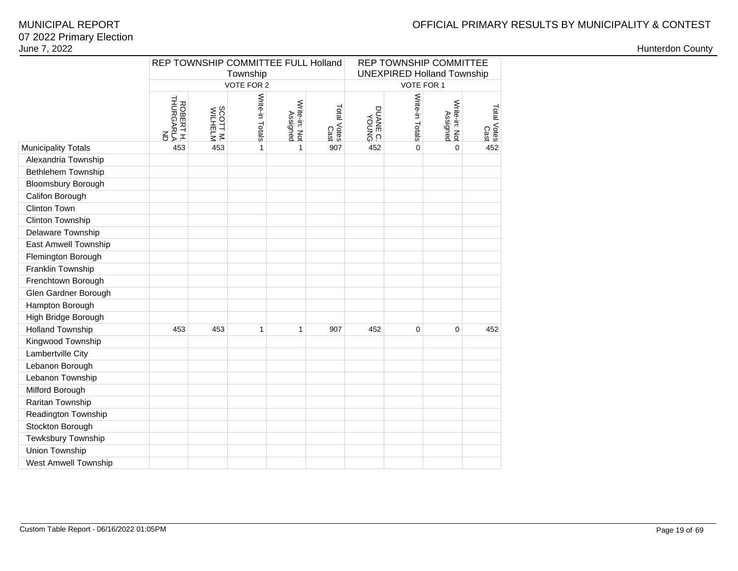MUNICIPAL REPORT
07 2022 Primary Election
June 7, 2022

OFFICIAL PRIMARY RESULTS BY MUNICIPALITY & CONTEST

Hunterdon County

| | REP TOWNSHIP COMMITTEE FULL Holland Township | | | | | REP TOWNSHIP COMMITTEE UNEXPIRED Holland Township | | | |
|---|---|---|---|---|---|---|---|---|---|
| | VOTE FOR 2 | | | | | VOTE FOR 1 | | | |
| | ROBERT H. THURGARLAND | SCOTT M. WILHELM | Write-in Totals | Write-in: Not Assigned | Total Votes Cast | DUANE C. YOUNG | Write-in Totals | Write-in: Not Assigned | Total Votes Cast |
| Municipality Totals | 453 | 453 | 1 | 1 | 907 | 452 | 0 | 0 | 452 |
| Alexandria Township | | | | | | | | | |
| Bethlehem Township | | | | | | | | | |
| Bloomsbury Borough | | | | | | | | | |
| Califon Borough | | | | | | | | | |
| Clinton Town | | | | | | | | | |
| Clinton Township | | | | | | | | | |
| Delaware Township | | | | | | | | | |
| East Amwell Township | | | | | | | | | |
| Flemington Borough | | | | | | | | | |
| Franklin Township | | | | | | | | | |
| Frenchtown Borough | | | | | | | | | |
| Glen Gardner Borough | | | | | | | | | |
| Hampton Borough | | | | | | | | | |
| High Bridge Borough | | | | | | | | | |
| Holland Township | 453 | 453 | 1 | 1 | 907 | 452 | 0 | 0 | 452 |
| Kingwood Township | | | | | | | | | |
| Lambertville City | | | | | | | | | |
| Lebanon Borough | | | | | | | | | |
| Lebanon Township | | | | | | | | | |
| Milford Borough | | | | | | | | | |
| Raritan Township | | | | | | | | | |
| Readington Township | | | | | | | | | |
| Stockton Borough | | | | | | | | | |
| Tewksbury Township | | | | | | | | | |
| Union Township | | | | | | | | | |
| West Amwell Township | | | | | | | | | |

Custom Table Report - 06/16/2022 01:05PM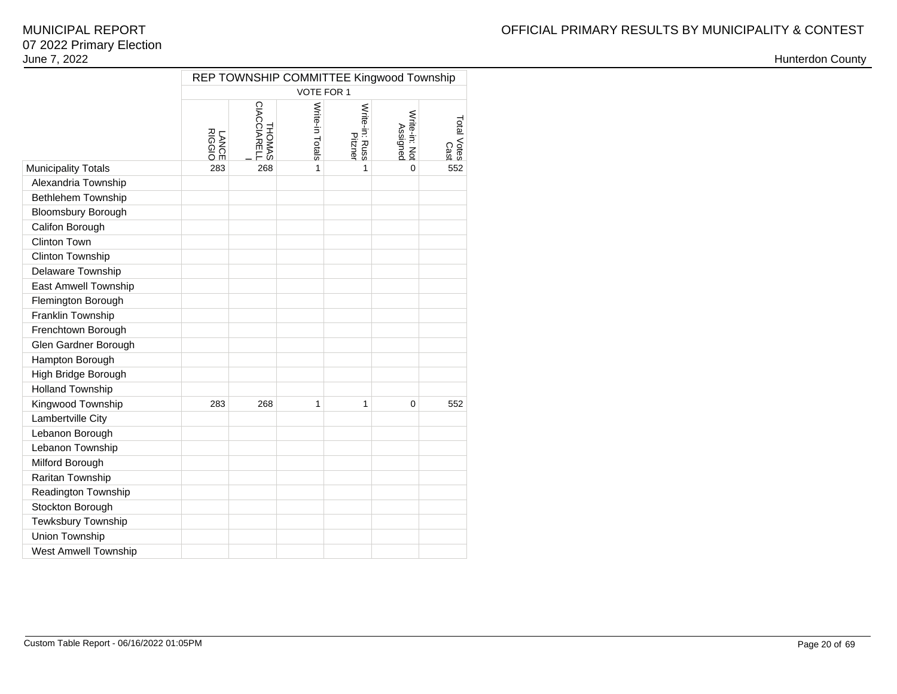MUNICIPAL REPORT
07 2022 Primary Election
June 7, 2022

OFFICIAL PRIMARY RESULTS BY MUNICIPALITY & CONTEST

Hunterdon County

| | REP TOWNSHIP COMMITTEE Kingwood Township | | | | | |
|---|---|---|---|---|---|---|
| | VOTE FOR 1 | | | | | |
| | LANCE RIGGIO | THOMAS CIACCIARELLI | Write-in Totals | Write-in: Russ Pitzner | Write-in: Not Assigned | Total Votes Cast |
| Municipality Totals | 283 | 268 | 1 | 1 | 0 | 552 |
| Alexandria Township | | | | | | |
| Bethlehem Township | | | | | | |
| Bloomsbury Borough | | | | | | |
| Califon Borough | | | | | | |
| Clinton Town | | | | | | |
| Clinton Township | | | | | | |
| Delaware Township | | | | | | |
| East Amwell Township | | | | | | |
| Flemington Borough | | | | | | |
| Franklin Township | | | | | | |
| Frenchtown Borough | | | | | | |
| Glen Gardner Borough | | | | | | |
| Hampton Borough | | | | | | |
| High Bridge Borough | | | | | | |
| Holland Township | | | | | | |
| Kingwood Township | 283 | 268 | 1 | 1 | 0 | 552 |
| Lambertville City | | | | | | |
| Lebanon Borough | | | | | | |
| Lebanon Township | | | | | | |
| Milford Borough | | | | | | |
| Raritan Township | | | | | | |
| Readington Township | | | | | | |
| Stockton Borough | | | | | | |
| Tewksbury Township | | | | | | |
| Union Township | | | | | | |
| West Amwell Township | | | | | | |

Custom Table Report - 06/16/2022 01:05PM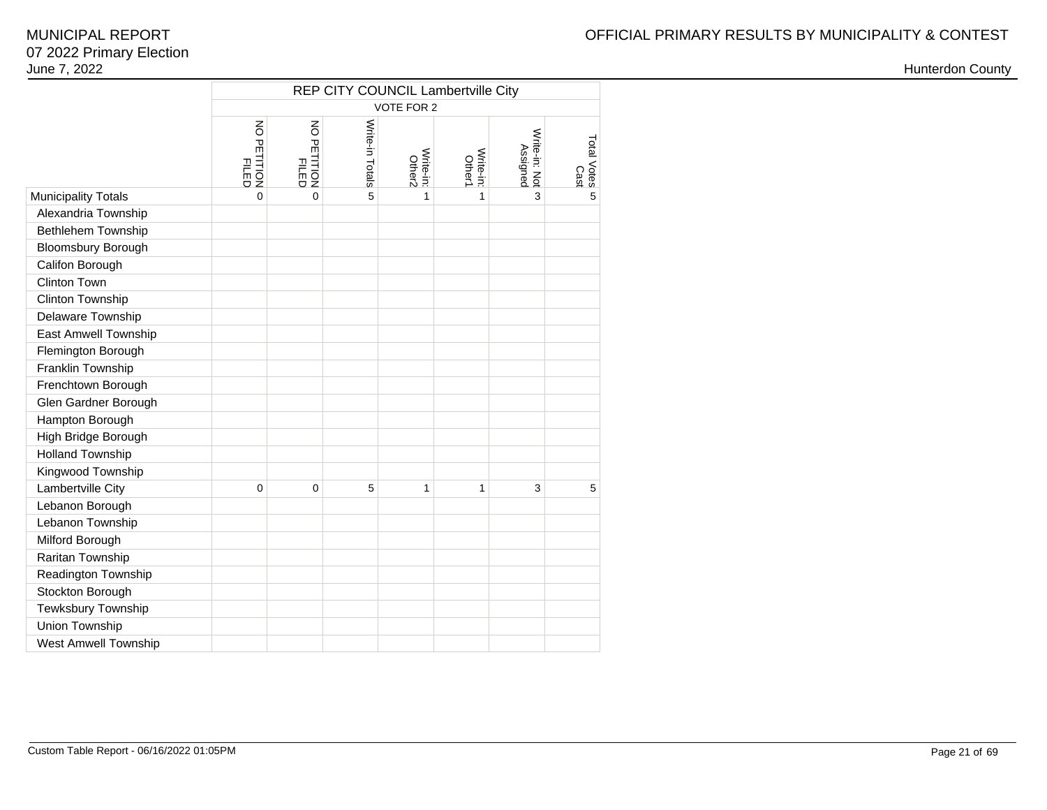MUNICIPAL REPORT
07 2022 Primary Election
June 7, 2022

OFFICIAL PRIMARY RESULTS BY MUNICIPALITY & CONTEST

Hunterdon County

| | REP CITY COUNCIL Lambertville City | | | | | | |
|---|---|---|---|---|---|---|---|
| | VOTE FOR 2 | | | | | | |
| | NO PETITION FILED | NO PETITION FILED | Write-in Totals | Write-in: Other2 | Write-in: Other1 | Write-in: Not Assigned | Total Votes Cast |
| Municipality Totals | 0 | 0 | 5 | 1 | 1 | 3 | 5 |
| Alexandria Township | | | | | | | |
| Bethlehem Township | | | | | | | |
| Bloomsbury Borough | | | | | | | |
| Califon Borough | | | | | | | |
| Clinton Town | | | | | | | |
| Clinton Township | | | | | | | |
| Delaware Township | | | | | | | |
| East Amwell Township | | | | | | | |
| Flemington Borough | | | | | | | |
| Franklin Township | | | | | | | |
| Frenchtown Borough | | | | | | | |
| Glen Gardner Borough | | | | | | | |
| Hampton Borough | | | | | | | |
| High Bridge Borough | | | | | | | |
| Holland Township | | | | | | | |
| Kingwood Township | | | | | | | |
| Lambertville City | 0 | 0 | 5 | 1 | 1 | 3 | 5 |
| Lebanon Borough | | | | | | | |
| Lebanon Township | | | | | | | |
| Milford Borough | | | | | | | |
| Raritan Township | | | | | | | |
| Readington Township | | | | | | | |
| Stockton Borough | | | | | | | |
| Tewksbury Township | | | | | | | |
| Union Township | | | | | | | |
| West Amwell Township | | | | | | | |

Custom Table Report - 06/16/2022 01:05PM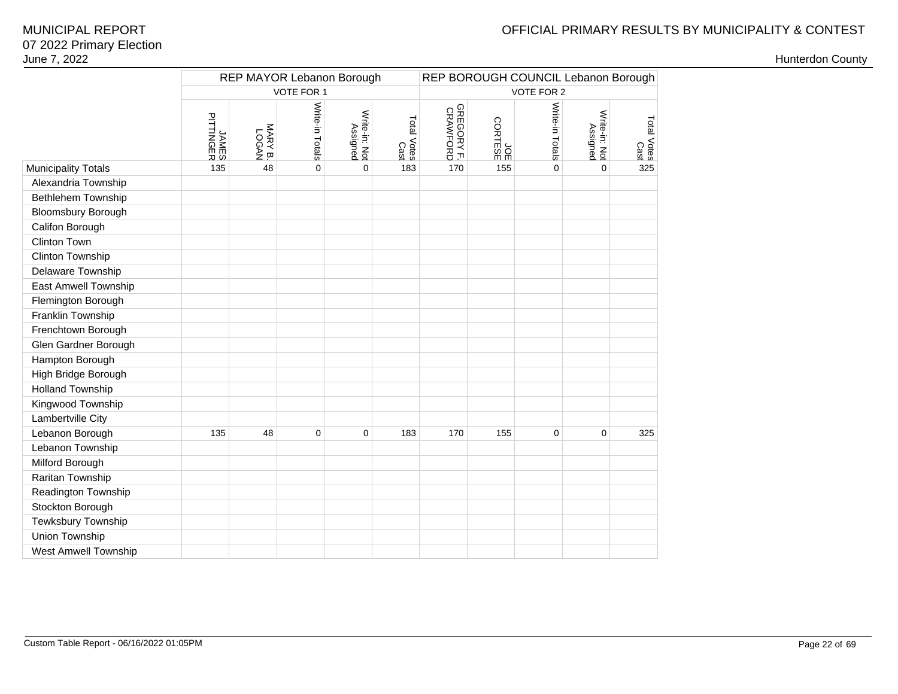# MUNICIPAL REPORT

07 2022 Primary Election

June 7, 2022

## OFFICIAL PRIMARY RESULTS BY MUNICIPALITY & CONTEST

Hunterdon County

| | REP MAYOR Lebanon Borough | | | | | REP BOROUGH COUNCIL Lebanon Borough | | | | |
|---|---|---|---|---|---|---|---|---|---|---|
| | VOTE FOR 1 | | | | | VOTE FOR 2 | | | | |
| | JAMES PITTINGER | MARY B. LOGAN | Write-in Totals | Write-in: Not Assigned | Total Votes Cast | GREGORY F. CRAWFORD | JOE CORTESE | Write-in Totals | Write-in: Not Assigned | Total Votes Cast |
| Municipality Totals | 135 | 48 | 0 | 0 | 183 | 170 | 155 | 0 | 0 | 325 |
| Alexandria Township | | | | | | | | | | |
| Bethlehem Township | | | | | | | | | | |
| Bloomsbury Borough | | | | | | | | | | |
| Califon Borough | | | | | | | | | | |
| Clinton Town | | | | | | | | | | |
| Clinton Township | | | | | | | | | | |
| Delaware Township | | | | | | | | | | |
| East Amwell Township | | | | | | | | | | |
| Flemington Borough | | | | | | | | | | |
| Franklin Township | | | | | | | | | | |
| Frenchtown Borough | | | | | | | | | | |
| Glen Gardner Borough | | | | | | | | | | |
| Hampton Borough | | | | | | | | | | |
| High Bridge Borough | | | | | | | | | | |
| Holland Township | | | | | | | | | | |
| Kingwood Township | | | | | | | | | | |
| Lambertville City | | | | | | | | | | |
| Lebanon Borough | 135 | 48 | 0 | 0 | 183 | 170 | 155 | 0 | 0 | 325 |
| Lebanon Township | | | | | | | | | | |
| Milford Borough | | | | | | | | | | |
| Raritan Township | | | | | | | | | | |
| Readington Township | | | | | | | | | | |
| Stockton Borough | | | | | | | | | | |
| Tewksbury Township | | | | | | | | | | |
| Union Township | | | | | | | | | | |
| West Amwell Township | | | | | | | | | | |

Custom Table Report - 06/16/2022 01:05PM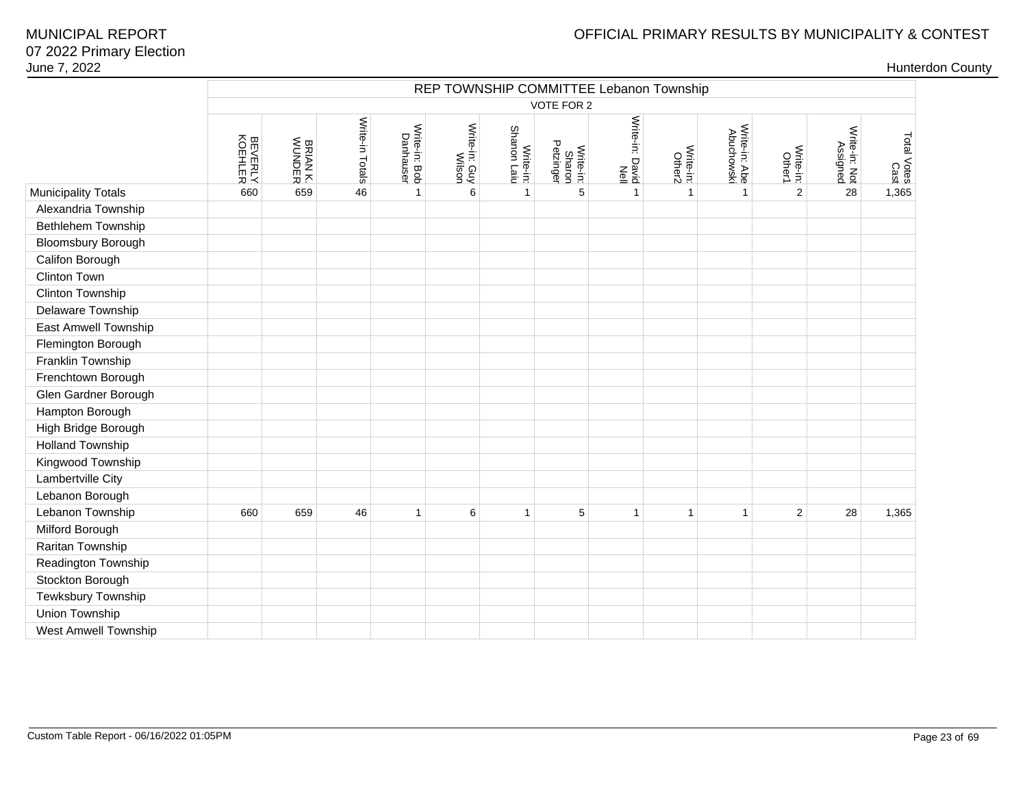MUNICIPAL REPORT
07 2022 Primary Election
June 7, 2022

OFFICIAL PRIMARY RESULTS BY MUNICIPALITY & CONTEST

Hunterdon County

| | REP TOWNSHIP COMMITTEE Lebanon Township | | | | | | | | | | | | |
|---|---|---|---|---|---|---|---|---|---|---|---|---|---|
| | VOTE FOR 2 | | | | | | | | | | | | |
| | BEVERLY KOEHLER | BRIAN K. WUNDER | Write-in Totals | Write-in: Bob Danhauser | Write-in: Guy Wilson | Write-in: Shanon Laiu | Write-in: Sharon Petzinger | Write-in: David Nell | Write-in: Other2 | Write-in: Abe Abuchowski | Write-in: Other1 | Write-in: Not Assigned | Total Votes Cast |
| Municipality Totals | 660 | 659 | 46 | 1 | 6 | 1 | 5 | 1 | 1 | 1 | 2 | 28 | 1,365 |
| Alexandria Township | | | | | | | | | | | | | |
| Bethlehem Township | | | | | | | | | | | | | |
| Bloomsbury Borough | | | | | | | | | | | | | |
| Califon Borough | | | | | | | | | | | | | |
| Clinton Town | | | | | | | | | | | | | |
| Clinton Township | | | | | | | | | | | | | |
| Delaware Township | | | | | | | | | | | | | |
| East Amwell Township | | | | | | | | | | | | | |
| Flemington Borough | | | | | | | | | | | | | |
| Franklin Township | | | | | | | | | | | | | |
| Frenchtown Borough | | | | | | | | | | | | | |
| Glen Gardner Borough | | | | | | | | | | | | | |
| Hampton Borough | | | | | | | | | | | | | |
| High Bridge Borough | | | | | | | | | | | | | |
| Holland Township | | | | | | | | | | | | | |
| Kingwood Township | | | | | | | | | | | | | |
| Lambertville City | | | | | | | | | | | | | |
| Lebanon Borough | | | | | | | | | | | | | |
| Lebanon Township | 660 | 659 | 46 | 1 | 6 | 1 | 5 | 1 | 1 | 1 | 2 | 28 | 1,365 |
| Milford Borough | | | | | | | | | | | | | |
| Raritan Township | | | | | | | | | | | | | |
| Readington Township | | | | | | | | | | | | | |
| Stockton Borough | | | | | | | | | | | | | |
| Tewksbury Township | | | | | | | | | | | | | |
| Union Township | | | | | | | | | | | | | |
| West Amwell Township | | | | | | | | | | | | | |

Custom Table Report - 06/16/2022 01:05PM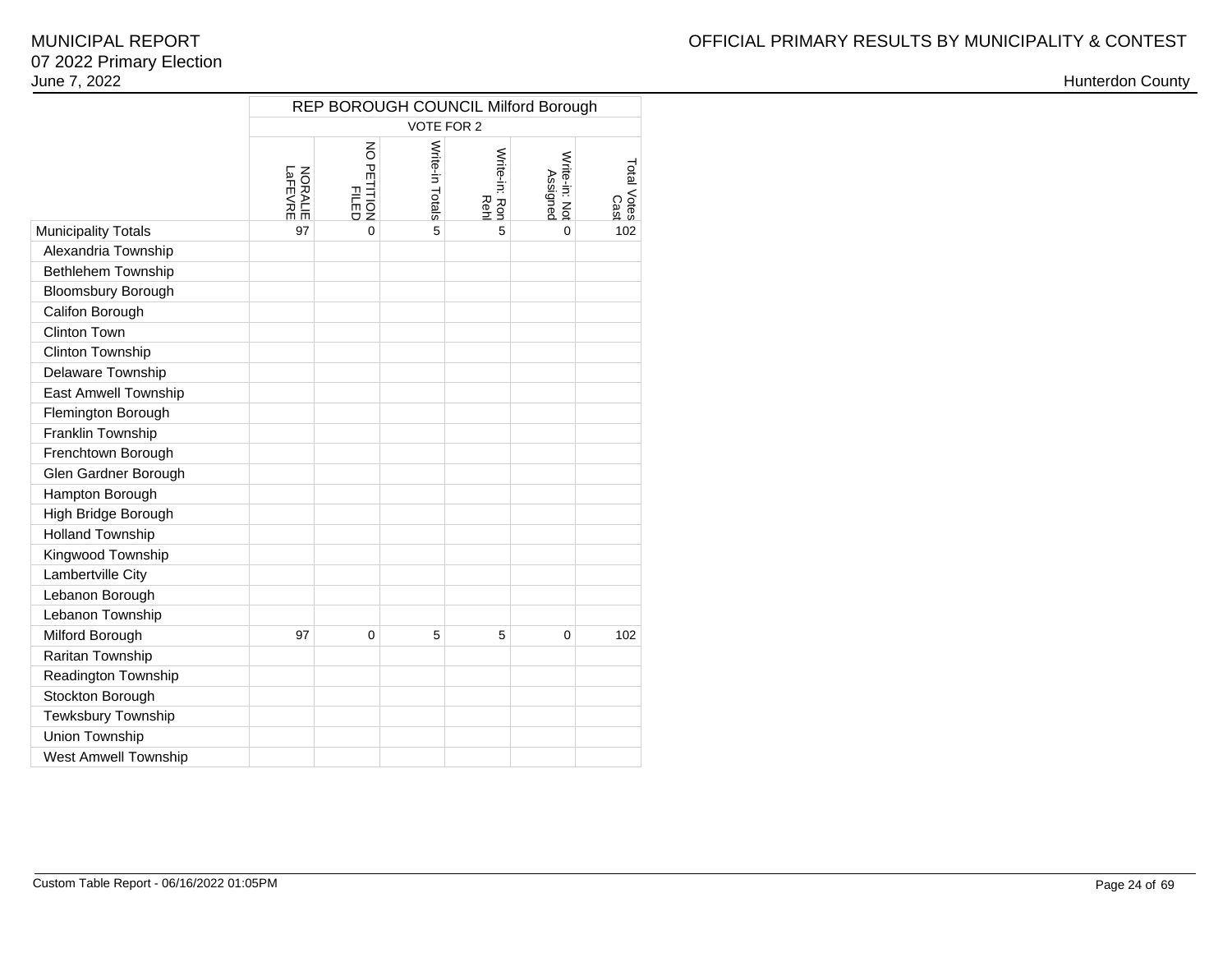# MUNICIPAL REPORT
07 2022 Primary Election
June 7, 2022

OFFICIAL PRIMARY RESULTS BY MUNICIPALITY & CONTEST

Hunterdon County

| | REP BOROUGH COUNCIL Milford Borough | | | | | |
|---|---|---|---|---|---|---|
| | VOTE FOR 2 | | | | | |
| | NORALIE LaFEVRE | NO PETITION FILED | Write-in Totals | Write-in: Ron Rehl | Write-in: Not Assigned | Total Votes Cast |
| Municipality Totals | 97 | 0 | 5 | 5 | 0 | 102 |
| Alexandria Township | | | | | | |
| Bethlehem Township | | | | | | |
| Bloomsbury Borough | | | | | | |
| Califon Borough | | | | | | |
| Clinton Town | | | | | | |
| Clinton Township | | | | | | |
| Delaware Township | | | | | | |
| East Amwell Township | | | | | | |
| Flemington Borough | | | | | | |
| Franklin Township | | | | | | |
| Frenchtown Borough | | | | | | |
| Glen Gardner Borough | | | | | | |
| Hampton Borough | | | | | | |
| High Bridge Borough | | | | | | |
| Holland Township | | | | | | |
| Kingwood Township | | | | | | |
| Lambertville City | | | | | | |
| Lebanon Borough | | | | | | |
| Lebanon Township | | | | | | |
| Milford Borough | 97 | 0 | 5 | 5 | 0 | 102 |
| Raritan Township | | | | | | |
| Readington Township | | | | | | |
| Stockton Borough | | | | | | |
| Tewksbury Township | | | | | | |
| Union Township | | | | | | |
| West Amwell Township | | | | | | |

Custom Table Report - 06/16/2022 01:05PM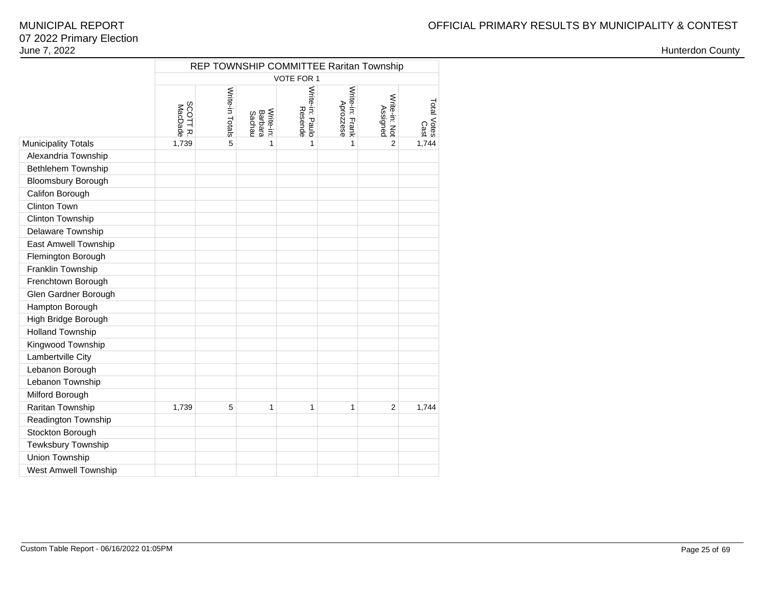MUNICIPAL REPORT
07 2022 Primary Election
June 7, 2022

OFFICIAL PRIMARY RESULTS BY MUNICIPALITY & CONTEST

Hunterdon County

| | REP TOWNSHIP COMMITTEE Raritan Township | | | | | | |
|---|---|---|---|---|---|---|---|
| | VOTE FOR 1 | | | | | | |
| | SCOTT R. MacDade | Write-in Totals | Write-in: Barbara Sachau | Write-in: Paulo Resende | Write-in: Frank Aprozzese | Write-in: Not Assigned | Total Votes Cast |
| Municipality Totals | 1,739 | 5 | 1 | 1 | 1 | 2 | 1,744 |
| Alexandria Township | | | | | | | |
| Bethlehem Township | | | | | | | |
| Bloomsbury Borough | | | | | | | |
| Califon Borough | | | | | | | |
| Clinton Town | | | | | | | |
| Clinton Township | | | | | | | |
| Delaware Township | | | | | | | |
| East Amwell Township | | | | | | | |
| Flemington Borough | | | | | | | |
| Franklin Township | | | | | | | |
| Frenchtown Borough | | | | | | | |
| Glen Gardner Borough | | | | | | | |
| Hampton Borough | | | | | | | |
| High Bridge Borough | | | | | | | |
| Holland Township | | | | | | | |
| Kingwood Township | | | | | | | |
| Lambertville City | | | | | | | |
| Lebanon Borough | | | | | | | |
| Lebanon Township | | | | | | | |
| Milford Borough | | | | | | | |
| Raritan Township | 1,739 | 5 | 1 | 1 | 1 | 2 | 1,744 |
| Readington Township | | | | | | | |
| Stockton Borough | | | | | | | |
| Tewksbury Township | | | | | | | |
| Union Township | | | | | | | |
| West Amwell Township | | | | | | | |

Custom Table Report - 06/16/2022 01:05PM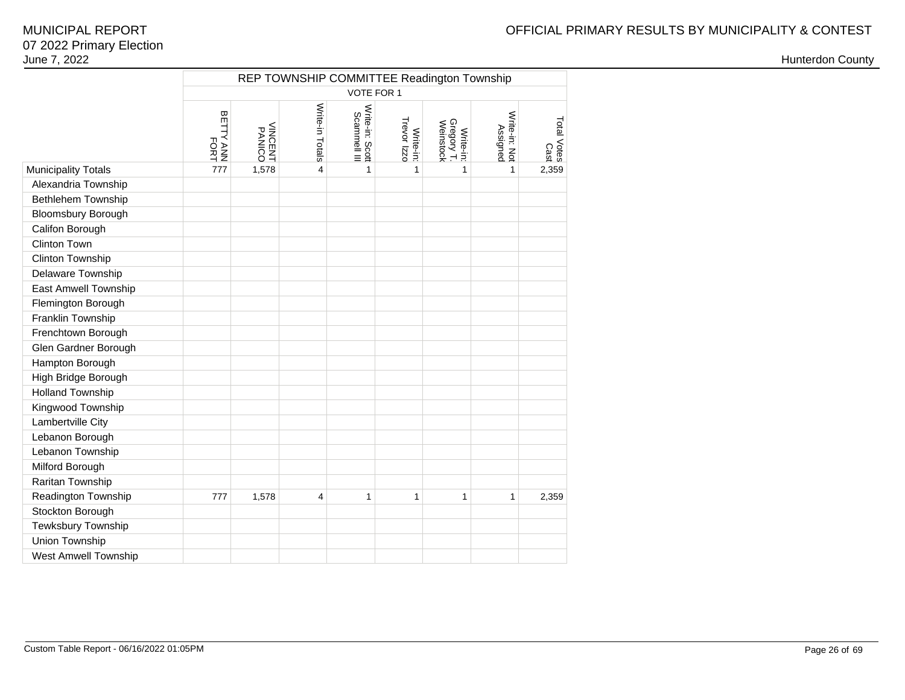MUNICIPAL REPORT
07 2022 Primary Election
June 7, 2022

OFFICIAL PRIMARY RESULTS BY MUNICIPALITY & CONTEST

Hunterdon County

| | REP TOWNSHIP COMMITTEE Readington Township | | | | | | | |
|---|---|---|---|---|---|---|---|---|
| | VOTE FOR 1 | | | | | | | |
| | BETTY ANN FORT | VINCENT PANICO | Write-in Totals | Write-in: Scott Scammell III | Write-in: Trevor Izzo | Write-in: Gregory T. Weinstock | Write-in: Not Assigned | Total Votes Cast |
| Municipality Totals | 777 | 1,578 | 4 | 1 | 1 | 1 | 1 | 2,359 |
| Alexandria Township | | | | | | | | |
| Bethlehem Township | | | | | | | | |
| Bloomsbury Borough | | | | | | | | |
| Califon Borough | | | | | | | | |
| Clinton Town | | | | | | | | |
| Clinton Township | | | | | | | | |
| Delaware Township | | | | | | | | |
| East Amwell Township | | | | | | | | |
| Flemington Borough | | | | | | | | |
| Franklin Township | | | | | | | | |
| Frenchtown Borough | | | | | | | | |
| Glen Gardner Borough | | | | | | | | |
| Hampton Borough | | | | | | | | |
| High Bridge Borough | | | | | | | | |
| Holland Township | | | | | | | | |
| Kingwood Township | | | | | | | | |
| Lambertville City | | | | | | | | |
| Lebanon Borough | | | | | | | | |
| Lebanon Township | | | | | | | | |
| Milford Borough | | | | | | | | |
| Raritan Township | | | | | | | | |
| Readington Township | 777 | 1,578 | 4 | 1 | 1 | 1 | 1 | 2,359 |
| Stockton Borough | | | | | | | | |
| Tewksbury Township | | | | | | | | |
| Union Township | | | | | | | | |
| West Amwell Township | | | | | | | | |

Custom Table Report - 06/16/2022 01:05PM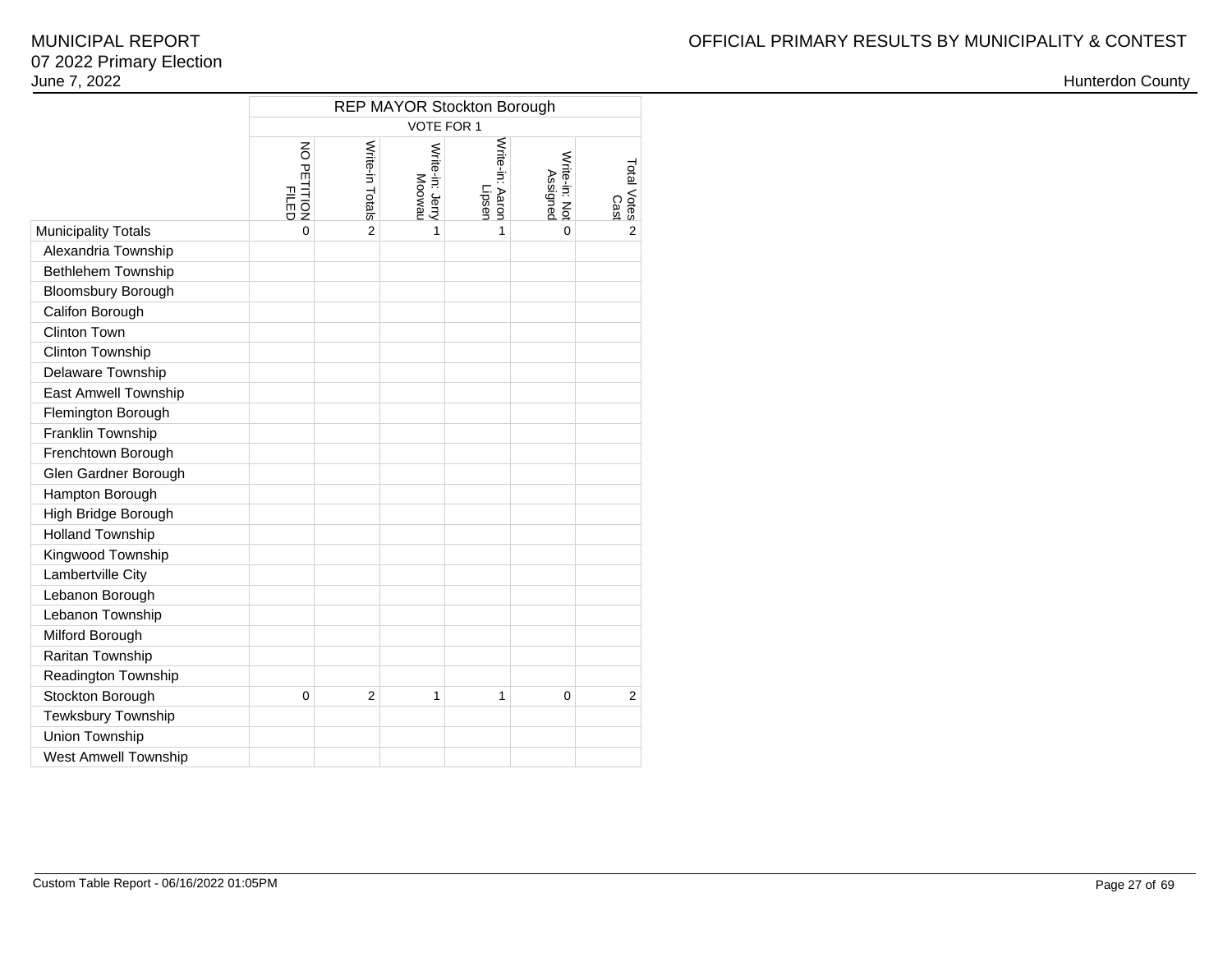MUNICIPAL REPORT
07 2022 Primary Election
June 7, 2022

OFFICIAL PRIMARY RESULTS BY MUNICIPALITY & CONTEST

Hunterdon County

| | REP MAYOR Stockton Borough | | | | | |
|---|---|---|---|---|---|---|
| | VOTE FOR 1 | | | | | |
| | NO PETITION FILED | Write-in Totals | Write-in: Jerry Moowau | Write-in: Aaron Lipsen | Write-in: Not Assigned | Total Votes Cast |
| Municipality Totals | 0 | 2 | 1 | 1 | 0 | 2 |
| Alexandria Township | | | | | | |
| Bethlehem Township | | | | | | |
| Bloomsbury Borough | | | | | | |
| Califon Borough | | | | | | |
| Clinton Town | | | | | | |
| Clinton Township | | | | | | |
| Delaware Township | | | | | | |
| East Amwell Township | | | | | | |
| Flemington Borough | | | | | | |
| Franklin Township | | | | | | |
| Frenchtown Borough | | | | | | |
| Glen Gardner Borough | | | | | | |
| Hampton Borough | | | | | | |
| High Bridge Borough | | | | | | |
| Holland Township | | | | | | |
| Kingwood Township | | | | | | |
| Lambertville City | | | | | | |
| Lebanon Borough | | | | | | |
| Lebanon Township | | | | | | |
| Milford Borough | | | | | | |
| Raritan Township | | | | | | |
| Readington Township | | | | | | |
| Stockton Borough | 0 | 2 | 1 | 1 | 0 | 2 |
| Tewksbury Township | | | | | | |
| Union Township | | | | | | |
| West Amwell Township | | | | | | |

Custom Table Report - 06/16/2022 01:05PM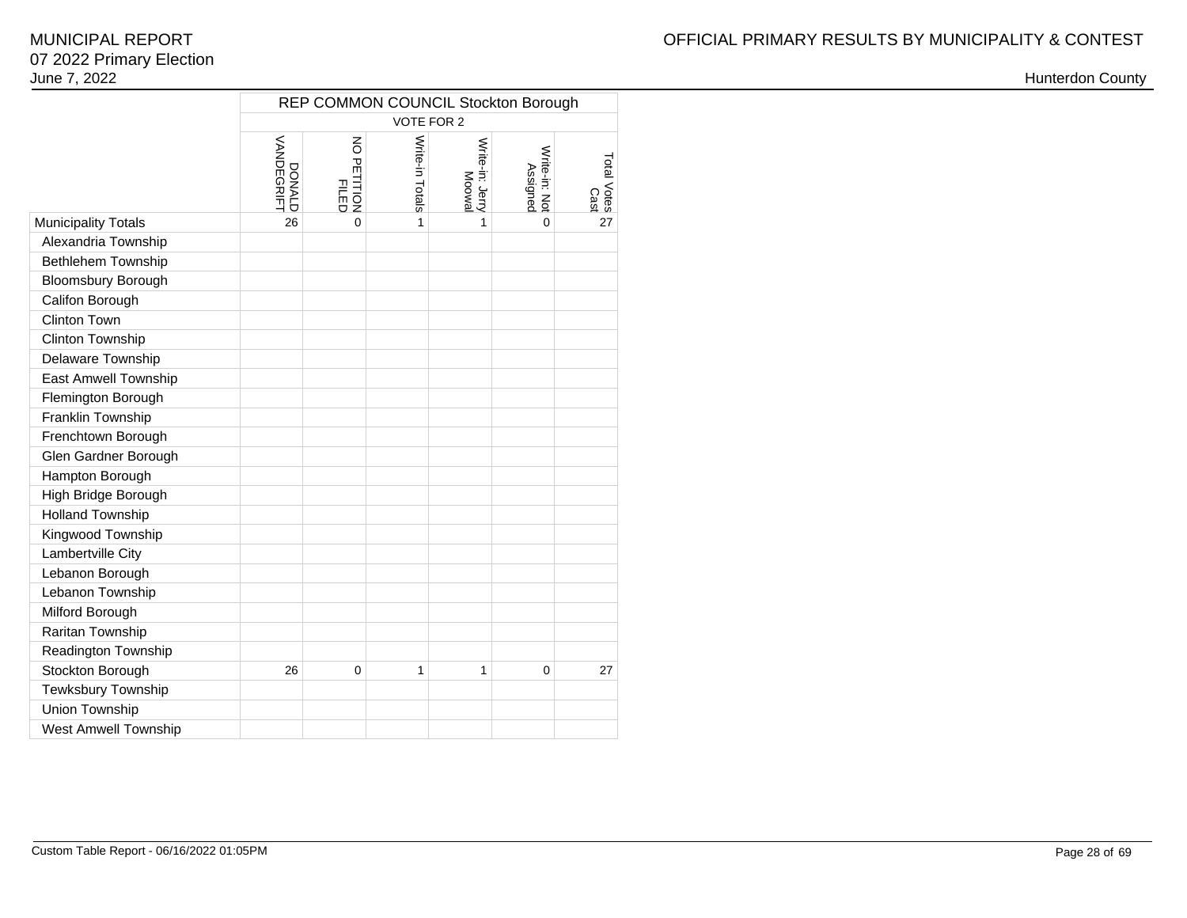| | REP COMMON COUNCIL Stockton Borough | | | | | |
|---|---|---|---|---|---|---|
| | VOTE FOR 2 | | | | | |
| | DONALD VANDEGRIFT | NO PETITION FILED | Write-in Totals | Write-in: Jerry Moowal | Write-in: Not Assigned | Total Votes Cast |
| Municipality Totals | 26 | 0 | 1 | 1 | 0 | 27 |
| Alexandria Township | | | | | | |
| Bethlehem Township | | | | | | |
| Bloomsbury Borough | | | | | | |
| Califon Borough | | | | | | |
| Clinton Town | | | | | | |
| Clinton Township | | | | | | |
| Delaware Township | | | | | | |
| East Amwell Township | | | | | | |
| Flemington Borough | | | | | | |
| Franklin Township | | | | | | |
| Frenchtown Borough | | | | | | |
| Glen Gardner Borough | | | | | | |
| Hampton Borough | | | | | | |
| High Bridge Borough | | | | | | |
| Holland Township | | | | | | |
| Kingwood Township | | | | | | |
| Lambertville City | | | | | | |
| Lebanon Borough | | | | | | |
| Lebanon Township | | | | | | |
| Milford Borough | | | | | | |
| Raritan Township | | | | | | |
| Readington Township | | | | | | |
| Stockton Borough | 26 | 0 | 1 | 1 | 0 | 27 |
| Tewksbury Township | | | | | | |
| Union Township | | | | | | |
| West Amwell Township | | | | | | |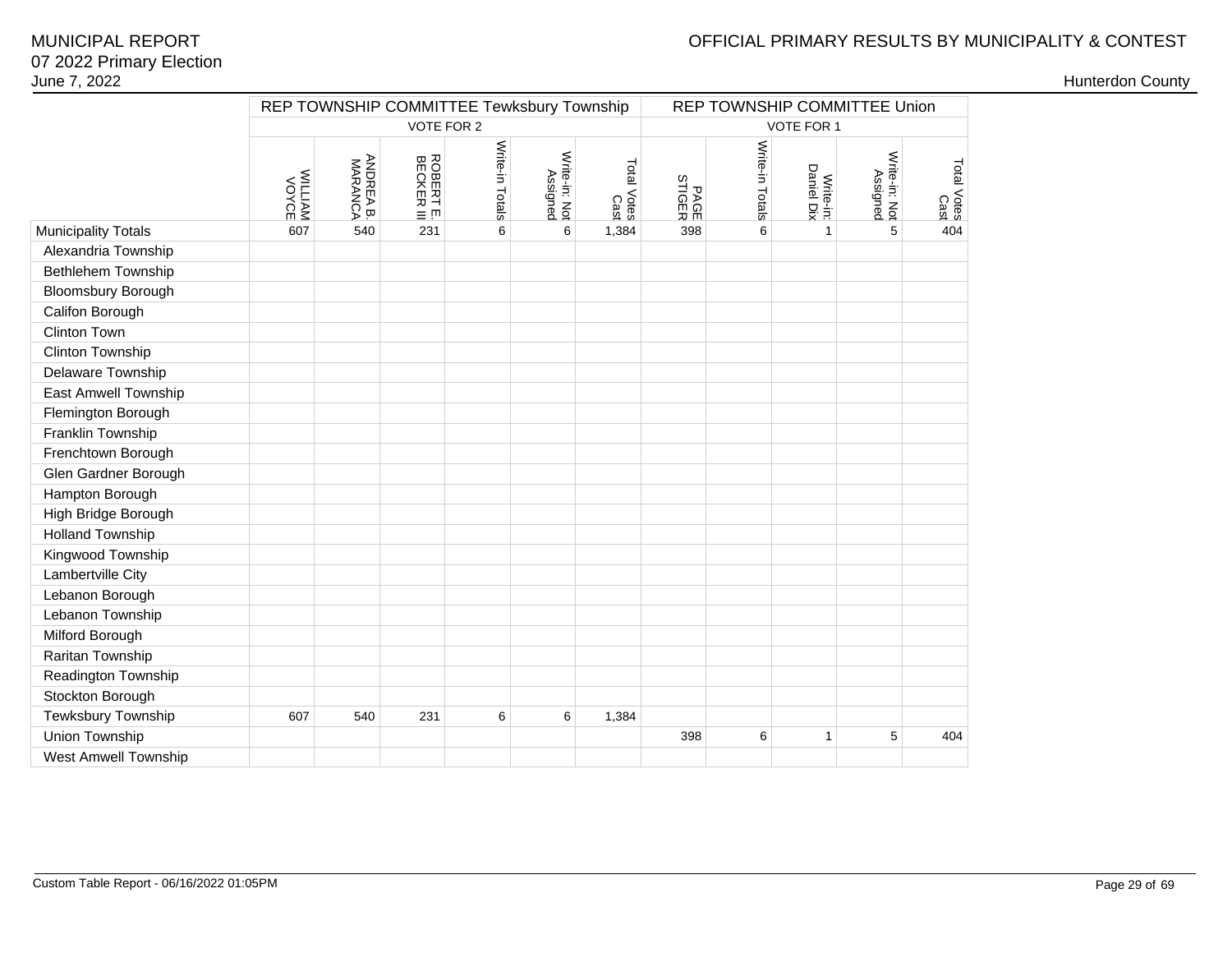MUNICIPAL REPORT
07 2022 Primary Election
June 7, 2022

OFFICIAL PRIMARY RESULTS BY MUNICIPALITY & CONTEST

Hunterdon County

| | REP TOWNSHIP COMMITTEE Tewksbury Township | | | | | | REP TOWNSHIP COMMITTEE Union | | | | |
|---|---|---|---|---|---|---|---|---|---|---|---|
| | VOTE FOR 2 | | | | | | VOTE FOR 1 | | | | |
| | WILLIAM VOYCE | ANDREA B. MARANCA | ROBERT E. BECKER III | Write-in Totals | Write-in: Not Assigned | Total Votes Cast | PAGE STIGER | Write-in Totals | Write-in: Daniel Dix | Write-in: Not Assigned | Total Votes Cast |
| Municipality Totals | 607 | 540 | 231 | 6 | 6 | 1,384 | 398 | 6 | 1 | 5 | 404 |
| Alexandria Township | | | | | | | | | | | |
| Bethlehem Township | | | | | | | | | | | |
| Bloomsbury Borough | | | | | | | | | | | |
| Califon Borough | | | | | | | | | | | |
| Clinton Town | | | | | | | | | | | |
| Clinton Township | | | | | | | | | | | |
| Delaware Township | | | | | | | | | | | |
| East Amwell Township | | | | | | | | | | | |
| Flemington Borough | | | | | | | | | | | |
| Franklin Township | | | | | | | | | | | |
| Frenchtown Borough | | | | | | | | | | | |
| Glen Gardner Borough | | | | | | | | | | | |
| Hampton Borough | | | | | | | | | | | |
| High Bridge Borough | | | | | | | | | | | |
| Holland Township | | | | | | | | | | | |
| Kingwood Township | | | | | | | | | | | |
| Lambertville City | | | | | | | | | | | |
| Lebanon Borough | | | | | | | | | | | |
| Lebanon Township | | | | | | | | | | | |
| Milford Borough | | | | | | | | | | | |
| Raritan Township | | | | | | | | | | | |
| Readington Township | | | | | | | | | | | |
| Stockton Borough | | | | | | | | | | | |
| Tewksbury Township | 607 | 540 | 231 | 6 | 6 | 1,384 | | | | | |
| Union Township | | | | | | | 398 | 6 | 1 | 5 | 404 |
| West Amwell Township | | | | | | | | | | | |

Custom Table Report - 06/16/2022 01:05PM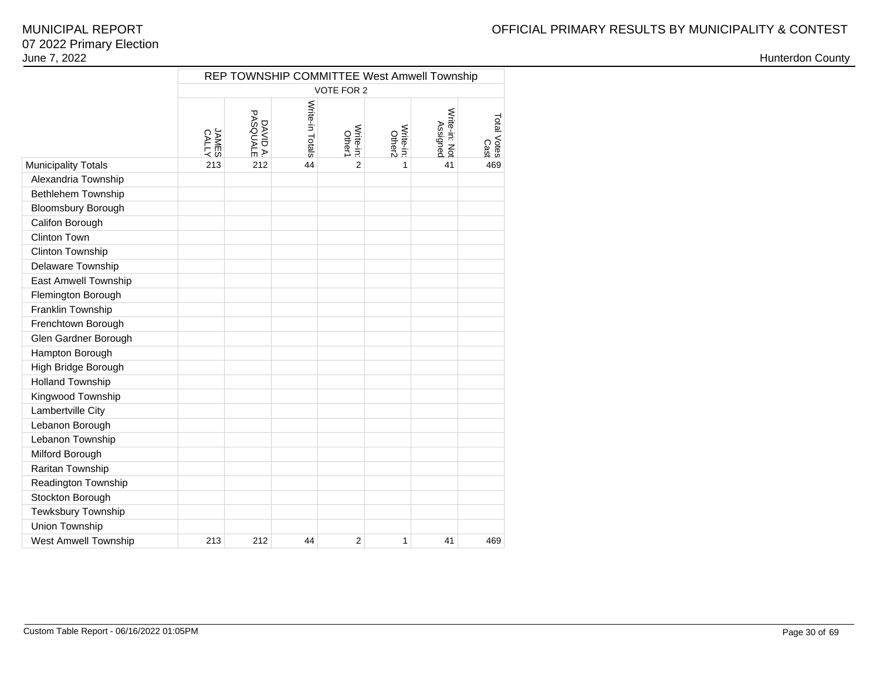| | REP TOWNSHIP COMMITTEE West Amwell Township | | | | | | |
|---|---|---|---|---|---|---|---|
| | VOTE FOR 2 | | | | | | |
| | JAMES CALLY | DAVID A. PASQUALE | Write-in Totals | Write-in: Other1 | Write-in: Other2 | Write-in: Not Assigned | Total Votes Cast |
| Municipality Totals | 213 | 212 | 44 | 2 | 1 | 41 | 469 |
| Alexandria Township | | | | | | | |
| Bethlehem Township | | | | | | | |
| Bloomsbury Borough | | | | | | | |
| Califon Borough | | | | | | | |
| Clinton Town | | | | | | | |
| Clinton Township | | | | | | | |
| Delaware Township | | | | | | | |
| East Amwell Township | | | | | | | |
| Flemington Borough | | | | | | | |
| Franklin Township | | | | | | | |
| Frenchtown Borough | | | | | | | |
| Glen Gardner Borough | | | | | | | |
| Hampton Borough | | | | | | | |
| High Bridge Borough | | | | | | | |
| Holland Township | | | | | | | |
| Kingwood Township | | | | | | | |
| Lambertville City | | | | | | | |
| Lebanon Borough | | | | | | | |
| Lebanon Township | | | | | | | |
| Milford Borough | | | | | | | |
| Raritan Township | | | | | | | |
| Readington Township | | | | | | | |
| Stockton Borough | | | | | | | |
| Tewksbury Township | | | | | | | |
| Union Township | | | | | | | |
| West Amwell Township | 213 | 212 | 44 | 2 | 1 | 41 | 469 |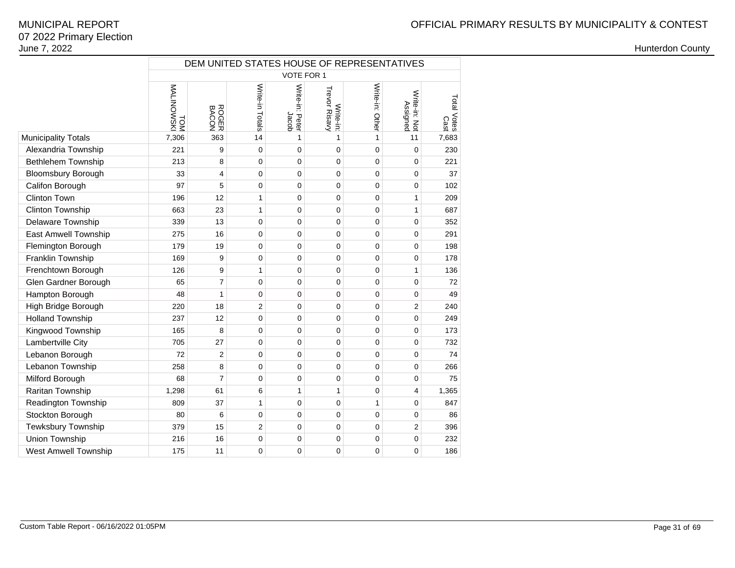MUNICIPAL REPORT
07 2022 Primary Election
June 7, 2022

OFFICIAL PRIMARY RESULTS BY MUNICIPALITY & CONTEST

Hunterdon County

| | DEM UNITED STATES HOUSE OF REPRESENTATIVES | | | | | | | |
|---|---|---|---|---|---|---|---|---|
| | VOTE FOR 1 | | | | | | | |
| | TOM MALINOWSKI | ROGER BACON | Write-in Totals | Write-in: Peter Jacob | Write-in: Trevor Risavy | Write-in: Other | Write-in: Not Assigned | Total Votes Cast |
| Municipality Totals | 7,306 | 363 | 14 | 1 | 1 | 1 | 11 | 7,683 |
| Alexandria Township | 221 | 9 | 0 | 0 | 0 | 0 | 0 | 230 |
| Bethlehem Township | 213 | 8 | 0 | 0 | 0 | 0 | 0 | 221 |
| Bloomsbury Borough | 33 | 4 | 0 | 0 | 0 | 0 | 0 | 37 |
| Califon Borough | 97 | 5 | 0 | 0 | 0 | 0 | 0 | 102 |
| Clinton Town | 196 | 12 | 1 | 0 | 0 | 0 | 1 | 209 |
| Clinton Township | 663 | 23 | 1 | 0 | 0 | 0 | 1 | 687 |
| Delaware Township | 339 | 13 | 0 | 0 | 0 | 0 | 0 | 352 |
| East Amwell Township | 275 | 16 | 0 | 0 | 0 | 0 | 0 | 291 |
| Flemington Borough | 179 | 19 | 0 | 0 | 0 | 0 | 0 | 198 |
| Franklin Township | 169 | 9 | 0 | 0 | 0 | 0 | 0 | 178 |
| Frenchtown Borough | 126 | 9 | 1 | 0 | 0 | 0 | 1 | 136 |
| Glen Gardner Borough | 65 | 7 | 0 | 0 | 0 | 0 | 0 | 72 |
| Hampton Borough | 48 | 1 | 0 | 0 | 0 | 0 | 0 | 49 |
| High Bridge Borough | 220 | 18 | 2 | 0 | 0 | 0 | 2 | 240 |
| Holland Township | 237 | 12 | 0 | 0 | 0 | 0 | 0 | 249 |
| Kingwood Township | 165 | 8 | 0 | 0 | 0 | 0 | 0 | 173 |
| Lambertville City | 705 | 27 | 0 | 0 | 0 | 0 | 0 | 732 |
| Lebanon Borough | 72 | 2 | 0 | 0 | 0 | 0 | 0 | 74 |
| Lebanon Township | 258 | 8 | 0 | 0 | 0 | 0 | 0 | 266 |
| Milford Borough | 68 | 7 | 0 | 0 | 0 | 0 | 0 | 75 |
| Raritan Township | 1,298 | 61 | 6 | 1 | 1 | 0 | 4 | 1,365 |
| Readington Township | 809 | 37 | 1 | 0 | 0 | 1 | 0 | 847 |
| Stockton Borough | 80 | 6 | 0 | 0 | 0 | 0 | 0 | 86 |
| Tewksbury Township | 379 | 15 | 2 | 0 | 0 | 0 | 2 | 396 |
| Union Township | 216 | 16 | 0 | 0 | 0 | 0 | 0 | 232 |
| West Amwell Township | 175 | 11 | 0 | 0 | 0 | 0 | 0 | 186 |

Custom Table Report - 06/16/2022 01:05PM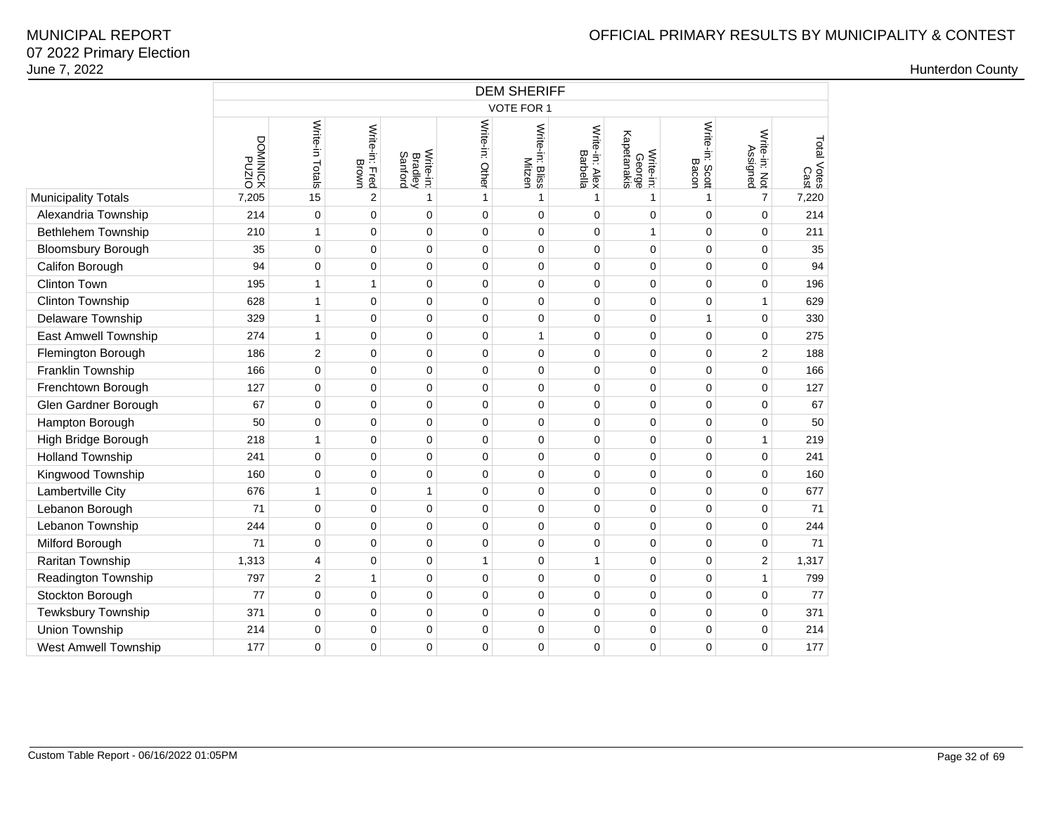# DEM SHERIFF

VOTE FOR 1

| | DOMINICK PUZIO | Write-in Totals | Write-in: Fred Brown | Write-in: Bradley Sanford | Write-in: Other | Write-in: Bliss Mitzen | Write-in: Alex Barbella | Write-in: George Kapetanakis | Write-in: Scott Bacon | Write-in: Not Assigned | Total Votes Cast |
|---|---|---|---|---|---|---|---|---|---|---|---|
| Municipality Totals | 7,205 | 15 | 2 | 1 | 1 | 1 | 1 | 1 | 1 | 7 | 7,220 |
| Alexandria Township | 214 | 0 | 0 | 0 | 0 | 0 | 0 | 0 | 0 | 0 | 214 |
| Bethlehem Township | 210 | 1 | 0 | 0 | 0 | 0 | 0 | 1 | 0 | 0 | 211 |
| Bloomsbury Borough | 35 | 0 | 0 | 0 | 0 | 0 | 0 | 0 | 0 | 0 | 35 |
| Califon Borough | 94 | 0 | 0 | 0 | 0 | 0 | 0 | 0 | 0 | 0 | 94 |
| Clinton Town | 195 | 1 | 1 | 0 | 0 | 0 | 0 | 0 | 0 | 0 | 196 |
| Clinton Township | 628 | 1 | 0 | 0 | 0 | 0 | 0 | 0 | 0 | 1 | 629 |
| Delaware Township | 329 | 1 | 0 | 0 | 0 | 0 | 0 | 0 | 1 | 0 | 330 |
| East Amwell Township | 274 | 1 | 0 | 0 | 0 | 1 | 0 | 0 | 0 | 0 | 275 |
| Flemington Borough | 186 | 2 | 0 | 0 | 0 | 0 | 0 | 0 | 0 | 2 | 188 |
| Franklin Township | 166 | 0 | 0 | 0 | 0 | 0 | 0 | 0 | 0 | 0 | 166 |
| Frenchtown Borough | 127 | 0 | 0 | 0 | 0 | 0 | 0 | 0 | 0 | 0 | 127 |
| Glen Gardner Borough | 67 | 0 | 0 | 0 | 0 | 0 | 0 | 0 | 0 | 0 | 67 |
| Hampton Borough | 50 | 0 | 0 | 0 | 0 | 0 | 0 | 0 | 0 | 0 | 50 |
| High Bridge Borough | 218 | 1 | 0 | 0 | 0 | 0 | 0 | 0 | 0 | 1 | 219 |
| Holland Township | 241 | 0 | 0 | 0 | 0 | 0 | 0 | 0 | 0 | 0 | 241 |
| Kingwood Township | 160 | 0 | 0 | 0 | 0 | 0 | 0 | 0 | 0 | 0 | 160 |
| Lambertville City | 676 | 1 | 0 | 1 | 0 | 0 | 0 | 0 | 0 | 0 | 677 |
| Lebanon Borough | 71 | 0 | 0 | 0 | 0 | 0 | 0 | 0 | 0 | 0 | 71 |
| Lebanon Township | 244 | 0 | 0 | 0 | 0 | 0 | 0 | 0 | 0 | 0 | 244 |
| Milford Borough | 71 | 0 | 0 | 0 | 0 | 0 | 0 | 0 | 0 | 0 | 71 |
| Raritan Township | 1,313 | 4 | 0 | 0 | 1 | 0 | 1 | 0 | 0 | 2 | 1,317 |
| Readington Township | 797 | 2 | 1 | 0 | 0 | 0 | 0 | 0 | 0 | 1 | 799 |
| Stockton Borough | 77 | 0 | 0 | 0 | 0 | 0 | 0 | 0 | 0 | 0 | 77 |
| Tewksbury Township | 371 | 0 | 0 | 0 | 0 | 0 | 0 | 0 | 0 | 0 | 371 |
| Union Township | 214 | 0 | 0 | 0 | 0 | 0 | 0 | 0 | 0 | 0 | 214 |
| West Amwell Township | 177 | 0 | 0 | 0 | 0 | 0 | 0 | 0 | 0 | 0 | 177 |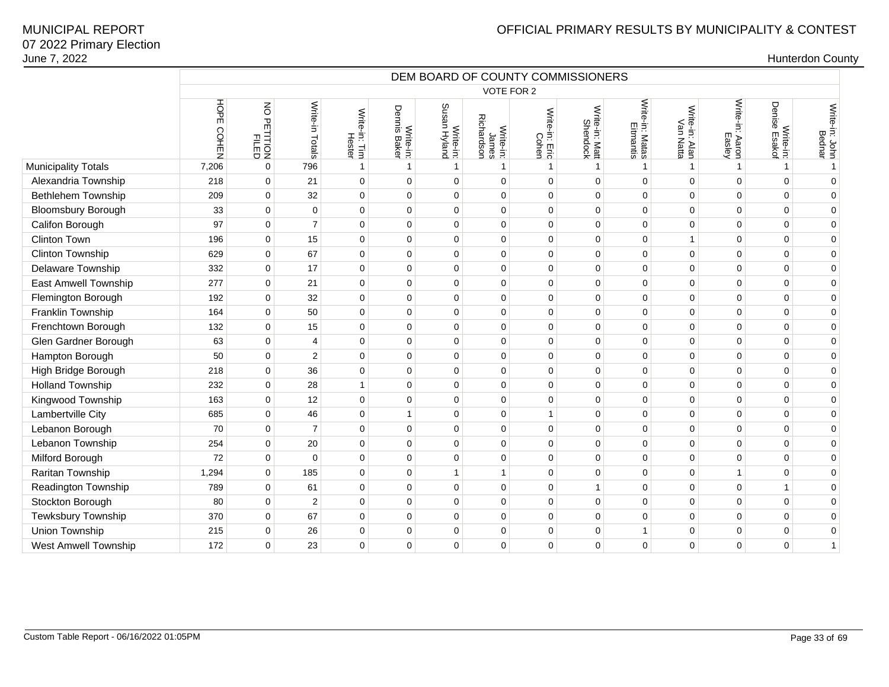MUNICIPAL REPORT
07 2022 Primary Election
June 7, 2022

OFFICIAL PRIMARY RESULTS BY MUNICIPALITY & CONTEST

Hunterdon County

| | DEM BOARD OF COUNTY COMMISSIONERS | | | | | | | | | | | | | |
|---|---|---|---|---|---|---|---|---|---|---|---|---|---|---|
| | VOTE FOR 2 | | | | | | | | | | | | | |
| | HOPE COHEN | NO PETITION FILED | Write-in Totals | Write-in: Tim Hester | Write-in: Dennis Baker | Write-in: Susan Hyland | Write-in: James Richardson | Write-in: Eric Cohen | Write-in: Matt Shendock | Write-in: Matas Eitmantis | Write-in: Alan Van Natta | Write-in: Aaron Easley | Write-in: Denise Esakof | Write-in: John Bednar |
| Municipality Totals | 7,206 | 0 | 796 | 1 | 1 | 1 | 1 | 1 | 1 | 1 | 1 | 1 | 1 | 1 |
| Alexandria Township | 218 | 0 | 21 | 0 | 0 | 0 | 0 | 0 | 0 | 0 | 0 | 0 | 0 | 0 |
| Bethlehem Township | 209 | 0 | 32 | 0 | 0 | 0 | 0 | 0 | 0 | 0 | 0 | 0 | 0 | 0 |
| Bloomsbury Borough | 33 | 0 | 0 | 0 | 0 | 0 | 0 | 0 | 0 | 0 | 0 | 0 | 0 | 0 |
| Califon Borough | 97 | 0 | 7 | 0 | 0 | 0 | 0 | 0 | 0 | 0 | 0 | 0 | 0 | 0 |
| Clinton Town | 196 | 0 | 15 | 0 | 0 | 0 | 0 | 0 | 0 | 0 | 1 | 0 | 0 | 0 |
| Clinton Township | 629 | 0 | 67 | 0 | 0 | 0 | 0 | 0 | 0 | 0 | 0 | 0 | 0 | 0 |
| Delaware Township | 332 | 0 | 17 | 0 | 0 | 0 | 0 | 0 | 0 | 0 | 0 | 0 | 0 | 0 |
| East Amwell Township | 277 | 0 | 21 | 0 | 0 | 0 | 0 | 0 | 0 | 0 | 0 | 0 | 0 | 0 |
| Flemington Borough | 192 | 0 | 32 | 0 | 0 | 0 | 0 | 0 | 0 | 0 | 0 | 0 | 0 | 0 |
| Franklin Township | 164 | 0 | 50 | 0 | 0 | 0 | 0 | 0 | 0 | 0 | 0 | 0 | 0 | 0 |
| Frenchtown Borough | 132 | 0 | 15 | 0 | 0 | 0 | 0 | 0 | 0 | 0 | 0 | 0 | 0 | 0 |
| Glen Gardner Borough | 63 | 0 | 4 | 0 | 0 | 0 | 0 | 0 | 0 | 0 | 0 | 0 | 0 | 0 |
| Hampton Borough | 50 | 0 | 2 | 0 | 0 | 0 | 0 | 0 | 0 | 0 | 0 | 0 | 0 | 0 |
| High Bridge Borough | 218 | 0 | 36 | 0 | 0 | 0 | 0 | 0 | 0 | 0 | 0 | 0 | 0 | 0 |
| Holland Township | 232 | 0 | 28 | 1 | 0 | 0 | 0 | 0 | 0 | 0 | 0 | 0 | 0 | 0 |
| Kingwood Township | 163 | 0 | 12 | 0 | 0 | 0 | 0 | 0 | 0 | 0 | 0 | 0 | 0 | 0 |
| Lambertville City | 685 | 0 | 46 | 0 | 1 | 0 | 0 | 1 | 0 | 0 | 0 | 0 | 0 | 0 |
| Lebanon Borough | 70 | 0 | 7 | 0 | 0 | 0 | 0 | 0 | 0 | 0 | 0 | 0 | 0 | 0 |
| Lebanon Township | 254 | 0 | 20 | 0 | 0 | 0 | 0 | 0 | 0 | 0 | 0 | 0 | 0 | 0 |
| Milford Borough | 72 | 0 | 0 | 0 | 0 | 0 | 0 | 0 | 0 | 0 | 0 | 0 | 0 | 0 |
| Raritan Township | 1,294 | 0 | 185 | 0 | 0 | 1 | 1 | 0 | 0 | 0 | 0 | 1 | 0 | 0 |
| Readington Township | 789 | 0 | 61 | 0 | 0 | 0 | 0 | 0 | 1 | 0 | 0 | 0 | 1 | 0 |
| Stockton Borough | 80 | 0 | 2 | 0 | 0 | 0 | 0 | 0 | 0 | 0 | 0 | 0 | 0 | 0 |
| Tewksbury Township | 370 | 0 | 67 | 0 | 0 | 0 | 0 | 0 | 0 | 0 | 0 | 0 | 0 | 0 |
| Union Township | 215 | 0 | 26 | 0 | 0 | 0 | 0 | 0 | 0 | 1 | 0 | 0 | 0 | 0 |
| West Amwell Township | 172 | 0 | 23 | 0 | 0 | 0 | 0 | 0 | 0 | 0 | 0 | 0 | 0 | 1 |

Custom Table Report - 06/16/2022 01:05PM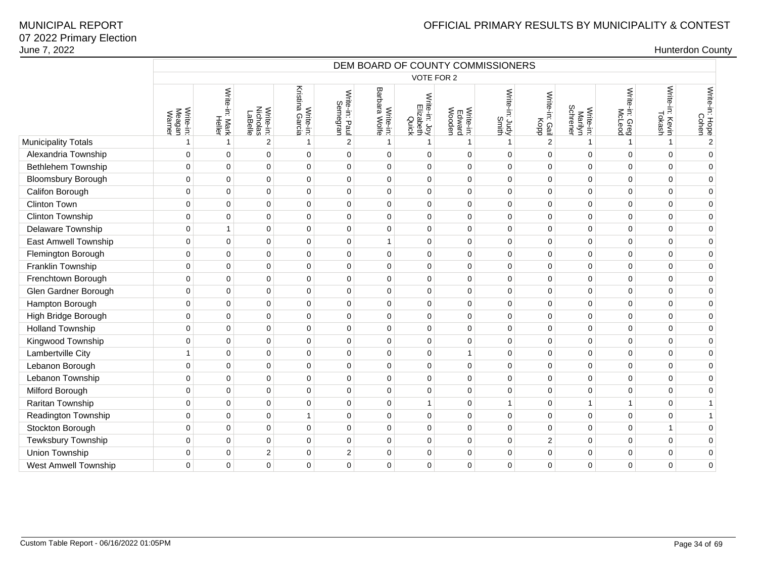MUNICIPAL REPORT
07 2022 Primary Election
June 7, 2022

OFFICIAL PRIMARY RESULTS BY MUNICIPALITY & CONTEST

Hunterdon County

| | DEM BOARD OF COUNTY COMMISSIONERS | | | | | | | | | | | | | |
|---|---|---|---|---|---|---|---|---|---|---|---|---|---|---|
| | VOTE FOR 2 | | | | | | | | | | | | | |
| | Write-in: Meagan Warner | Write-in: Mark Heller | Write-in: Nicholas LaBelle | Write-in: Kristina Garcia | Write-in: Paul Semegran | Write-in: Barbara Wolfe | Write-in: Joy Elizabeth Quick | Write-in: Edward Wooden | Write-in: Judy Smith | Write-in: Gail Kopp | Write-in: Marilyn Schrener | Write-in: Greg McLeod | Write-in: Kevin Tokash | Write-in: Hope Cohen |
| Municipality Totals | 1 | 1 | 2 | 1 | 2 | 1 | 1 | 1 | 1 | 2 | 1 | 1 | 1 | 2 |
| Alexandria Township | 0 | 0 | 0 | 0 | 0 | 0 | 0 | 0 | 0 | 0 | 0 | 0 | 0 | 0 |
| Bethlehem Township | 0 | 0 | 0 | 0 | 0 | 0 | 0 | 0 | 0 | 0 | 0 | 0 | 0 | 0 |
| Bloomsbury Borough | 0 | 0 | 0 | 0 | 0 | 0 | 0 | 0 | 0 | 0 | 0 | 0 | 0 | 0 |
| Califon Borough | 0 | 0 | 0 | 0 | 0 | 0 | 0 | 0 | 0 | 0 | 0 | 0 | 0 | 0 |
| Clinton Town | 0 | 0 | 0 | 0 | 0 | 0 | 0 | 0 | 0 | 0 | 0 | 0 | 0 | 0 |
| Clinton Township | 0 | 0 | 0 | 0 | 0 | 0 | 0 | 0 | 0 | 0 | 0 | 0 | 0 | 0 |
| Delaware Township | 0 | 1 | 0 | 0 | 0 | 0 | 0 | 0 | 0 | 0 | 0 | 0 | 0 | 0 |
| East Amwell Township | 0 | 0 | 0 | 0 | 0 | 1 | 0 | 0 | 0 | 0 | 0 | 0 | 0 | 0 |
| Flemington Borough | 0 | 0 | 0 | 0 | 0 | 0 | 0 | 0 | 0 | 0 | 0 | 0 | 0 | 0 |
| Franklin Township | 0 | 0 | 0 | 0 | 0 | 0 | 0 | 0 | 0 | 0 | 0 | 0 | 0 | 0 |
| Frenchtown Borough | 0 | 0 | 0 | 0 | 0 | 0 | 0 | 0 | 0 | 0 | 0 | 0 | 0 | 0 |
| Glen Gardner Borough | 0 | 0 | 0 | 0 | 0 | 0 | 0 | 0 | 0 | 0 | 0 | 0 | 0 | 0 |
| Hampton Borough | 0 | 0 | 0 | 0 | 0 | 0 | 0 | 0 | 0 | 0 | 0 | 0 | 0 | 0 |
| High Bridge Borough | 0 | 0 | 0 | 0 | 0 | 0 | 0 | 0 | 0 | 0 | 0 | 0 | 0 | 0 |
| Holland Township | 0 | 0 | 0 | 0 | 0 | 0 | 0 | 0 | 0 | 0 | 0 | 0 | 0 | 0 |
| Kingwood Township | 0 | 0 | 0 | 0 | 0 | 0 | 0 | 0 | 0 | 0 | 0 | 0 | 0 | 0 |
| Lambertville City | 1 | 0 | 0 | 0 | 0 | 0 | 0 | 1 | 0 | 0 | 0 | 0 | 0 | 0 |
| Lebanon Borough | 0 | 0 | 0 | 0 | 0 | 0 | 0 | 0 | 0 | 0 | 0 | 0 | 0 | 0 |
| Lebanon Township | 0 | 0 | 0 | 0 | 0 | 0 | 0 | 0 | 0 | 0 | 0 | 0 | 0 | 0 |
| Milford Borough | 0 | 0 | 0 | 0 | 0 | 0 | 0 | 0 | 0 | 0 | 0 | 0 | 0 | 0 |
| Raritan Township | 0 | 0 | 0 | 0 | 0 | 0 | 1 | 0 | 1 | 0 | 1 | 1 | 0 | 1 |
| Readington Township | 0 | 0 | 0 | 1 | 0 | 0 | 0 | 0 | 0 | 0 | 0 | 0 | 0 | 1 |
| Stockton Borough | 0 | 0 | 0 | 0 | 0 | 0 | 0 | 0 | 0 | 0 | 0 | 0 | 1 | 0 |
| Tewksbury Township | 0 | 0 | 0 | 0 | 0 | 0 | 0 | 0 | 0 | 2 | 0 | 0 | 0 | 0 |
| Union Township | 0 | 0 | 2 | 0 | 2 | 0 | 0 | 0 | 0 | 0 | 0 | 0 | 0 | 0 |
| West Amwell Township | 0 | 0 | 0 | 0 | 0 | 0 | 0 | 0 | 0 | 0 | 0 | 0 | 0 | 0 |

Custom Table Report - 06/16/2022 01:05PM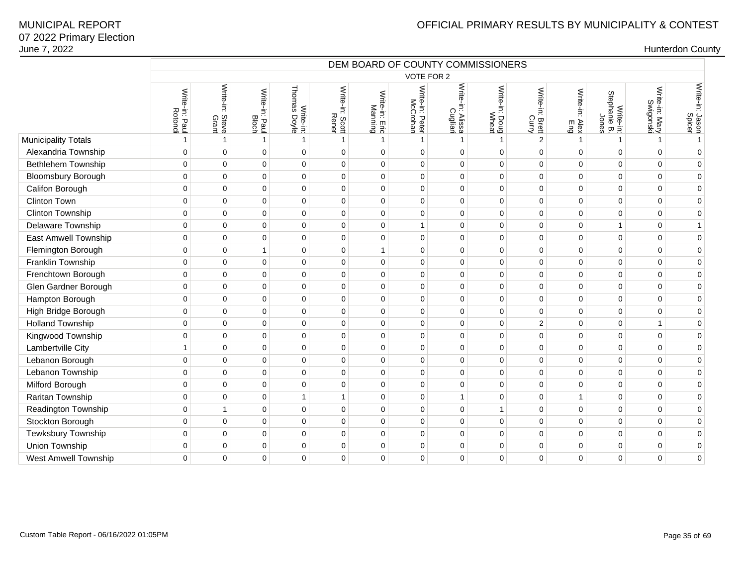## DEM BOARD OF COUNTY COMMISSIONERS

VOTE FOR 2

| | Write-in: Paul Rotondi | Write-in: Steve Grant | Write-in: Paul Bloch | Write-in: Thomas Doyle | Write-in: Scott Rener | Write-in: Eric Manning | Write-in: Peter McCrohan | Write-in: Alissa Cugliari | Write-in: Doug Wheat | Write-in: Brett Curry | Write-in: Alex Eng | Write-in: Stephanie B. Jones | Write-in: Mary Swigonski | Write-in: Jason Spicer |
|---|---|---|---|---|---|---|---|---|---|---|---|---|---|---|
| Municipality Totals | 1 | 1 | 1 | 1 | 1 | 1 | 1 | 1 | 1 | 2 | 1 | 1 | 1 | 1 |
| Alexandria Township | 0 | 0 | 0 | 0 | 0 | 0 | 0 | 0 | 0 | 0 | 0 | 0 | 0 | 0 |
| Bethlehem Township | 0 | 0 | 0 | 0 | 0 | 0 | 0 | 0 | 0 | 0 | 0 | 0 | 0 | 0 |
| Bloomsbury Borough | 0 | 0 | 0 | 0 | 0 | 0 | 0 | 0 | 0 | 0 | 0 | 0 | 0 | 0 |
| Califon Borough | 0 | 0 | 0 | 0 | 0 | 0 | 0 | 0 | 0 | 0 | 0 | 0 | 0 | 0 |
| Clinton Town | 0 | 0 | 0 | 0 | 0 | 0 | 0 | 0 | 0 | 0 | 0 | 0 | 0 | 0 |
| Clinton Township | 0 | 0 | 0 | 0 | 0 | 0 | 0 | 0 | 0 | 0 | 0 | 0 | 0 | 0 |
| Delaware Township | 0 | 0 | 0 | 0 | 0 | 0 | 1 | 0 | 0 | 0 | 0 | 1 | 0 | 1 |
| East Amwell Township | 0 | 0 | 0 | 0 | 0 | 0 | 0 | 0 | 0 | 0 | 0 | 0 | 0 | 0 |
| Flemington Borough | 0 | 0 | 1 | 0 | 0 | 1 | 0 | 0 | 0 | 0 | 0 | 0 | 0 | 0 |
| Franklin Township | 0 | 0 | 0 | 0 | 0 | 0 | 0 | 0 | 0 | 0 | 0 | 0 | 0 | 0 |
| Frenchtown Borough | 0 | 0 | 0 | 0 | 0 | 0 | 0 | 0 | 0 | 0 | 0 | 0 | 0 | 0 |
| Glen Gardner Borough | 0 | 0 | 0 | 0 | 0 | 0 | 0 | 0 | 0 | 0 | 0 | 0 | 0 | 0 |
| Hampton Borough | 0 | 0 | 0 | 0 | 0 | 0 | 0 | 0 | 0 | 0 | 0 | 0 | 0 | 0 |
| High Bridge Borough | 0 | 0 | 0 | 0 | 0 | 0 | 0 | 0 | 0 | 0 | 0 | 0 | 0 | 0 |
| Holland Township | 0 | 0 | 0 | 0 | 0 | 0 | 0 | 0 | 0 | 2 | 0 | 0 | 1 | 0 |
| Kingwood Township | 0 | 0 | 0 | 0 | 0 | 0 | 0 | 0 | 0 | 0 | 0 | 0 | 0 | 0 |
| Lambertville City | 1 | 0 | 0 | 0 | 0 | 0 | 0 | 0 | 0 | 0 | 0 | 0 | 0 | 0 |
| Lebanon Borough | 0 | 0 | 0 | 0 | 0 | 0 | 0 | 0 | 0 | 0 | 0 | 0 | 0 | 0 |
| Lebanon Township | 0 | 0 | 0 | 0 | 0 | 0 | 0 | 0 | 0 | 0 | 0 | 0 | 0 | 0 |
| Milford Borough | 0 | 0 | 0 | 0 | 0 | 0 | 0 | 0 | 0 | 0 | 0 | 0 | 0 | 0 |
| Raritan Township | 0 | 0 | 0 | 1 | 1 | 0 | 0 | 1 | 0 | 0 | 1 | 0 | 0 | 0 |
| Readington Township | 0 | 1 | 0 | 0 | 0 | 0 | 0 | 0 | 1 | 0 | 0 | 0 | 0 | 0 |
| Stockton Borough | 0 | 0 | 0 | 0 | 0 | 0 | 0 | 0 | 0 | 0 | 0 | 0 | 0 | 0 |
| Tewksbury Township | 0 | 0 | 0 | 0 | 0 | 0 | 0 | 0 | 0 | 0 | 0 | 0 | 0 | 0 |
| Union Township | 0 | 0 | 0 | 0 | 0 | 0 | 0 | 0 | 0 | 0 | 0 | 0 | 0 | 0 |
| West Amwell Township | 0 | 0 | 0 | 0 | 0 | 0 | 0 | 0 | 0 | 0 | 0 | 0 | 0 | 0 |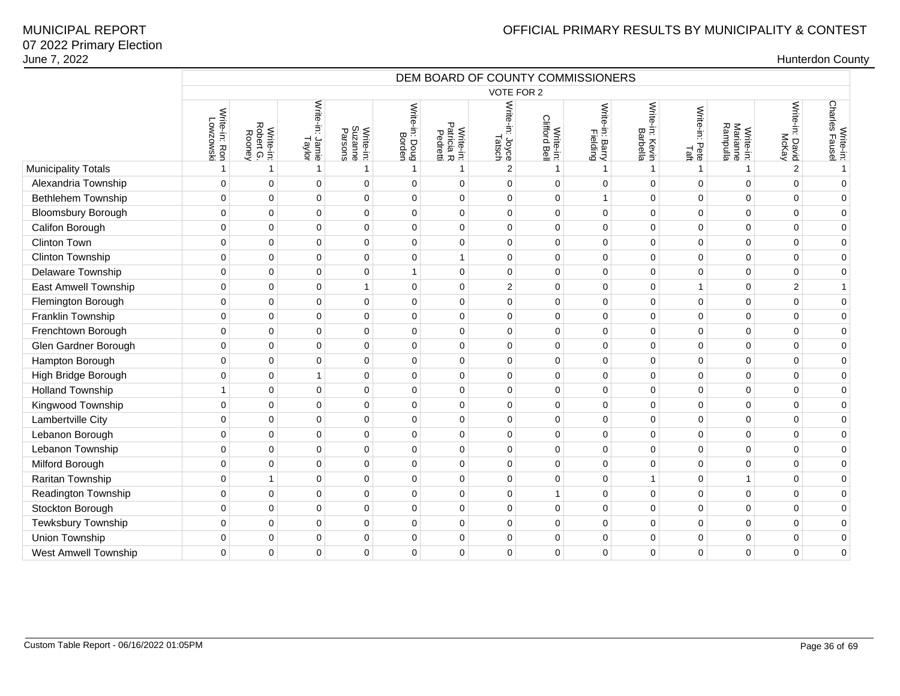# MUNICIPAL REPORT
## 07 2022 Primary Election
June 7, 2022

# OFFICIAL PRIMARY RESULTS BY MUNICIPALITY & CONTEST

Hunterdon County

| | DEM BOARD OF COUNTY COMMISSIONERS | | | | | | | | | | | | | |
|---|---|---|---|---|---|---|---|---|---|---|---|---|---|---|
| | VOTE FOR 2 | | | | | | | | | | | | | |
| | Write-in: Ron Lowzowski | Write-in: Robert G. Rooney | Write-in: Jamie Taylor | Write-in: Suzanne Parsons | Write-in: Doug Borden | Write-in: Patricia R Pedretti | Write-in: Joyce Tatsch | Write-in: Clifford Bell | Write-in: Barry Fielding | Write-in: Kevin Barbella | Write-in: Pete Taft | Write-in: Marianne Rampulla | Write-in: David McKay | Write-in: Charles Fausel |
| Municipality Totals | 1 | 1 | 1 | 1 | 1 | 1 | 2 | 1 | 1 | 1 | 1 | 1 | 2 | 1 |
| Alexandria Township | 0 | 0 | 0 | 0 | 0 | 0 | 0 | 0 | 0 | 0 | 0 | 0 | 0 | 0 |
| Bethlehem Township | 0 | 0 | 0 | 0 | 0 | 0 | 0 | 0 | 1 | 0 | 0 | 0 | 0 | 0 |
| Bloomsbury Borough | 0 | 0 | 0 | 0 | 0 | 0 | 0 | 0 | 0 | 0 | 0 | 0 | 0 | 0 |
| Califon Borough | 0 | 0 | 0 | 0 | 0 | 0 | 0 | 0 | 0 | 0 | 0 | 0 | 0 | 0 |
| Clinton Town | 0 | 0 | 0 | 0 | 0 | 0 | 0 | 0 | 0 | 0 | 0 | 0 | 0 | 0 |
| Clinton Township | 0 | 0 | 0 | 0 | 0 | 1 | 0 | 0 | 0 | 0 | 0 | 0 | 0 | 0 |
| Delaware Township | 0 | 0 | 0 | 0 | 1 | 0 | 0 | 0 | 0 | 0 | 0 | 0 | 0 | 0 |
| East Amwell Township | 0 | 0 | 0 | 1 | 0 | 0 | 2 | 0 | 0 | 0 | 1 | 0 | 2 | 1 |
| Flemington Borough | 0 | 0 | 0 | 0 | 0 | 0 | 0 | 0 | 0 | 0 | 0 | 0 | 0 | 0 |
| Franklin Township | 0 | 0 | 0 | 0 | 0 | 0 | 0 | 0 | 0 | 0 | 0 | 0 | 0 | 0 |
| Frenchtown Borough | 0 | 0 | 0 | 0 | 0 | 0 | 0 | 0 | 0 | 0 | 0 | 0 | 0 | 0 |
| Glen Gardner Borough | 0 | 0 | 0 | 0 | 0 | 0 | 0 | 0 | 0 | 0 | 0 | 0 | 0 | 0 |
| Hampton Borough | 0 | 0 | 0 | 0 | 0 | 0 | 0 | 0 | 0 | 0 | 0 | 0 | 0 | 0 |
| High Bridge Borough | 0 | 0 | 1 | 0 | 0 | 0 | 0 | 0 | 0 | 0 | 0 | 0 | 0 | 0 |
| Holland Township | 1 | 0 | 0 | 0 | 0 | 0 | 0 | 0 | 0 | 0 | 0 | 0 | 0 | 0 |
| Kingwood Township | 0 | 0 | 0 | 0 | 0 | 0 | 0 | 0 | 0 | 0 | 0 | 0 | 0 | 0 |
| Lambertville City | 0 | 0 | 0 | 0 | 0 | 0 | 0 | 0 | 0 | 0 | 0 | 0 | 0 | 0 |
| Lebanon Borough | 0 | 0 | 0 | 0 | 0 | 0 | 0 | 0 | 0 | 0 | 0 | 0 | 0 | 0 |
| Lebanon Township | 0 | 0 | 0 | 0 | 0 | 0 | 0 | 0 | 0 | 0 | 0 | 0 | 0 | 0 |
| Milford Borough | 0 | 0 | 0 | 0 | 0 | 0 | 0 | 0 | 0 | 0 | 0 | 0 | 0 | 0 |
| Raritan Township | 0 | 1 | 0 | 0 | 0 | 0 | 0 | 0 | 0 | 1 | 0 | 1 | 0 | 0 |
| Readington Township | 0 | 0 | 0 | 0 | 0 | 0 | 0 | 1 | 0 | 0 | 0 | 0 | 0 | 0 |
| Stockton Borough | 0 | 0 | 0 | 0 | 0 | 0 | 0 | 0 | 0 | 0 | 0 | 0 | 0 | 0 |
| Tewksbury Township | 0 | 0 | 0 | 0 | 0 | 0 | 0 | 0 | 0 | 0 | 0 | 0 | 0 | 0 |
| Union Township | 0 | 0 | 0 | 0 | 0 | 0 | 0 | 0 | 0 | 0 | 0 | 0 | 0 | 0 |
| West Amwell Township | 0 | 0 | 0 | 0 | 0 | 0 | 0 | 0 | 0 | 0 | 0 | 0 | 0 | 0 |

Custom Table Report - 06/16/2022 01:05PM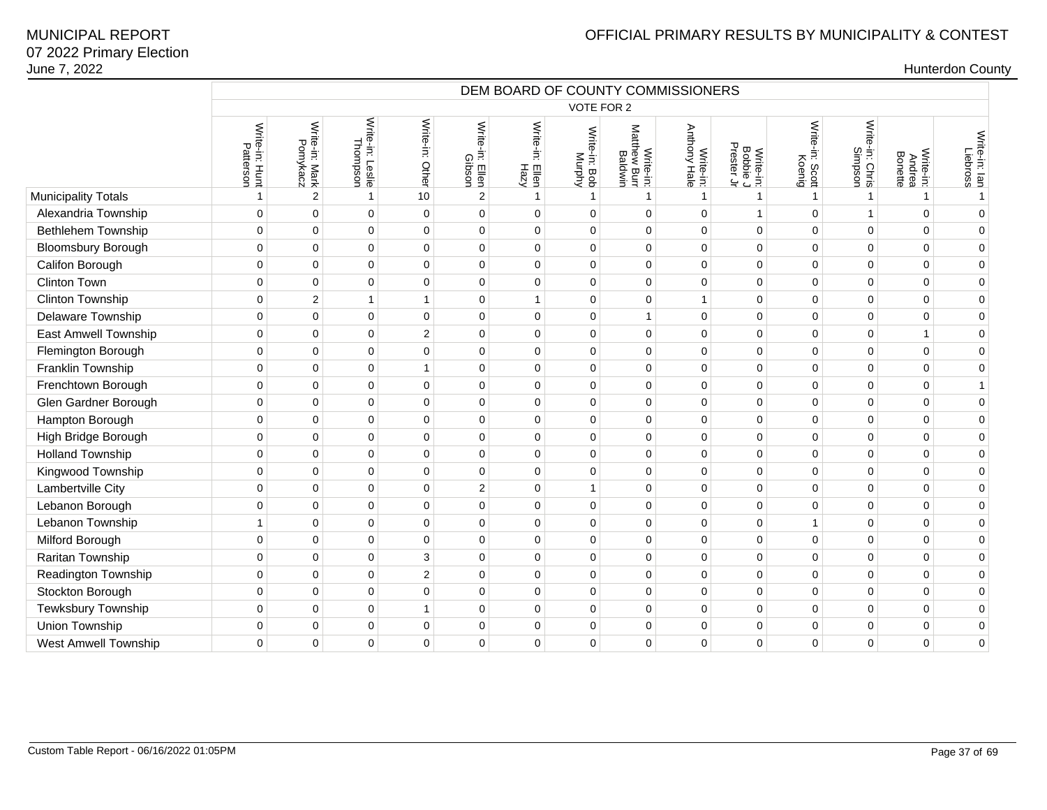# MUNICIPAL REPORT
## 07 2022 Primary Election
June 7, 2022

OFFICIAL PRIMARY RESULTS BY MUNICIPALITY & CONTEST

Hunterdon County

| | DEM BOARD OF COUNTY COMMISSIONERS | | | | | | | | | | | | | |
|---|---|---|---|---|---|---|---|---|---|---|---|---|---|---|
| | VOTE FOR 2 | | | | | | | | | | | | | |
| | Write-in: Hunt Patterson | Write-in: Mark Pomykacz | Write-in: Leslie Thompson | Write-in: Other | Write-in: Ellen Gibson | Write-in: Ellen Hazy | Write-in: Bob Murphy | Write-in: Matthew Burr Baldwin | Write-in: Anthony Hale | Write-in: Bobbie J Prester Jr | Write-in: Scott Koenig | Write-in: Chris Simpson | Write-in: Andrea Bonette | Write-in: Ian Liebross |
| Municipality Totals | 1 | 2 | 1 | 10 | 2 | 1 | 1 | 1 | 1 | 1 | 1 | 1 | 1 | 1 |
| Alexandria Township | 0 | 0 | 0 | 0 | 0 | 0 | 0 | 0 | 0 | 1 | 0 | 1 | 0 | 0 |
| Bethlehem Township | 0 | 0 | 0 | 0 | 0 | 0 | 0 | 0 | 0 | 0 | 0 | 0 | 0 | 0 |
| Bloomsbury Borough | 0 | 0 | 0 | 0 | 0 | 0 | 0 | 0 | 0 | 0 | 0 | 0 | 0 | 0 |
| Califon Borough | 0 | 0 | 0 | 0 | 0 | 0 | 0 | 0 | 0 | 0 | 0 | 0 | 0 | 0 |
| Clinton Town | 0 | 0 | 0 | 0 | 0 | 0 | 0 | 0 | 0 | 0 | 0 | 0 | 0 | 0 |
| Clinton Township | 0 | 2 | 1 | 1 | 0 | 1 | 0 | 0 | 1 | 0 | 0 | 0 | 0 | 0 |
| Delaware Township | 0 | 0 | 0 | 0 | 0 | 0 | 0 | 1 | 0 | 0 | 0 | 0 | 0 | 0 |
| East Amwell Township | 0 | 0 | 0 | 2 | 0 | 0 | 0 | 0 | 0 | 0 | 0 | 0 | 1 | 0 |
| Flemington Borough | 0 | 0 | 0 | 0 | 0 | 0 | 0 | 0 | 0 | 0 | 0 | 0 | 0 | 0 |
| Franklin Township | 0 | 0 | 0 | 1 | 0 | 0 | 0 | 0 | 0 | 0 | 0 | 0 | 0 | 0 |
| Frenchtown Borough | 0 | 0 | 0 | 0 | 0 | 0 | 0 | 0 | 0 | 0 | 0 | 0 | 0 | 1 |
| Glen Gardner Borough | 0 | 0 | 0 | 0 | 0 | 0 | 0 | 0 | 0 | 0 | 0 | 0 | 0 | 0 |
| Hampton Borough | 0 | 0 | 0 | 0 | 0 | 0 | 0 | 0 | 0 | 0 | 0 | 0 | 0 | 0 |
| High Bridge Borough | 0 | 0 | 0 | 0 | 0 | 0 | 0 | 0 | 0 | 0 | 0 | 0 | 0 | 0 |
| Holland Township | 0 | 0 | 0 | 0 | 0 | 0 | 0 | 0 | 0 | 0 | 0 | 0 | 0 | 0 |
| Kingwood Township | 0 | 0 | 0 | 0 | 0 | 0 | 0 | 0 | 0 | 0 | 0 | 0 | 0 | 0 |
| Lambertville City | 0 | 0 | 0 | 0 | 2 | 0 | 1 | 0 | 0 | 0 | 0 | 0 | 0 | 0 |
| Lebanon Borough | 0 | 0 | 0 | 0 | 0 | 0 | 0 | 0 | 0 | 0 | 0 | 0 | 0 | 0 |
| Lebanon Township | 1 | 0 | 0 | 0 | 0 | 0 | 0 | 0 | 0 | 0 | 1 | 0 | 0 | 0 |
| Milford Borough | 0 | 0 | 0 | 0 | 0 | 0 | 0 | 0 | 0 | 0 | 0 | 0 | 0 | 0 |
| Raritan Township | 0 | 0 | 0 | 3 | 0 | 0 | 0 | 0 | 0 | 0 | 0 | 0 | 0 | 0 |
| Readington Township | 0 | 0 | 0 | 2 | 0 | 0 | 0 | 0 | 0 | 0 | 0 | 0 | 0 | 0 |
| Stockton Borough | 0 | 0 | 0 | 0 | 0 | 0 | 0 | 0 | 0 | 0 | 0 | 0 | 0 | 0 |
| Tewksbury Township | 0 | 0 | 0 | 1 | 0 | 0 | 0 | 0 | 0 | 0 | 0 | 0 | 0 | 0 |
| Union Township | 0 | 0 | 0 | 0 | 0 | 0 | 0 | 0 | 0 | 0 | 0 | 0 | 0 | 0 |
| West Amwell Township | 0 | 0 | 0 | 0 | 0 | 0 | 0 | 0 | 0 | 0 | 0 | 0 | 0 | 0 |

Custom Table Report - 06/16/2022 01:05PM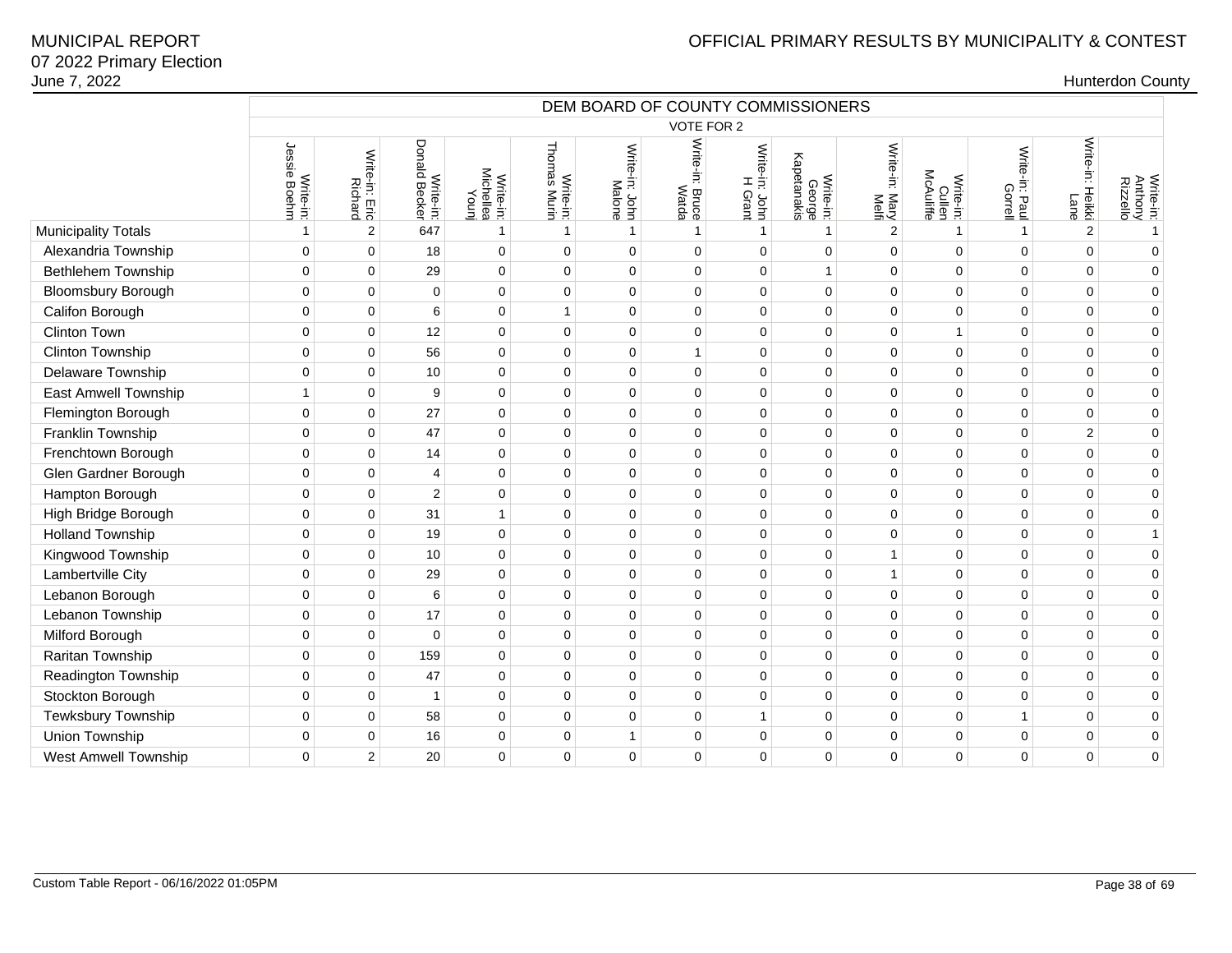# MUNICIPAL REPORT
# 07 2022 Primary Election
June 7, 2022

OFFICIAL PRIMARY RESULTS BY MUNICIPALITY & CONTEST

Hunterdon County

| | DEM BOARD OF COUNTY COMMISSIONERS | | | | | | | | | | | | | |
|---|---|---|---|---|---|---|---|---|---|---|---|---|---|---|
| | VOTE FOR 2 | | | | | | | | | | | | | |
| | Write-in: Jessie Boehm | Write-in: Eric Richard | Write-in: Donald Becker | Write-in: Michellea Younj | Write-in: Thomas Murin | Write-in: John Malone | Write-in: Bruce Watda | Write-in: John H Grant | Write-in: George Kapetanakis | Write-in: Mary Melfi | Write-in: Cullen McAuliffe | Write-in: Paul Gorrell | Write-in: Heikki Lane | Write-in: Anthony Rizzello |
| Municipality Totals | 1 | 2 | 647 | 1 | 1 | 1 | 1 | 1 | 1 | 2 | 1 | 1 | 2 | 1 |
| Alexandria Township | 0 | 0 | 18 | 0 | 0 | 0 | 0 | 0 | 0 | 0 | 0 | 0 | 0 | 0 |
| Bethlehem Township | 0 | 0 | 29 | 0 | 0 | 0 | 0 | 0 | 1 | 0 | 0 | 0 | 0 | 0 |
| Bloomsbury Borough | 0 | 0 | 0 | 0 | 0 | 0 | 0 | 0 | 0 | 0 | 0 | 0 | 0 | 0 |
| Califon Borough | 0 | 0 | 6 | 0 | 1 | 0 | 0 | 0 | 0 | 0 | 0 | 0 | 0 | 0 |
| Clinton Town | 0 | 0 | 12 | 0 | 0 | 0 | 0 | 0 | 0 | 0 | 1 | 0 | 0 | 0 |
| Clinton Township | 0 | 0 | 56 | 0 | 0 | 0 | 1 | 0 | 0 | 0 | 0 | 0 | 0 | 0 |
| Delaware Township | 0 | 0 | 10 | 0 | 0 | 0 | 0 | 0 | 0 | 0 | 0 | 0 | 0 | 0 |
| East Amwell Township | 1 | 0 | 9 | 0 | 0 | 0 | 0 | 0 | 0 | 0 | 0 | 0 | 0 | 0 |
| Flemington Borough | 0 | 0 | 27 | 0 | 0 | 0 | 0 | 0 | 0 | 0 | 0 | 0 | 0 | 0 |
| Franklin Township | 0 | 0 | 47 | 0 | 0 | 0 | 0 | 0 | 0 | 0 | 0 | 0 | 2 | 0 |
| Frenchtown Borough | 0 | 0 | 14 | 0 | 0 | 0 | 0 | 0 | 0 | 0 | 0 | 0 | 0 | 0 |
| Glen Gardner Borough | 0 | 0 | 4 | 0 | 0 | 0 | 0 | 0 | 0 | 0 | 0 | 0 | 0 | 0 |
| Hampton Borough | 0 | 0 | 2 | 0 | 0 | 0 | 0 | 0 | 0 | 0 | 0 | 0 | 0 | 0 |
| High Bridge Borough | 0 | 0 | 31 | 1 | 0 | 0 | 0 | 0 | 0 | 0 | 0 | 0 | 0 | 0 |
| Holland Township | 0 | 0 | 19 | 0 | 0 | 0 | 0 | 0 | 0 | 0 | 0 | 0 | 0 | 1 |
| Kingwood Township | 0 | 0 | 10 | 0 | 0 | 0 | 0 | 0 | 0 | 1 | 0 | 0 | 0 | 0 |
| Lambertville City | 0 | 0 | 29 | 0 | 0 | 0 | 0 | 0 | 0 | 1 | 0 | 0 | 0 | 0 |
| Lebanon Borough | 0 | 0 | 6 | 0 | 0 | 0 | 0 | 0 | 0 | 0 | 0 | 0 | 0 | 0 |
| Lebanon Township | 0 | 0 | 17 | 0 | 0 | 0 | 0 | 0 | 0 | 0 | 0 | 0 | 0 | 0 |
| Milford Borough | 0 | 0 | 0 | 0 | 0 | 0 | 0 | 0 | 0 | 0 | 0 | 0 | 0 | 0 |
| Raritan Township | 0 | 0 | 159 | 0 | 0 | 0 | 0 | 0 | 0 | 0 | 0 | 0 | 0 | 0 |
| Readington Township | 0 | 0 | 47 | 0 | 0 | 0 | 0 | 0 | 0 | 0 | 0 | 0 | 0 | 0 |
| Stockton Borough | 0 | 0 | 1 | 0 | 0 | 0 | 0 | 0 | 0 | 0 | 0 | 0 | 0 | 0 |
| Tewksbury Township | 0 | 0 | 58 | 0 | 0 | 0 | 0 | 1 | 0 | 0 | 0 | 1 | 0 | 0 |
| Union Township | 0 | 0 | 16 | 0 | 0 | 1 | 0 | 0 | 0 | 0 | 0 | 0 | 0 | 0 |
| West Amwell Township | 0 | 2 | 20 | 0 | 0 | 0 | 0 | 0 | 0 | 0 | 0 | 0 | 0 | 0 |

Custom Table Report - 06/16/2022 01:05PM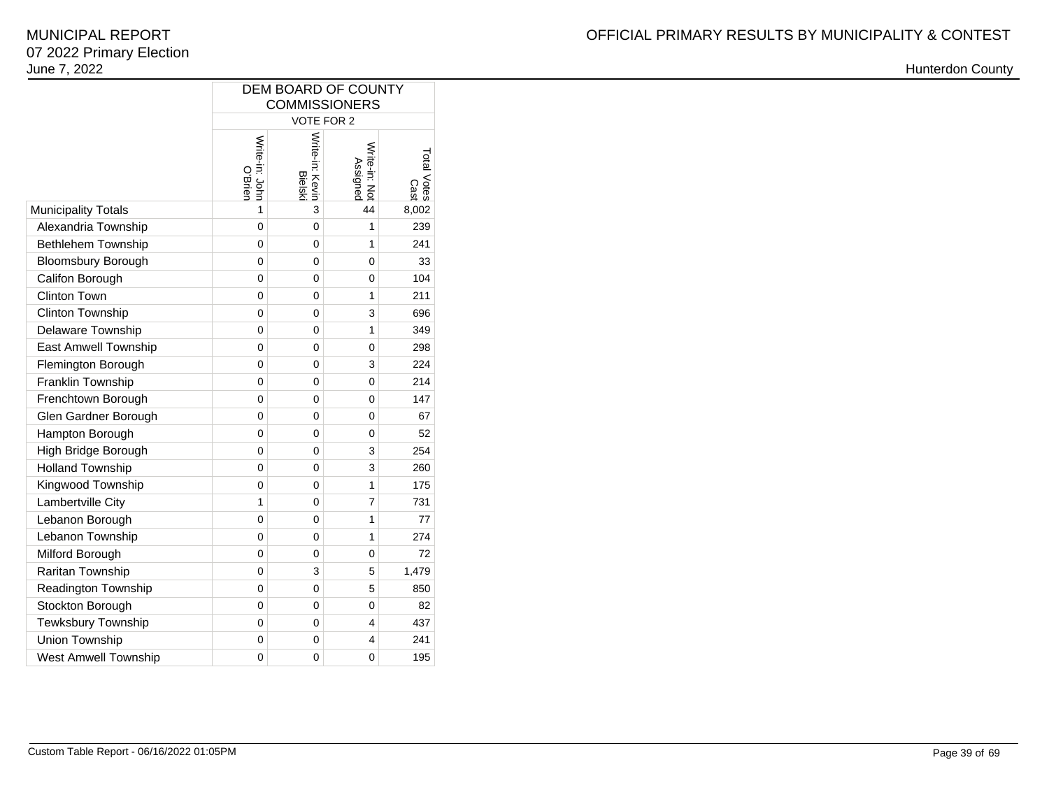MUNICIPAL REPORT
07 2022 Primary Election
June 7, 2022

OFFICIAL PRIMARY RESULTS BY MUNICIPALITY & CONTEST

Hunterdon County

| | DEM BOARD OF COUNTY COMMISSIONERS | | | |
|---|---|---|---|---|
| | VOTE FOR 2 | | | |
| | Write-in: John O'Brien | Write-in: Kevin Bielski | Write-in: Not Assigned | Total Votes Cast |
| Municipality Totals | 1 | 3 | 44 | 8,002 |
| Alexandria Township | 0 | 0 | 1 | 239 |
| Bethlehem Township | 0 | 0 | 1 | 241 |
| Bloomsbury Borough | 0 | 0 | 0 | 33 |
| Califon Borough | 0 | 0 | 0 | 104 |
| Clinton Town | 0 | 0 | 1 | 211 |
| Clinton Township | 0 | 0 | 3 | 696 |
| Delaware Township | 0 | 0 | 1 | 349 |
| East Amwell Township | 0 | 0 | 0 | 298 |
| Flemington Borough | 0 | 0 | 3 | 224 |
| Franklin Township | 0 | 0 | 0 | 214 |
| Frenchtown Borough | 0 | 0 | 0 | 147 |
| Glen Gardner Borough | 0 | 0 | 0 | 67 |
| Hampton Borough | 0 | 0 | 0 | 52 |
| High Bridge Borough | 0 | 0 | 3 | 254 |
| Holland Township | 0 | 0 | 3 | 260 |
| Kingwood Township | 0 | 0 | 1 | 175 |
| Lambertville City | 1 | 0 | 7 | 731 |
| Lebanon Borough | 0 | 0 | 1 | 77 |
| Lebanon Township | 0 | 0 | 1 | 274 |
| Milford Borough | 0 | 0 | 0 | 72 |
| Raritan Township | 0 | 3 | 5 | 1,479 |
| Readington Township | 0 | 0 | 5 | 850 |
| Stockton Borough | 0 | 0 | 0 | 82 |
| Tewksbury Township | 0 | 0 | 4 | 437 |
| Union Township | 0 | 0 | 4 | 241 |
| West Amwell Township | 0 | 0 | 0 | 195 |

Custom Table Report - 06/16/2022 01:05PM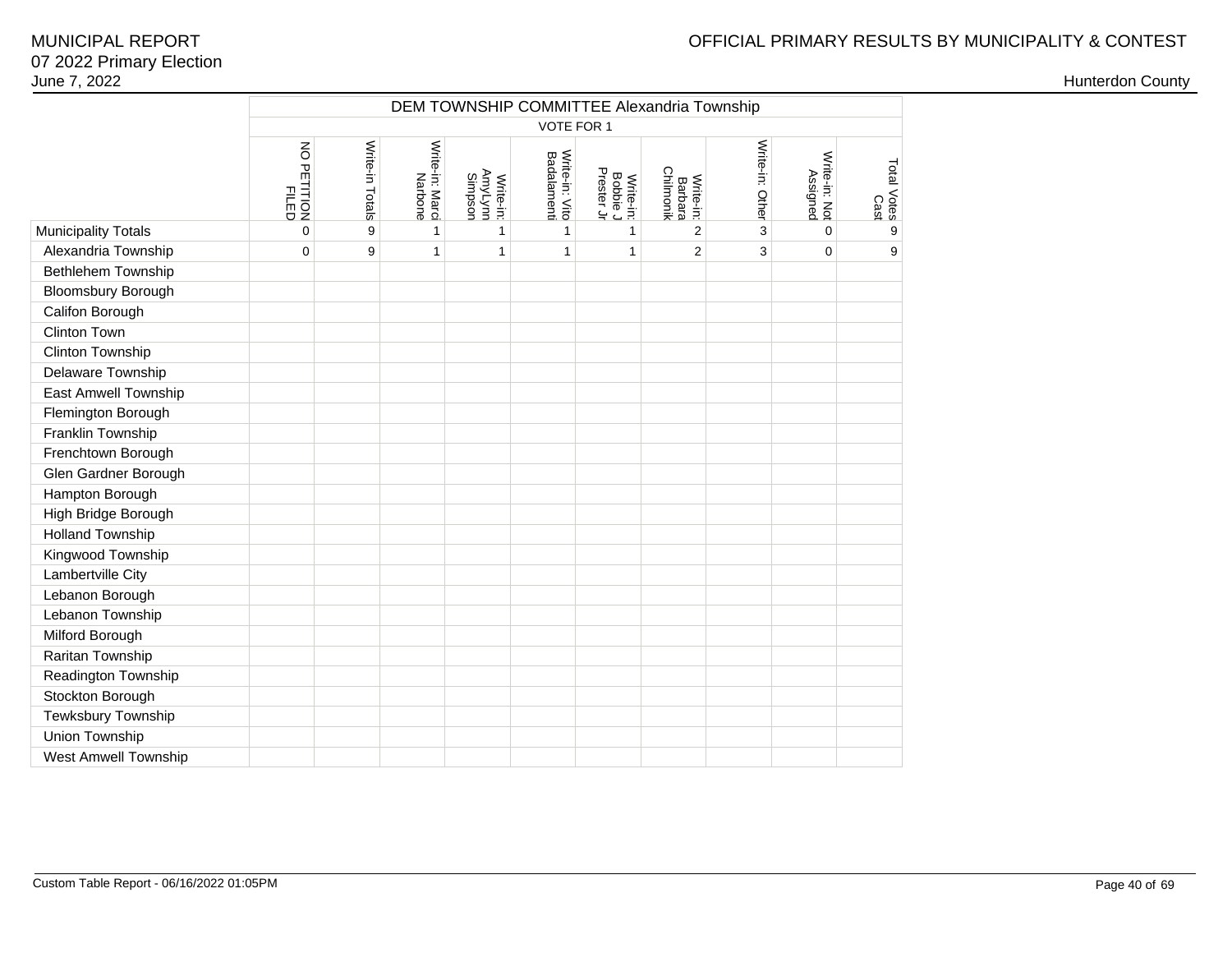MUNICIPAL REPORT
07 2022 Primary Election
June 7, 2022

OFFICIAL PRIMARY RESULTS BY MUNICIPALITY & CONTEST

Hunterdon County

| | DEM TOWNSHIP COMMITTEE Alexandria Township | | | | | | | | | |
|---|---|---|---|---|---|---|---|---|---|---|
| | VOTE FOR 1 | | | | | | | | | |
| | NO PETITION FILED | Write-in Totals | Write-in: Marci Narbone | Write-in: AmyLynn Simpson | Write-in: Vito Badalamenti | Write-in: Bobbie J Prester Jr | Write-in: Barbara Chilmonik | Write-in: Other | Write-in: Not Assigned | Total Votes Cast |
| Municipality Totals | 0 | 9 | 1 | 1 | 1 | 1 | 2 | 3 | 0 | 9 |
| Alexandria Township | 0 | 9 | 1 | 1 | 1 | 1 | 2 | 3 | 0 | 9 |
| Bethlehem Township | | | | | | | | | | |
| Bloomsbury Borough | | | | | | | | | | |
| Califon Borough | | | | | | | | | | |
| Clinton Town | | | | | | | | | | |
| Clinton Township | | | | | | | | | | |
| Delaware Township | | | | | | | | | | |
| East Amwell Township | | | | | | | | | | |
| Flemington Borough | | | | | | | | | | |
| Franklin Township | | | | | | | | | | |
| Frenchtown Borough | | | | | | | | | | |
| Glen Gardner Borough | | | | | | | | | | |
| Hampton Borough | | | | | | | | | | |
| High Bridge Borough | | | | | | | | | | |
| Holland Township | | | | | | | | | | |
| Kingwood Township | | | | | | | | | | |
| Lambertville City | | | | | | | | | | |
| Lebanon Borough | | | | | | | | | | |
| Lebanon Township | | | | | | | | | | |
| Milford Borough | | | | | | | | | | |
| Raritan Township | | | | | | | | | | |
| Readington Township | | | | | | | | | | |
| Stockton Borough | | | | | | | | | | |
| Tewksbury Township | | | | | | | | | | |
| Union Township | | | | | | | | | | |
| West Amwell Township | | | | | | | | | | |

Custom Table Report - 06/16/2022 01:05PM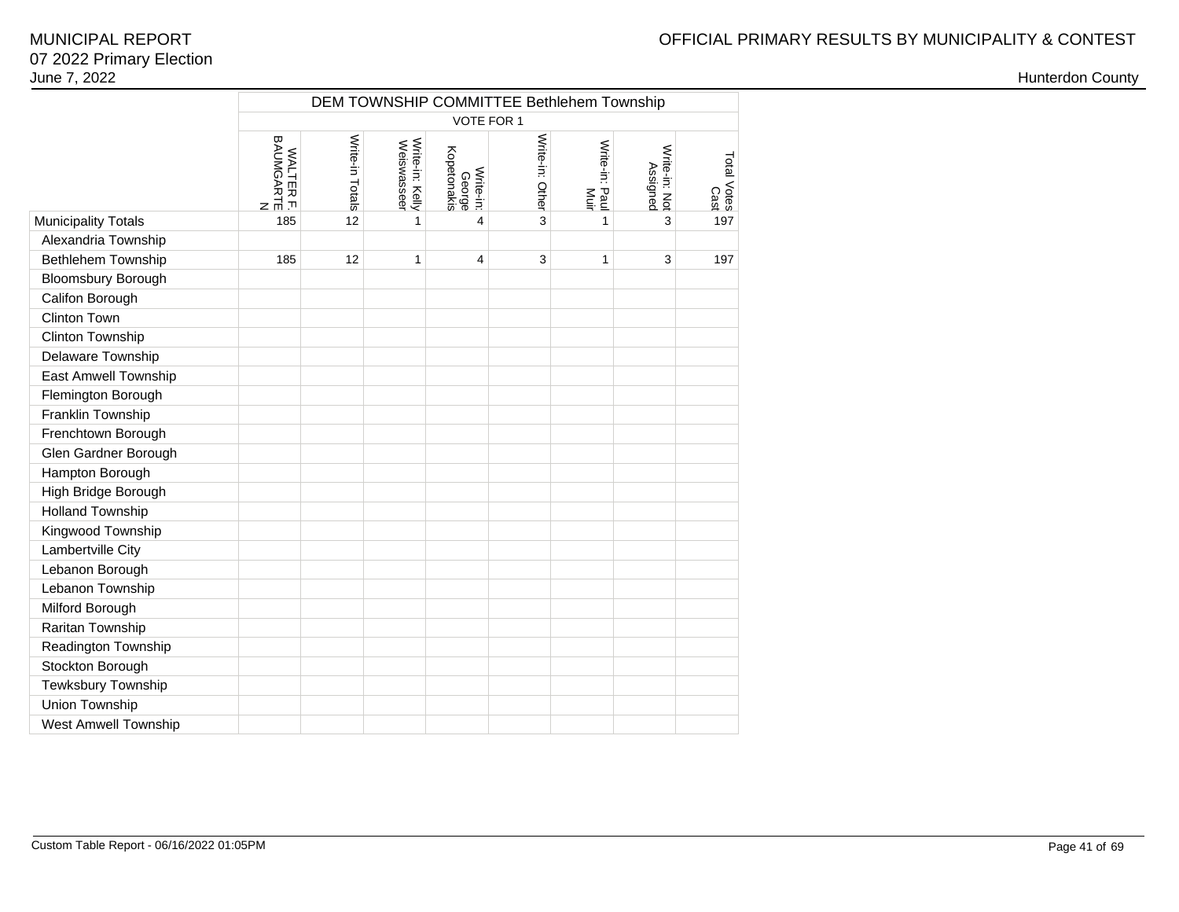MUNICIPAL REPORT
07 2022 Primary Election
June 7, 2022

OFFICIAL PRIMARY RESULTS BY MUNICIPALITY & CONTEST

Hunterdon County

| | DEM TOWNSHIP COMMITTEE Bethlehem Township | | | | | | | |
|---|---|---|---|---|---|---|---|---|
| | VOTE FOR 1 | | | | | | | |
| | WALTER F. BAUMGARTEN | Write-in Totals | Write-in: Kelly Weiswasseer | Write-in: George Kopetonakis | Write-in: Other | Write-in: Paul Muir | Write-in: Not Assigned | Total Votes Cast |
| Municipality Totals | 185 | 12 | 1 | 4 | 3 | 1 | 3 | 197 |
| Alexandria Township | | | | | | | | |
| Bethlehem Township | 185 | 12 | 1 | 4 | 3 | 1 | 3 | 197 |
| Bloomsbury Borough | | | | | | | | |
| Califon Borough | | | | | | | | |
| Clinton Town | | | | | | | | |
| Clinton Township | | | | | | | | |
| Delaware Township | | | | | | | | |
| East Amwell Township | | | | | | | | |
| Flemington Borough | | | | | | | | |
| Franklin Township | | | | | | | | |
| Frenchtown Borough | | | | | | | | |
| Glen Gardner Borough | | | | | | | | |
| Hampton Borough | | | | | | | | |
| High Bridge Borough | | | | | | | | |
| Holland Township | | | | | | | | |
| Kingwood Township | | | | | | | | |
| Lambertville City | | | | | | | | |
| Lebanon Borough | | | | | | | | |
| Lebanon Township | | | | | | | | |
| Milford Borough | | | | | | | | |
| Raritan Township | | | | | | | | |
| Readington Township | | | | | | | | |
| Stockton Borough | | | | | | | | |
| Tewksbury Township | | | | | | | | |
| Union Township | | | | | | | | |
| West Amwell Township | | | | | | | | |

Custom Table Report - 06/16/2022 01:05PM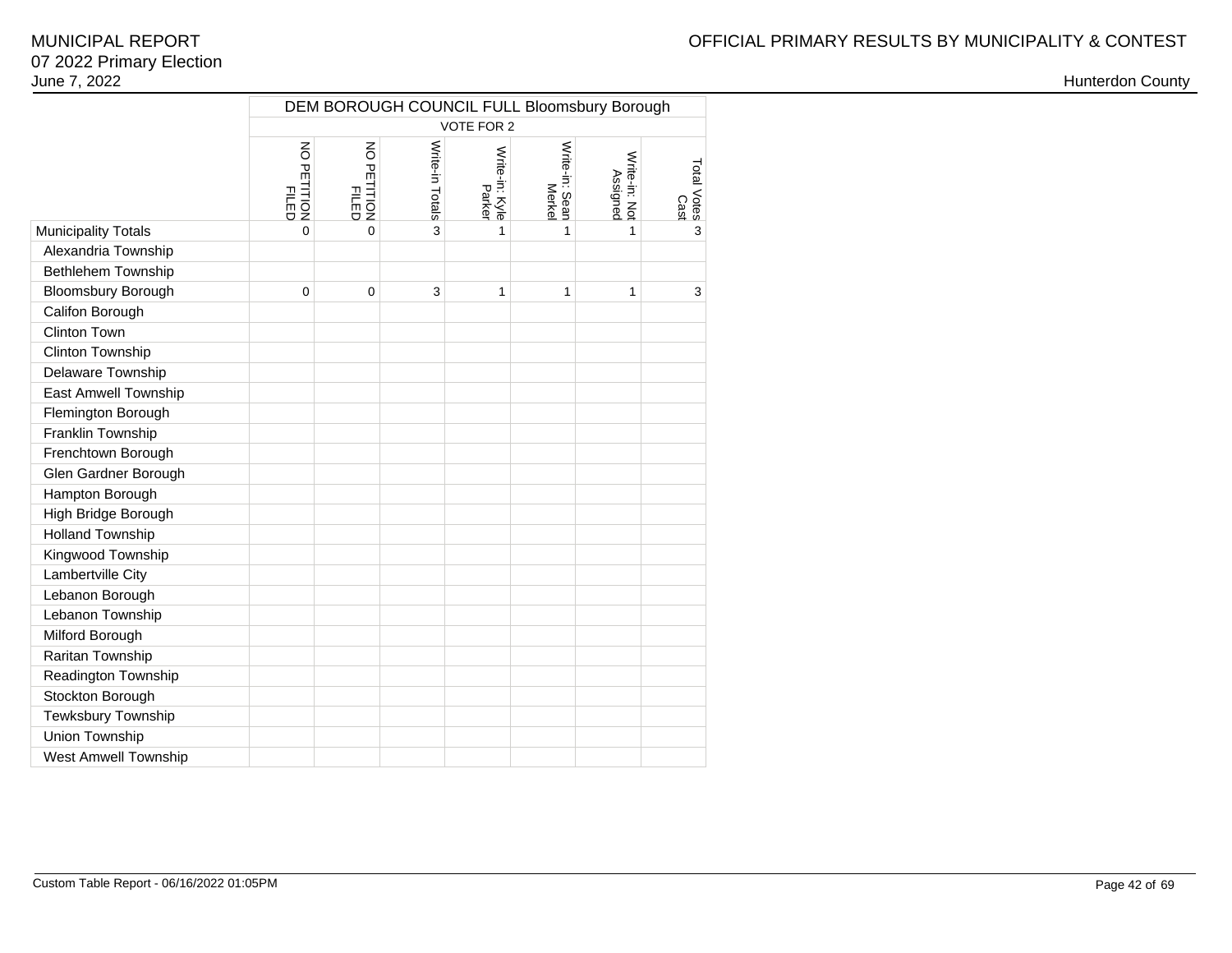| | DEM BOROUGH COUNCIL FULL Bloomsbury Borough | | | | | | |
|---|---|---|---|---|---|---|---|
| | VOTE FOR 2 | | | | | | |
| | NO PETITION FILED | NO PETITION FILED | Write-in Totals | Write-in: Kyle Parker | Write-in: Sean Merkel | Write-in: Not Assigned | Total Votes Cast |
| Municipality Totals | 0 | 0 | 3 | 1 | 1 | 1 | 3 |
| Alexandria Township | | | | | | | |
| Bethlehem Township | | | | | | | |
| Bloomsbury Borough | 0 | 0 | 3 | 1 | 1 | 1 | 3 |
| Califon Borough | | | | | | | |
| Clinton Town | | | | | | | |
| Clinton Township | | | | | | | |
| Delaware Township | | | | | | | |
| East Amwell Township | | | | | | | |
| Flemington Borough | | | | | | | |
| Franklin Township | | | | | | | |
| Frenchtown Borough | | | | | | | |
| Glen Gardner Borough | | | | | | | |
| Hampton Borough | | | | | | | |
| High Bridge Borough | | | | | | | |
| Holland Township | | | | | | | |
| Kingwood Township | | | | | | | |
| Lambertville City | | | | | | | |
| Lebanon Borough | | | | | | | |
| Lebanon Township | | | | | | | |
| Milford Borough | | | | | | | |
| Raritan Township | | | | | | | |
| Readington Township | | | | | | | |
| Stockton Borough | | | | | | | |
| Tewksbury Township | | | | | | | |
| Union Township | | | | | | | |
| West Amwell Township | | | | | | | |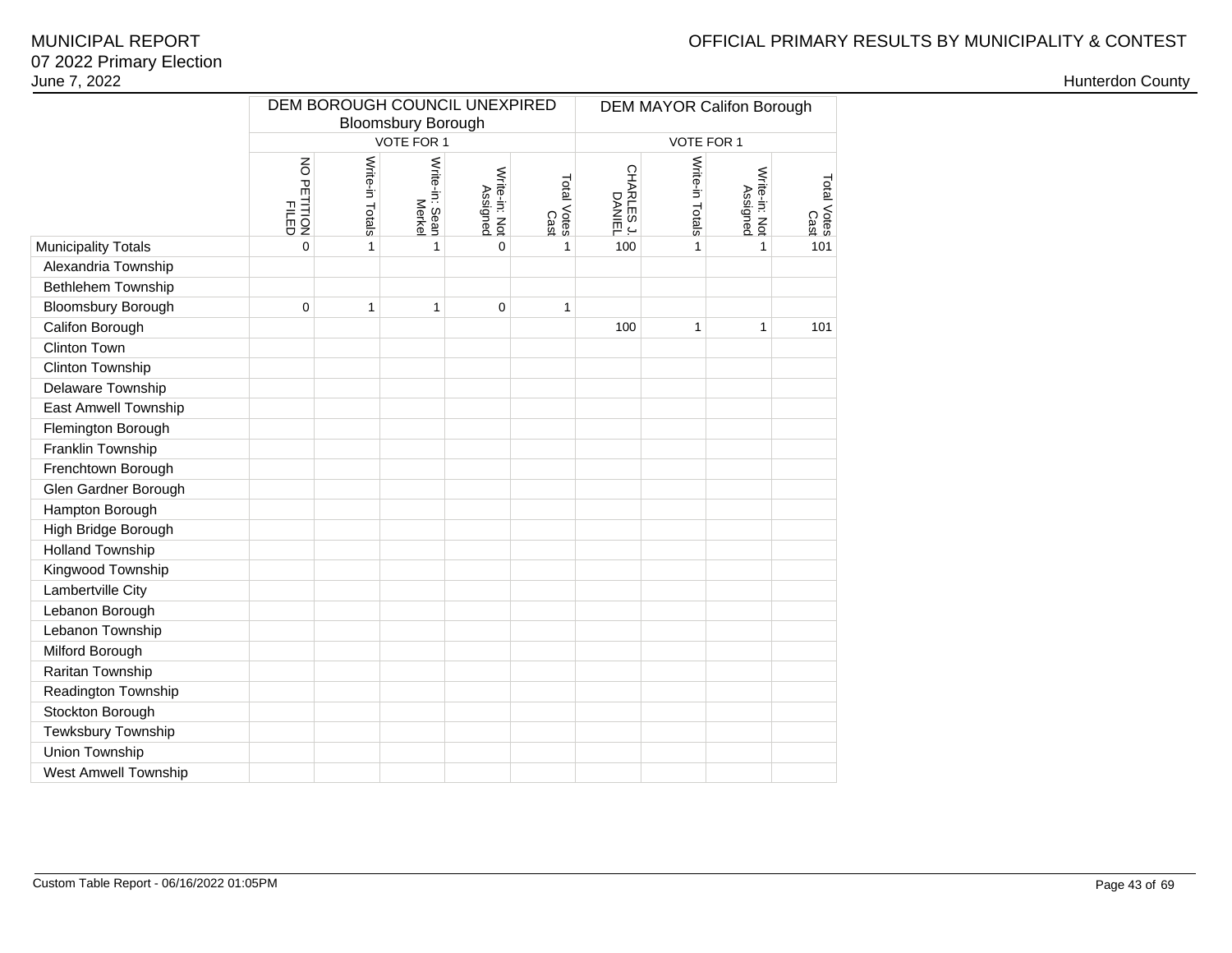# MUNICIPAL REPORT
## 07 2022 Primary Election
June 7, 2022

OFFICIAL PRIMARY RESULTS BY MUNICIPALITY & CONTEST

Hunterdon County

| | DEM BOROUGH COUNCIL UNEXPIRED Bloomsbury Borough | | | | | DEM MAYOR Califon Borough | | | |
|---|---|---|---|---|---|---|---|---|---|
| | VOTE FOR 1 | | | | | VOTE FOR 1 | | | |
| | NO PETITION FILED | Write-in Totals | Write-in: Sean Merkel | Write-in: Not Assigned | Total Votes Cast | CHARLES J. DANIEL | Write-in Totals | Write-in: Not Assigned | Total Votes Cast |
| Municipality Totals | 0 | 1 | 1 | 0 | 1 | 100 | 1 | 1 | 101 |
| Alexandria Township | | | | | | | | | |
| Bethlehem Township | | | | | | | | | |
| Bloomsbury Borough | 0 | 1 | 1 | 0 | 1 | | | | |
| Califon Borough | | | | | | 100 | 1 | 1 | 101 |
| Clinton Town | | | | | | | | | |
| Clinton Township | | | | | | | | | |
| Delaware Township | | | | | | | | | |
| East Amwell Township | | | | | | | | | |
| Flemington Borough | | | | | | | | | |
| Franklin Township | | | | | | | | | |
| Frenchtown Borough | | | | | | | | | |
| Glen Gardner Borough | | | | | | | | | |
| Hampton Borough | | | | | | | | | |
| High Bridge Borough | | | | | | | | | |
| Holland Township | | | | | | | | | |
| Kingwood Township | | | | | | | | | |
| Lambertville City | | | | | | | | | |
| Lebanon Borough | | | | | | | | | |
| Lebanon Township | | | | | | | | | |
| Milford Borough | | | | | | | | | |
| Raritan Township | | | | | | | | | |
| Readington Township | | | | | | | | | |
| Stockton Borough | | | | | | | | | |
| Tewksbury Township | | | | | | | | | |
| Union Township | | | | | | | | | |
| West Amwell Township | | | | | | | | | |

Custom Table Report - 06/16/2022 01:05PM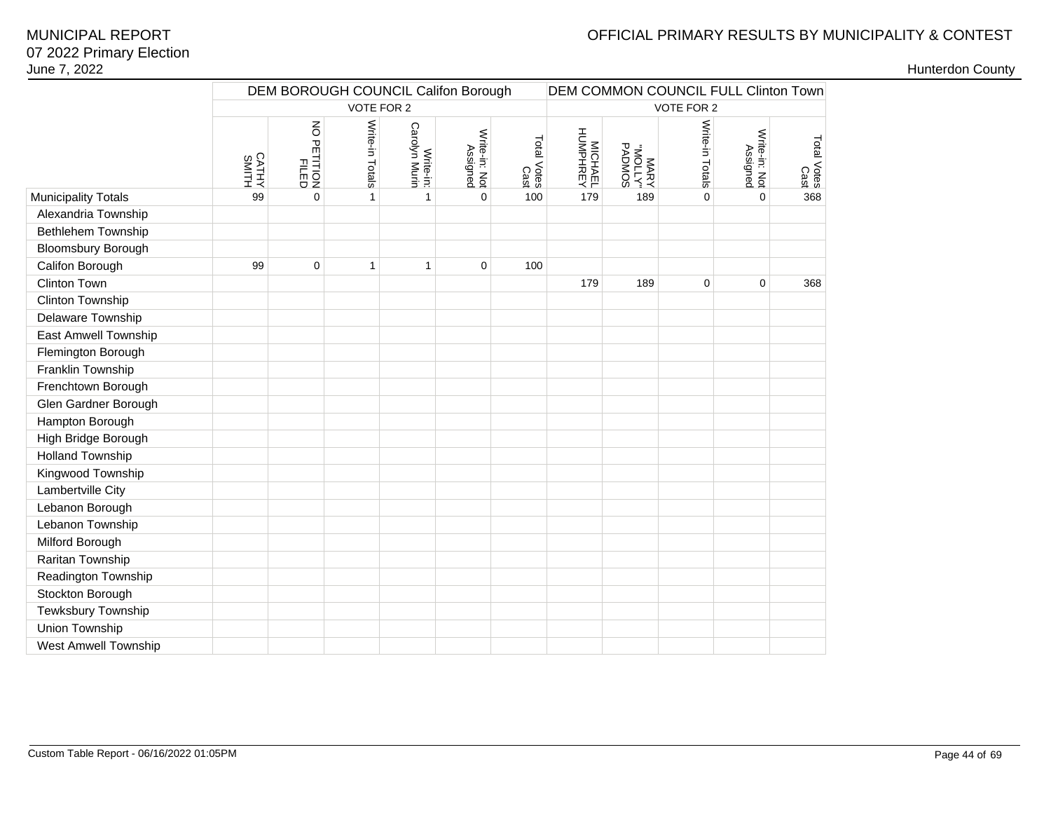# MUNICIPAL REPORT
## 07 2022 Primary Election
June 7, 2022

OFFICIAL PRIMARY RESULTS BY MUNICIPALITY & CONTEST

Hunterdon County

| | DEM BOROUGH COUNCIL Califon Borough | | | | | | DEM COMMON COUNCIL FULL Clinton Town | | | | |
|---|---|---|---|---|---|---|---|---|---|---|---|
| | VOTE FOR 2 | | | | | | VOTE FOR 2 | | | | |
| | CATHY SMITH | NO PETITION FILED | Write-in Totals | Write-in: Carolyn Murin | Write-in: Not Assigned | Total Votes Cast | MICHAEL HUMPHREY | MARY "MOLLY" PADMOS | Write-in Totals | Write-in: Not Assigned | Total Votes Cast |
| Municipality Totals | 99 | 0 | 1 | 1 | 0 | 100 | 179 | 189 | 0 | 0 | 368 |
| Alexandria Township | | | | | | | | | | | |
| Bethlehem Township | | | | | | | | | | | |
| Bloomsbury Borough | | | | | | | | | | | |
| Califon Borough | 99 | 0 | 1 | 1 | 0 | 100 | | | | | |
| Clinton Town | | | | | | | 179 | 189 | 0 | 0 | 368 |
| Clinton Township | | | | | | | | | | | |
| Delaware Township | | | | | | | | | | | |
| East Amwell Township | | | | | | | | | | | |
| Flemington Borough | | | | | | | | | | | |
| Franklin Township | | | | | | | | | | | |
| Frenchtown Borough | | | | | | | | | | | |
| Glen Gardner Borough | | | | | | | | | | | |
| Hampton Borough | | | | | | | | | | | |
| High Bridge Borough | | | | | | | | | | | |
| Holland Township | | | | | | | | | | | |
| Kingwood Township | | | | | | | | | | | |
| Lambertville City | | | | | | | | | | | |
| Lebanon Borough | | | | | | | | | | | |
| Lebanon Township | | | | | | | | | | | |
| Milford Borough | | | | | | | | | | | |
| Raritan Township | | | | | | | | | | | |
| Readington Township | | | | | | | | | | | |
| Stockton Borough | | | | | | | | | | | |
| Tewksbury Township | | | | | | | | | | | |
| Union Township | | | | | | | | | | | |
| West Amwell Township | | | | | | | | | | | |

Custom Table Report - 06/16/2022 01:05PM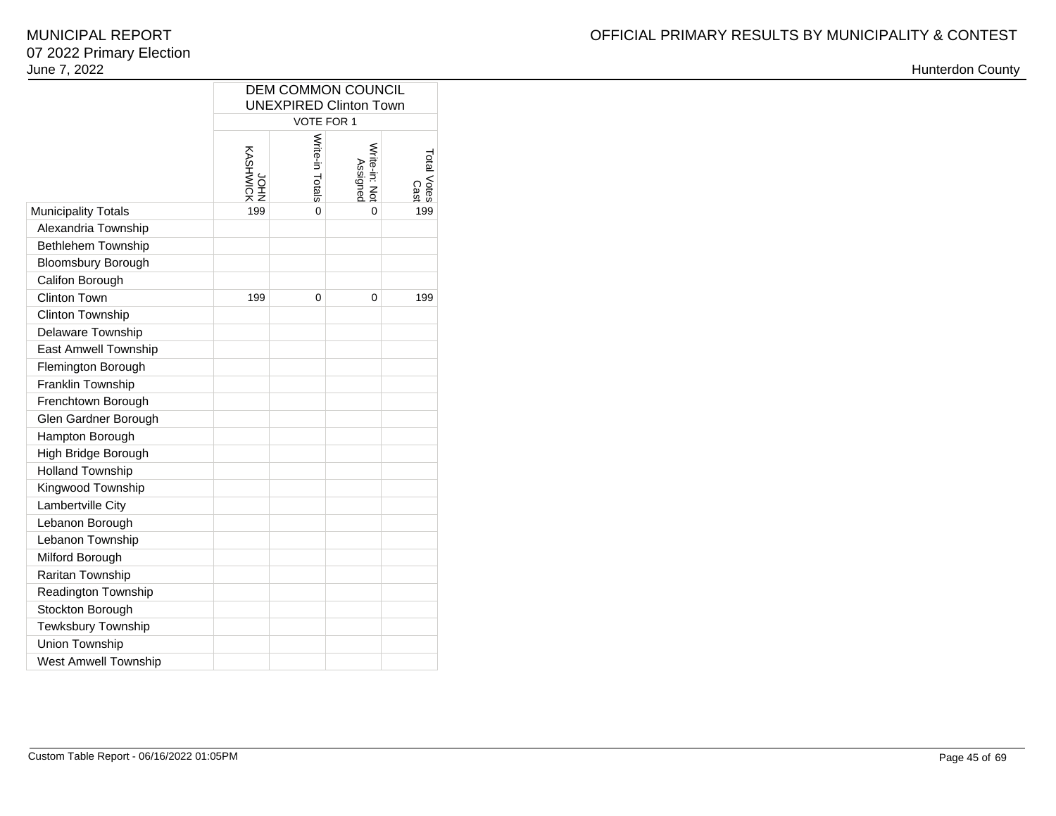| | DEM COMMON COUNCIL UNEXPIRED Clinton Town | | | |
|---|---|---|---|---|
| | VOTE FOR 1 | | | |
| | JOHN KASHWICK | Write-in Totals | Write-in: Not Assigned | Total Votes Cast |
| Municipality Totals | 199 | 0 | 0 | 199 |
| Alexandria Township | | | | |
| Bethlehem Township | | | | |
| Bloomsbury Borough | | | | |
| Califon Borough | | | | |
| Clinton Town | 199 | 0 | 0 | 199 |
| Clinton Township | | | | |
| Delaware Township | | | | |
| East Amwell Township | | | | |
| Flemington Borough | | | | |
| Franklin Township | | | | |
| Frenchtown Borough | | | | |
| Glen Gardner Borough | | | | |
| Hampton Borough | | | | |
| High Bridge Borough | | | | |
| Holland Township | | | | |
| Kingwood Township | | | | |
| Lambertville City | | | | |
| Lebanon Borough | | | | |
| Lebanon Township | | | | |
| Milford Borough | | | | |
| Raritan Township | | | | |
| Readington Township | | | | |
| Stockton Borough | | | | |
| Tewksbury Township | | | | |
| Union Township | | | | |
| West Amwell Township | | | | |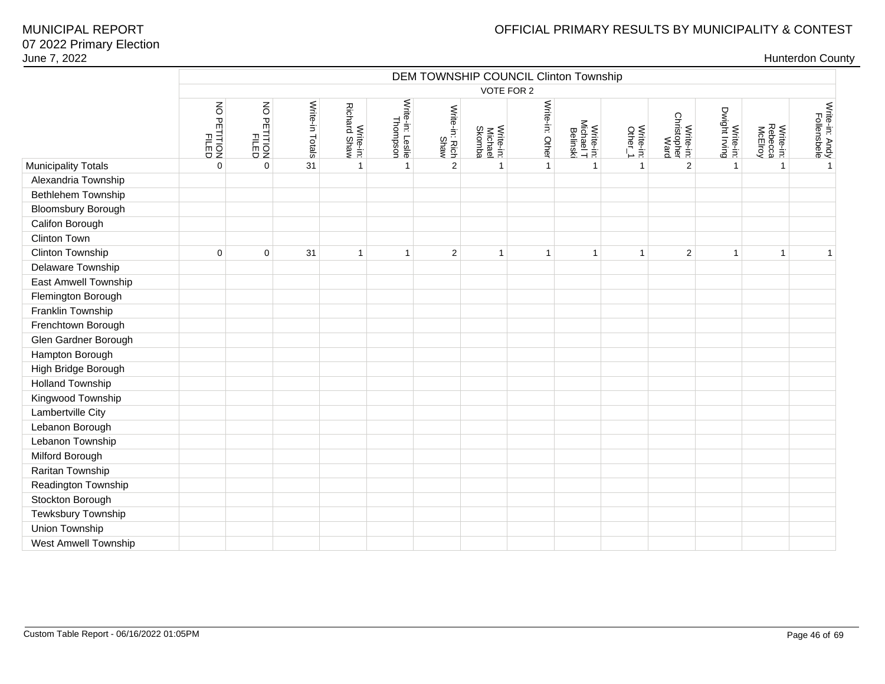# DEM TOWNSHIP COUNCIL Clinton Township

VOTE FOR 2

| | NO PETITION FILED | NO PETITION FILED | Write-in Totals | Write-in: Richard Shaw | Write-in: Leslie Thompson | Write-in: Rich Shaw | Write-in: Michael Skomba | Write-in: Other | Write-in: Michael T Belinski | Write-in: Other_1 | Write-in: Christopher Ward | Write-in: Dwight Irving | Write-in: Rebecca McElroy | Write-in: Andy Follensbele |
|---|---|---|---|---|---|---|---|---|---|---|---|---|---|---|
| Municipality Totals | 0 | 0 | 31 | 1 | 1 | 2 | 1 | 1 | 1 | 1 | 2 | 1 | 1 | 1 |
| Alexandria Township | | | | | | | | | | | | | | |
| Bethlehem Township | | | | | | | | | | | | | | |
| Bloomsbury Borough | | | | | | | | | | | | | | |
| Califon Borough | | | | | | | | | | | | | | |
| Clinton Town | | | | | | | | | | | | | | |
| Clinton Township | 0 | 0 | 31 | 1 | 1 | 2 | 1 | 1 | 1 | 1 | 2 | 1 | 1 | 1 |
| Delaware Township | | | | | | | | | | | | | | |
| East Amwell Township | | | | | | | | | | | | | | |
| Flemington Borough | | | | | | | | | | | | | | |
| Franklin Township | | | | | | | | | | | | | | |
| Frenchtown Borough | | | | | | | | | | | | | | |
| Glen Gardner Borough | | | | | | | | | | | | | | |
| Hampton Borough | | | | | | | | | | | | | | |
| High Bridge Borough | | | | | | | | | | | | | | |
| Holland Township | | | | | | | | | | | | | | |
| Kingwood Township | | | | | | | | | | | | | | |
| Lambertville City | | | | | | | | | | | | | | |
| Lebanon Borough | | | | | | | | | | | | | | |
| Lebanon Township | | | | | | | | | | | | | | |
| Milford Borough | | | | | | | | | | | | | | |
| Raritan Township | | | | | | | | | | | | | | |
| Readington Township | | | | | | | | | | | | | | |
| Stockton Borough | | | | | | | | | | | | | | |
| Tewksbury Township | | | | | | | | | | | | | | |
| Union Township | | | | | | | | | | | | | | |
| West Amwell Township | | | | | | | | | | | | | | |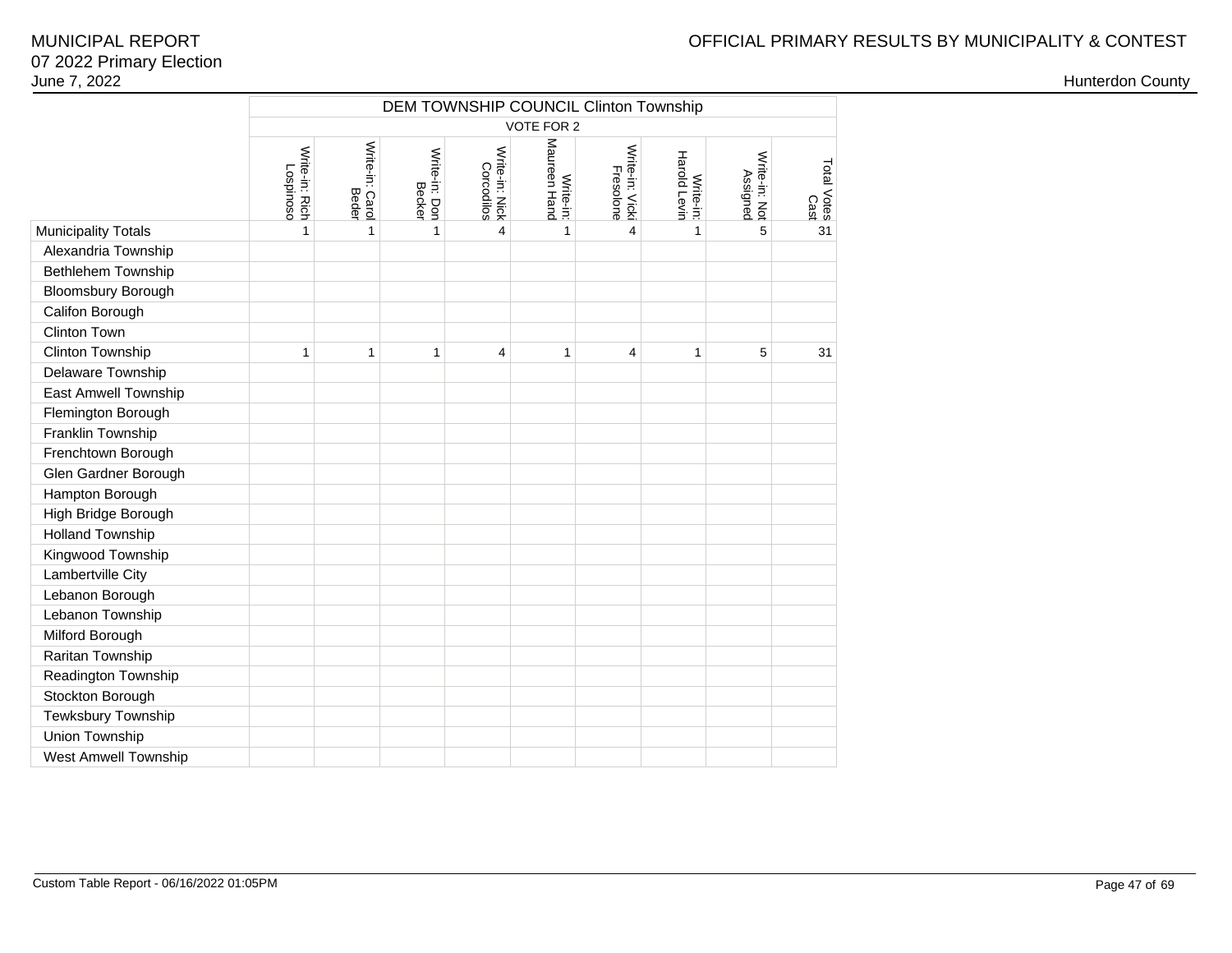# MUNICIPAL REPORT

07 2022 Primary Election

June 7, 2022

OFFICIAL PRIMARY RESULTS BY MUNICIPALITY & CONTEST

Hunterdon County

| | DEM TOWNSHIP COUNCIL Clinton Township | | | | | | | | |
|---|---|---|---|---|---|---|---|---|---|
| | VOTE FOR 2 | | | | | | | | |
| | Write-in: Rich Lospinoso | Write-in: Carol Beder | Write-in: Don Becker | Write-in: Nick Corcodilos | Write-in: Maureen Hand | Write-in: Vicki Fresolone | Write-in: Harold Levin | Write-in: Not Assigned | Total Votes Cast |
| Municipality Totals | 1 | 1 | 1 | 4 | 1 | 4 | 1 | 5 | 31 |
| Alexandria Township | | | | | | | | | |
| Bethlehem Township | | | | | | | | | |
| Bloomsbury Borough | | | | | | | | | |
| Califon Borough | | | | | | | | | |
| Clinton Town | | | | | | | | | |
| Clinton Township | 1 | 1 | 1 | 4 | 1 | 4 | 1 | 5 | 31 |
| Delaware Township | | | | | | | | | |
| East Amwell Township | | | | | | | | | |
| Flemington Borough | | | | | | | | | |
| Franklin Township | | | | | | | | | |
| Frenchtown Borough | | | | | | | | | |
| Glen Gardner Borough | | | | | | | | | |
| Hampton Borough | | | | | | | | | |
| High Bridge Borough | | | | | | | | | |
| Holland Township | | | | | | | | | |
| Kingwood Township | | | | | | | | | |
| Lambertville City | | | | | | | | | |
| Lebanon Borough | | | | | | | | | |
| Lebanon Township | | | | | | | | | |
| Milford Borough | | | | | | | | | |
| Raritan Township | | | | | | | | | |
| Readington Township | | | | | | | | | |
| Stockton Borough | | | | | | | | | |
| Tewksbury Township | | | | | | | | | |
| Union Township | | | | | | | | | |
| West Amwell Township | | | | | | | | | |

Custom Table Report - 06/16/2022 01:05PM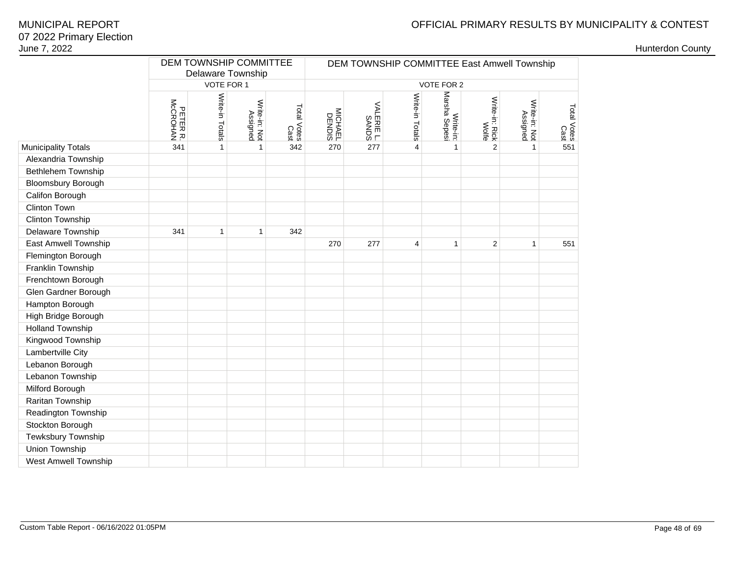MUNICIPAL REPORT
07 2022 Primary Election
June 7, 2022

OFFICIAL PRIMARY RESULTS BY MUNICIPALITY & CONTEST

Hunterdon County

| | DEM TOWNSHIP COMMITTEE Delaware Township | | | | DEM TOWNSHIP COMMITTEE East Amwell Township | | | | | | |
|---|---|---|---|---|---|---|---|---|---|---|---|
| | VOTE FOR 1 | | | | VOTE FOR 2 | | | | | | |
| | PETER R. McCROHAN | Write-in Totals | Write-in: Not Assigned | Total Votes Cast | MICHAEL DENDIS | VALERIE L. SANDS | Write-in Totals | Write-in: Marsha Sepesi | Write-in: Rick Wolfe | Write-in: Not Assigned | Total Votes Cast |
| Municipality Totals | 341 | 1 | 1 | 342 | 270 | 277 | 4 | 1 | 2 | 1 | 551 |
| Alexandria Township | | | | | | | | | | | |
| Bethlehem Township | | | | | | | | | | | |
| Bloomsbury Borough | | | | | | | | | | | |
| Califon Borough | | | | | | | | | | | |
| Clinton Town | | | | | | | | | | | |
| Clinton Township | | | | | | | | | | | |
| Delaware Township | 341 | 1 | 1 | 342 | | | | | | | |
| East Amwell Township | | | | | 270 | 277 | 4 | 1 | 2 | 1 | 551 |
| Flemington Borough | | | | | | | | | | | |
| Franklin Township | | | | | | | | | | | |
| Frenchtown Borough | | | | | | | | | | | |
| Glen Gardner Borough | | | | | | | | | | | |
| Hampton Borough | | | | | | | | | | | |
| High Bridge Borough | | | | | | | | | | | |
| Holland Township | | | | | | | | | | | |
| Kingwood Township | | | | | | | | | | | |
| Lambertville City | | | | | | | | | | | |
| Lebanon Borough | | | | | | | | | | | |
| Lebanon Township | | | | | | | | | | | |
| Milford Borough | | | | | | | | | | | |
| Raritan Township | | | | | | | | | | | |
| Readington Township | | | | | | | | | | | |
| Stockton Borough | | | | | | | | | | | |
| Tewksbury Township | | | | | | | | | | | |
| Union Township | | | | | | | | | | | |
| West Amwell Township | | | | | | | | | | | |

Custom Table Report - 06/16/2022 01:05PM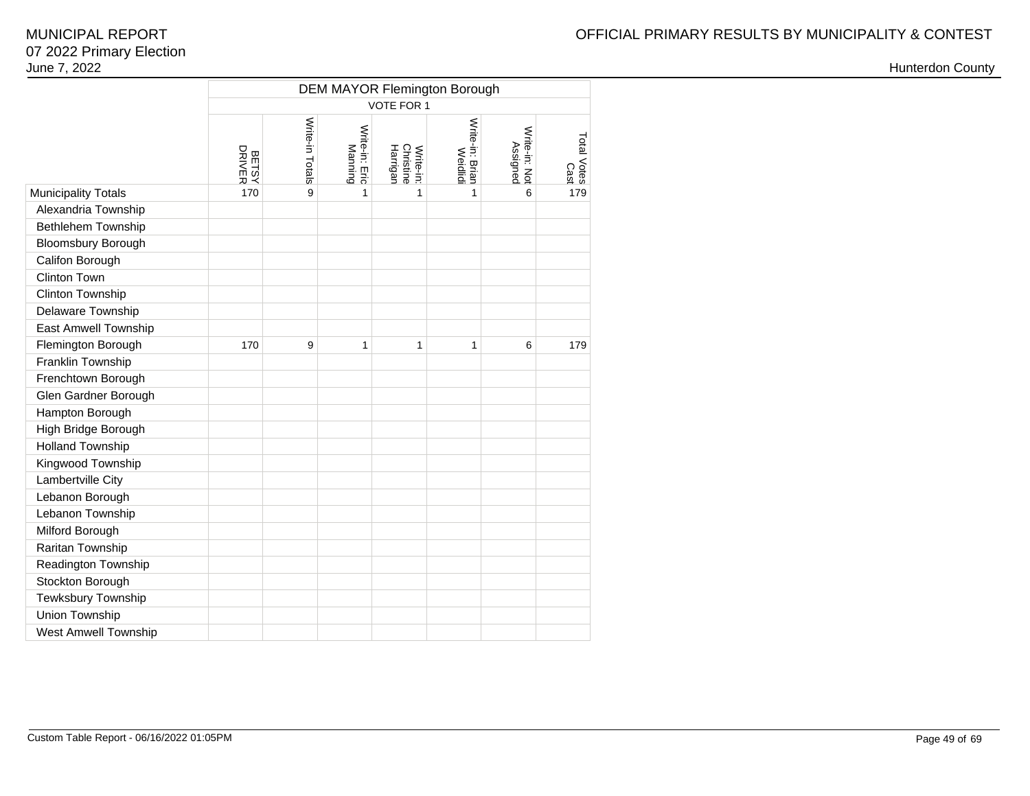MUNICIPAL REPORT
07 2022 Primary Election
June 7, 2022

OFFICIAL PRIMARY RESULTS BY MUNICIPALITY & CONTEST

Hunterdon County

| | DEM MAYOR Flemington Borough | | | | | | |
|---|---|---|---|---|---|---|---|
| | VOTE FOR 1 | | | | | | |
| | BETSY DRIVER | Write-in Totals | Write-in: Eric Manning | Write-in: Christine Harrigan | Write-in: Brian Weidlidi | Write-in: Not Assigned | Total Votes Cast |
| Municipality Totals | 170 | 9 | 1 | 1 | 1 | 6 | 179 |
| Alexandria Township | | | | | | | |
| Bethlehem Township | | | | | | | |
| Bloomsbury Borough | | | | | | | |
| Califon Borough | | | | | | | |
| Clinton Town | | | | | | | |
| Clinton Township | | | | | | | |
| Delaware Township | | | | | | | |
| East Amwell Township | | | | | | | |
| Flemington Borough | 170 | 9 | 1 | 1 | 1 | 6 | 179 |
| Franklin Township | | | | | | | |
| Frenchtown Borough | | | | | | | |
| Glen Gardner Borough | | | | | | | |
| Hampton Borough | | | | | | | |
| High Bridge Borough | | | | | | | |
| Holland Township | | | | | | | |
| Kingwood Township | | | | | | | |
| Lambertville City | | | | | | | |
| Lebanon Borough | | | | | | | |
| Lebanon Township | | | | | | | |
| Milford Borough | | | | | | | |
| Raritan Township | | | | | | | |
| Readington Township | | | | | | | |
| Stockton Borough | | | | | | | |
| Tewksbury Township | | | | | | | |
| Union Township | | | | | | | |
| West Amwell Township | | | | | | | |

Custom Table Report - 06/16/2022 01:05PM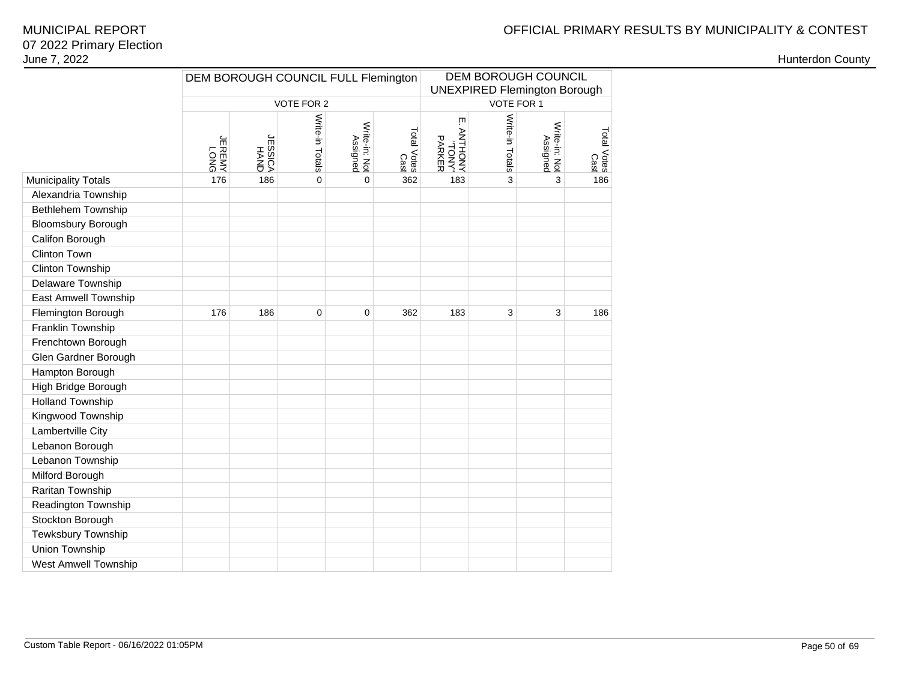| | DEM BOROUGH COUNCIL FULL Flemington | | | | | DEM BOROUGH COUNCIL UNEXPIRED Flemington Borough | | | |
|---|---|---|---|---|---|---|---|---|---|
| | VOTE FOR 2 | | | | | VOTE FOR 1 | | | |
| | JEREMY LONG | JESSICA HAND | Write-in Totals | Write-in: Not Assigned | Total Votes Cast | E. ANTHONY "TONY" PARKER | Write-in Totals | Write-in: Not Assigned | Total Votes Cast |
| Municipality Totals | 176 | 186 | 0 | 0 | 362 | 183 | 3 | 3 | 186 |
| Alexandria Township | | | | | | | | | |
| Bethlehem Township | | | | | | | | | |
| Bloomsbury Borough | | | | | | | | | |
| Califon Borough | | | | | | | | | |
| Clinton Town | | | | | | | | | |
| Clinton Township | | | | | | | | | |
| Delaware Township | | | | | | | | | |
| East Amwell Township | | | | | | | | | |
| Flemington Borough | 176 | 186 | 0 | 0 | 362 | 183 | 3 | 3 | 186 |
| Franklin Township | | | | | | | | | |
| Frenchtown Borough | | | | | | | | | |
| Glen Gardner Borough | | | | | | | | | |
| Hampton Borough | | | | | | | | | |
| High Bridge Borough | | | | | | | | | |
| Holland Township | | | | | | | | | |
| Kingwood Township | | | | | | | | | |
| Lambertville City | | | | | | | | | |
| Lebanon Borough | | | | | | | | | |
| Lebanon Township | | | | | | | | | |
| Milford Borough | | | | | | | | | |
| Raritan Township | | | | | | | | | |
| Readington Township | | | | | | | | | |
| Stockton Borough | | | | | | | | | |
| Tewksbury Township | | | | | | | | | |
| Union Township | | | | | | | | | |
| West Amwell Township | | | | | | | | | |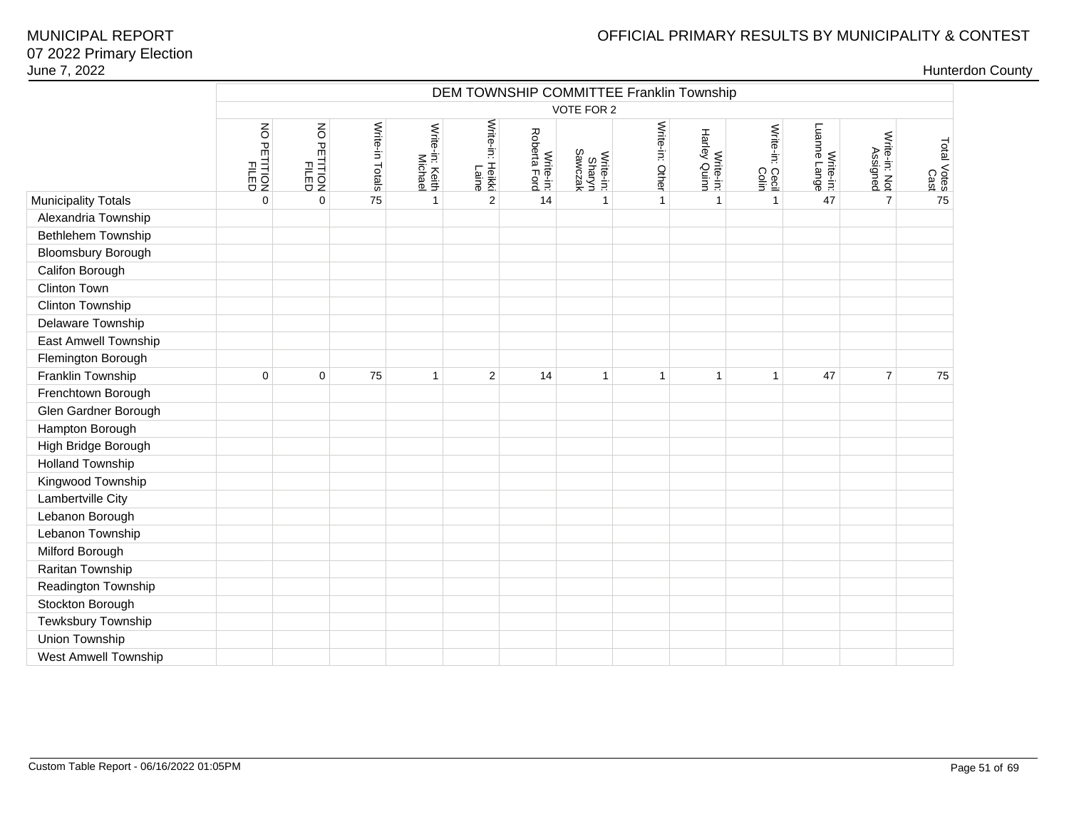DEM TOWNSHIP COMMITTEE Franklin Township

VOTE FOR 2

| | NO PETITION FILED | NO PETITION FILED | Write-in Totals | Write-in: Keith Michael | Write-in: Heikki Laine | Write-in: Roberta Ford | Write-in: Sharyn Sawczak | Write-in: Other | Write-in: Harley Quinn | Write-in: Cecil Colin | Write-in: Luanne Lange | Write-in: Not Assigned | Total Votes Cast |
|---|---|---|---|---|---|---|---|---|---|---|---|---|---|
| Municipality Totals | 0 | 0 | 75 | 1 | 2 | 14 | 1 | 1 | 1 | 1 | 47 | 7 | 75 |
| Alexandria Township | | | | | | | | | | | | | |
| Bethlehem Township | | | | | | | | | | | | | |
| Bloomsbury Borough | | | | | | | | | | | | | |
| Califon Borough | | | | | | | | | | | | | |
| Clinton Town | | | | | | | | | | | | | |
| Clinton Township | | | | | | | | | | | | | |
| Delaware Township | | | | | | | | | | | | | |
| East Amwell Township | | | | | | | | | | | | | |
| Flemington Borough | | | | | | | | | | | | | |
| Franklin Township | 0 | 0 | 75 | 1 | 2 | 14 | 1 | 1 | 1 | 1 | 47 | 7 | 75 |
| Frenchtown Borough | | | | | | | | | | | | | |
| Glen Gardner Borough | | | | | | | | | | | | | |
| Hampton Borough | | | | | | | | | | | | | |
| High Bridge Borough | | | | | | | | | | | | | |
| Holland Township | | | | | | | | | | | | | |
| Kingwood Township | | | | | | | | | | | | | |
| Lambertville City | | | | | | | | | | | | | |
| Lebanon Borough | | | | | | | | | | | | | |
| Lebanon Township | | | | | | | | | | | | | |
| Milford Borough | | | | | | | | | | | | | |
| Raritan Township | | | | | | | | | | | | | |
| Readington Township | | | | | | | | | | | | | |
| Stockton Borough | | | | | | | | | | | | | |
| Tewksbury Township | | | | | | | | | | | | | |
| Union Township | | | | | | | | | | | | | |
| West Amwell Township | | | | | | | | | | | | | |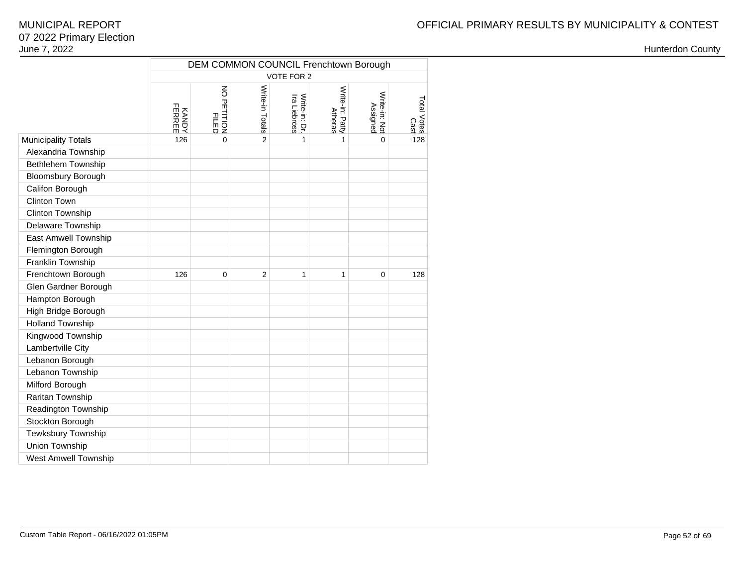| | DEM COMMON COUNCIL Frenchtown Borough | | | | | | |
|---|---|---|---|---|---|---|---|
| | VOTE FOR 2 | | | | | | |
| | KANDY FERREE | NO PETITION FILED | Write-in Totals | Write-in: Dr. Ira Liebross | Write-in: Patty Atheras | Write-in: Not Assigned | Total Votes Cast |
| Municipality Totals | 126 | 0 | 2 | 1 | 1 | 0 | 128 |
| Alexandria Township | | | | | | | |
| Bethlehem Township | | | | | | | |
| Bloomsbury Borough | | | | | | | |
| Califon Borough | | | | | | | |
| Clinton Town | | | | | | | |
| Clinton Township | | | | | | | |
| Delaware Township | | | | | | | |
| East Amwell Township | | | | | | | |
| Flemington Borough | | | | | | | |
| Franklin Township | | | | | | | |
| Frenchtown Borough | 126 | 0 | 2 | 1 | 1 | 0 | 128 |
| Glen Gardner Borough | | | | | | | |
| Hampton Borough | | | | | | | |
| High Bridge Borough | | | | | | | |
| Holland Township | | | | | | | |
| Kingwood Township | | | | | | | |
| Lambertville City | | | | | | | |
| Lebanon Borough | | | | | | | |
| Lebanon Township | | | | | | | |
| Milford Borough | | | | | | | |
| Raritan Township | | | | | | | |
| Readington Township | | | | | | | |
| Stockton Borough | | | | | | | |
| Tewksbury Township | | | | | | | |
| Union Township | | | | | | | |
| West Amwell Township | | | | | | | |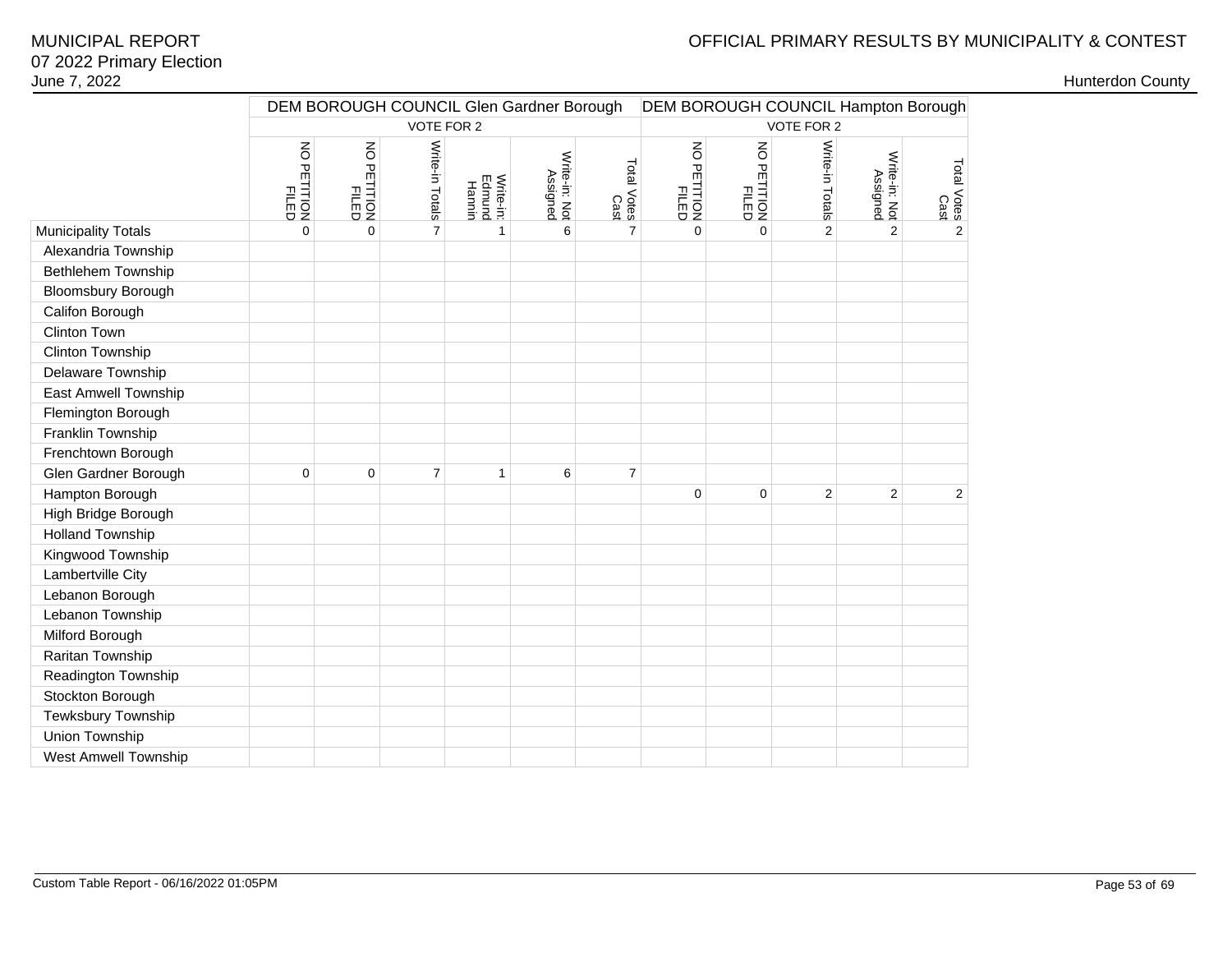# MUNICIPAL REPORT
## 07 2022 Primary Election
June 7, 2022

OFFICIAL PRIMARY RESULTS BY MUNICIPALITY & CONTEST

Hunterdon County

| | DEM BOROUGH COUNCIL Glen Gardner Borough | | | | | | DEM BOROUGH COUNCIL Hampton Borough | | | | |
|---|---|---|---|---|---|---|---|---|---|---|---|
| | VOTE FOR 2 | | | | | | VOTE FOR 2 | | | | |
| | NO PETITION FILED | NO PETITION FILED | Write-in Totals | Write-in: Edmund Hannin | Write-in: Not Assigned | Total Votes Cast | NO PETITION FILED | NO PETITION FILED | Write-in Totals | Write-in: Not Assigned | Total Votes Cast |
| Municipality Totals | 0 | 0 | 7 | 1 | 6 | 7 | 0 | 0 | 2 | 2 | 2 |
| Alexandria Township | | | | | | | | | | | |
| Bethlehem Township | | | | | | | | | | | |
| Bloomsbury Borough | | | | | | | | | | | |
| Califon Borough | | | | | | | | | | | |
| Clinton Town | | | | | | | | | | | |
| Clinton Township | | | | | | | | | | | |
| Delaware Township | | | | | | | | | | | |
| East Amwell Township | | | | | | | | | | | |
| Flemington Borough | | | | | | | | | | | |
| Franklin Township | | | | | | | | | | | |
| Frenchtown Borough | | | | | | | | | | | |
| Glen Gardner Borough | 0 | 0 | 7 | 1 | 6 | 7 | | | | | |
| Hampton Borough | | | | | | | 0 | 0 | 2 | 2 | 2 |
| High Bridge Borough | | | | | | | | | | | |
| Holland Township | | | | | | | | | | | |
| Kingwood Township | | | | | | | | | | | |
| Lambertville City | | | | | | | | | | | |
| Lebanon Borough | | | | | | | | | | | |
| Lebanon Township | | | | | | | | | | | |
| Milford Borough | | | | | | | | | | | |
| Raritan Township | | | | | | | | | | | |
| Readington Township | | | | | | | | | | | |
| Stockton Borough | | | | | | | | | | | |
| Tewksbury Township | | | | | | | | | | | |
| Union Township | | | | | | | | | | | |
| West Amwell Township | | | | | | | | | | | |

Custom Table Report - 06/16/2022 01:05PM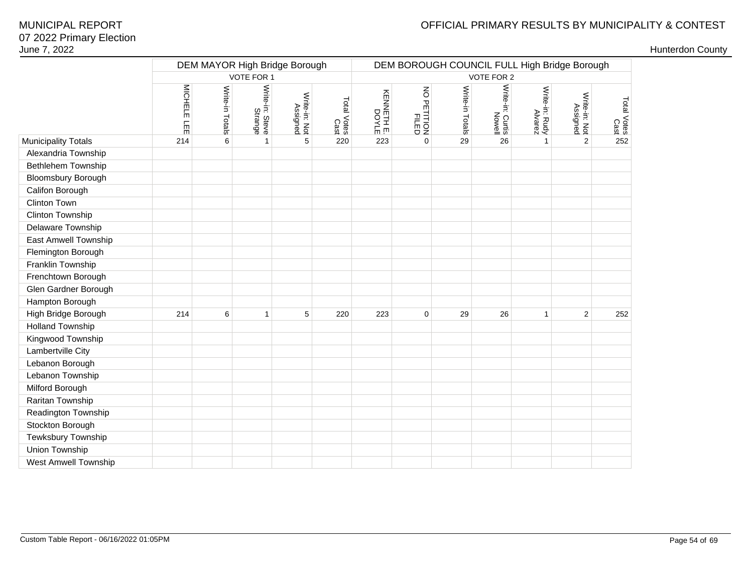MUNICIPAL REPORT
07 2022 Primary Election
June 7, 2022

OFFICIAL PRIMARY RESULTS BY MUNICIPALITY & CONTEST

Hunterdon County

| | DEM MAYOR High Bridge Borough | | | | | DEM BOROUGH COUNCIL FULL High Bridge Borough | | | | | | |
|---|---|---|---|---|---|---|---|---|---|---|---|---|
| | VOTE FOR 1 | | | | | VOTE FOR 2 | | | | | | |
| | MICHELE LEE | Write-in Totals | Write-in: Steve Strange | Write-in: Not Assigned | Total Votes Cast | KENNETH E. DOYLE | NO PETITION FILED | Write-in Totals | Write-in: Curtis Nowell | Write-in: Rudy Alvarez | Write-in: Not Assigned | Total Votes Cast |
| Municipality Totals | 214 | 6 | 1 | 5 | 220 | 223 | 0 | 29 | 26 | 1 | 2 | 252 |
| Alexandria Township | | | | | | | | | | | | |
| Bethlehem Township | | | | | | | | | | | | |
| Bloomsbury Borough | | | | | | | | | | | | |
| Califon Borough | | | | | | | | | | | | |
| Clinton Town | | | | | | | | | | | | |
| Clinton Township | | | | | | | | | | | | |
| Delaware Township | | | | | | | | | | | | |
| East Amwell Township | | | | | | | | | | | | |
| Flemington Borough | | | | | | | | | | | | |
| Franklin Township | | | | | | | | | | | | |
| Frenchtown Borough | | | | | | | | | | | | |
| Glen Gardner Borough | | | | | | | | | | | | |
| Hampton Borough | | | | | | | | | | | | |
| High Bridge Borough | 214 | 6 | 1 | 5 | 220 | 223 | 0 | 29 | 26 | 1 | 2 | 252 |
| Holland Township | | | | | | | | | | | | |
| Kingwood Township | | | | | | | | | | | | |
| Lambertville City | | | | | | | | | | | | |
| Lebanon Borough | | | | | | | | | | | | |
| Lebanon Township | | | | | | | | | | | | |
| Milford Borough | | | | | | | | | | | | |
| Raritan Township | | | | | | | | | | | | |
| Readington Township | | | | | | | | | | | | |
| Stockton Borough | | | | | | | | | | | | |
| Tewksbury Township | | | | | | | | | | | | |
| Union Township | | | | | | | | | | | | |
| West Amwell Township | | | | | | | | | | | | |

Custom Table Report - 06/16/2022 01:05PM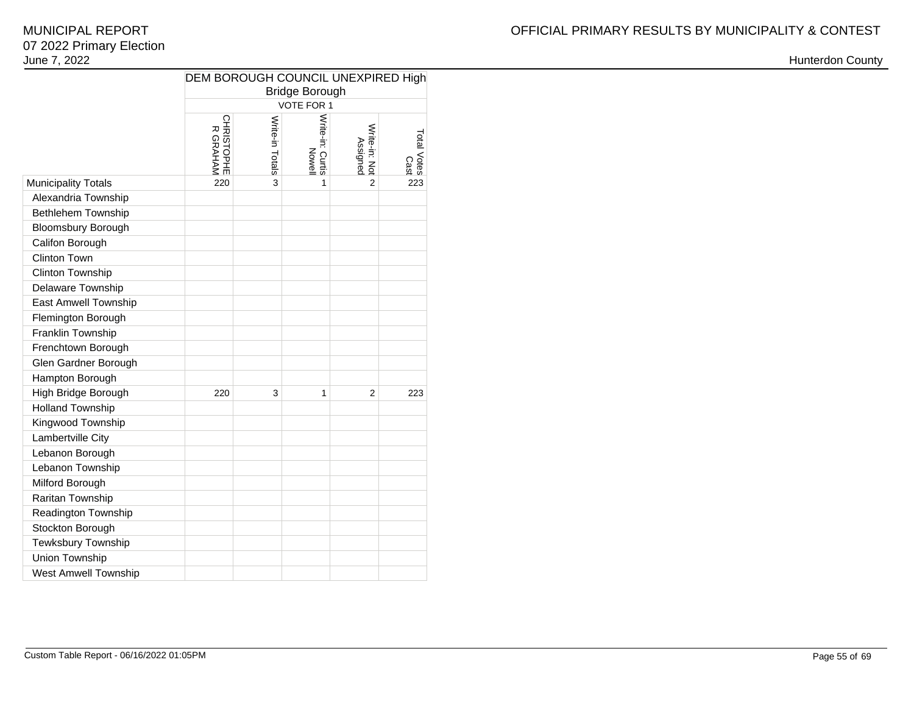| | DEM BOROUGH COUNCIL UNEXPIRED High Bridge Borough | | | | |
|---|---|---|---|---|---|
| | VOTE FOR 1 | | | | |
| | CHRISTOPHER GRAHAM | Write-in Totals | Write-in: Curtis Nowell | Write-in: Not Assigned | Total Votes Cast |
| Municipality Totals | 220 | 3 | 1 | 2 | 223 |
| Alexandria Township | | | | | |
| Bethlehem Township | | | | | |
| Bloomsbury Borough | | | | | |
| Califon Borough | | | | | |
| Clinton Town | | | | | |
| Clinton Township | | | | | |
| Delaware Township | | | | | |
| East Amwell Township | | | | | |
| Flemington Borough | | | | | |
| Franklin Township | | | | | |
| Frenchtown Borough | | | | | |
| Glen Gardner Borough | | | | | |
| Hampton Borough | | | | | |
| High Bridge Borough | 220 | 3 | 1 | 2 | 223 |
| Holland Township | | | | | |
| Kingwood Township | | | | | |
| Lambertville City | | | | | |
| Lebanon Borough | | | | | |
| Lebanon Township | | | | | |
| Milford Borough | | | | | |
| Raritan Township | | | | | |
| Readington Township | | | | | |
| Stockton Borough | | | | | |
| Tewksbury Township | | | | | |
| Union Township | | | | | |
| West Amwell Township | | | | | |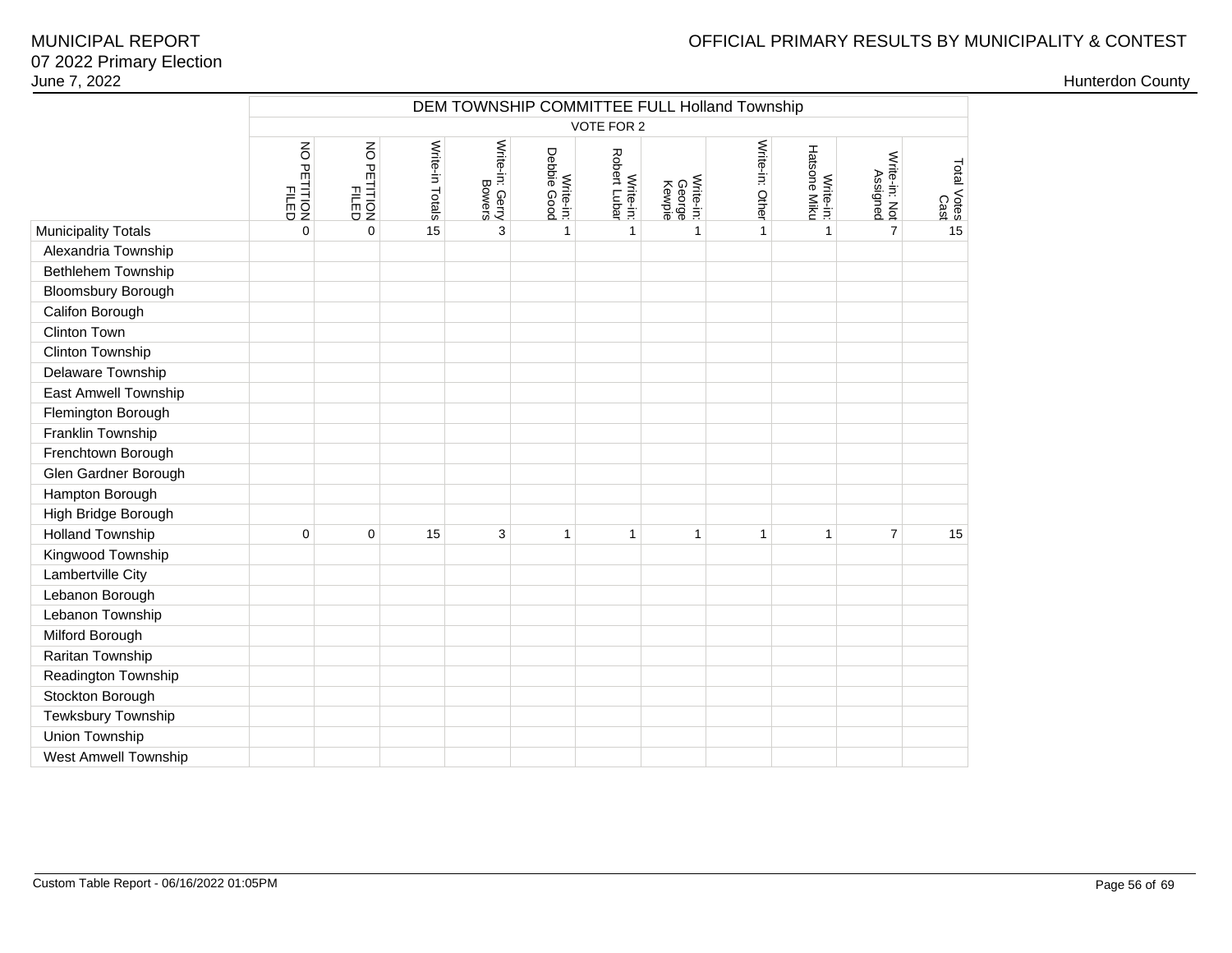# MUNICIPAL REPORT
07 2022 Primary Election
June 7, 2022

OFFICIAL PRIMARY RESULTS BY MUNICIPALITY & CONTEST

Hunterdon County

| | DEM TOWNSHIP COMMITTEE FULL Holland Township | | | | | | | | | | |
|---|---|---|---|---|---|---|---|---|---|---|---|
| | VOTE FOR 2 | | | | | | | | | | |
| | NO PETITION FILED | NO PETITION FILED | Write-in Totals | Write-in: Gerry Bowers | Write-in: Debbie Good | Write-in: Robert Lubar | Write-in: George Kewpie | Write-in: Other | Write-in: Hatsone Miku | Write-in: Not Assigned | Total Votes Cast |
| Municipality Totals | 0 | 0 | 15 | 3 | 1 | 1 | 1 | 1 | 1 | 7 | 15 |
| Alexandria Township | | | | | | | | | | | |
| Bethlehem Township | | | | | | | | | | | |
| Bloomsbury Borough | | | | | | | | | | | |
| Califon Borough | | | | | | | | | | | |
| Clinton Town | | | | | | | | | | | |
| Clinton Township | | | | | | | | | | | |
| Delaware Township | | | | | | | | | | | |
| East Amwell Township | | | | | | | | | | | |
| Flemington Borough | | | | | | | | | | | |
| Franklin Township | | | | | | | | | | | |
| Frenchtown Borough | | | | | | | | | | | |
| Glen Gardner Borough | | | | | | | | | | | |
| Hampton Borough | | | | | | | | | | | |
| High Bridge Borough | | | | | | | | | | | |
| Holland Township | 0 | 0 | 15 | 3 | 1 | 1 | 1 | 1 | 1 | 7 | 15 |
| Kingwood Township | | | | | | | | | | | |
| Lambertville City | | | | | | | | | | | |
| Lebanon Borough | | | | | | | | | | | |
| Lebanon Township | | | | | | | | | | | |
| Milford Borough | | | | | | | | | | | |
| Raritan Township | | | | | | | | | | | |
| Readington Township | | | | | | | | | | | |
| Stockton Borough | | | | | | | | | | | |
| Tewksbury Township | | | | | | | | | | | |
| Union Township | | | | | | | | | | | |
| West Amwell Township | | | | | | | | | | | |

Custom Table Report - 06/16/2022 01:05PM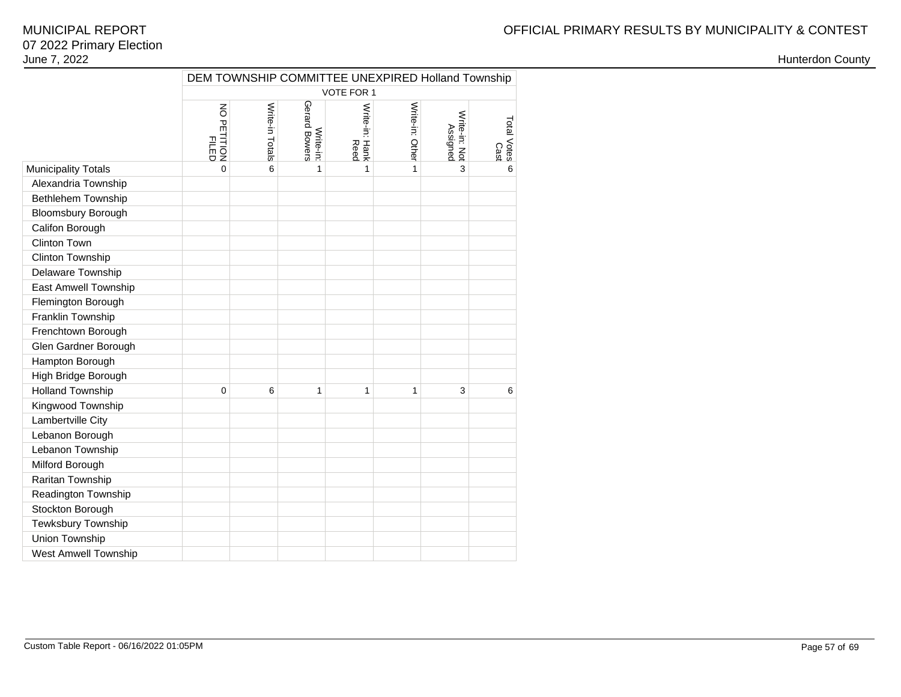# MUNICIPAL REPORT
# 07 2022 Primary Election
June 7, 2022

OFFICIAL PRIMARY RESULTS BY MUNICIPALITY & CONTEST

Hunterdon County

| | DEM TOWNSHIP COMMITTEE UNEXPIRED Holland Township | | | | | | |
|---|---|---|---|---|---|---|---|
| | VOTE FOR 1 | | | | | | |
| | NO PETITION FILED | Write-in Totals | Write-in: Gerard Bowers | Write-in: Hank Reed | Write-in: Other | Write-in: Not Assigned | Total Votes Cast |
| Municipality Totals | 0 | 6 | 1 | 1 | 1 | 3 | 6 |
| Alexandria Township | | | | | | | |
| Bethlehem Township | | | | | | | |
| Bloomsbury Borough | | | | | | | |
| Califon Borough | | | | | | | |
| Clinton Town | | | | | | | |
| Clinton Township | | | | | | | |
| Delaware Township | | | | | | | |
| East Amwell Township | | | | | | | |
| Flemington Borough | | | | | | | |
| Franklin Township | | | | | | | |
| Frenchtown Borough | | | | | | | |
| Glen Gardner Borough | | | | | | | |
| Hampton Borough | | | | | | | |
| High Bridge Borough | | | | | | | |
| Holland Township | 0 | 6 | 1 | 1 | 1 | 3 | 6 |
| Kingwood Township | | | | | | | |
| Lambertville City | | | | | | | |
| Lebanon Borough | | | | | | | |
| Lebanon Township | | | | | | | |
| Milford Borough | | | | | | | |
| Raritan Township | | | | | | | |
| Readington Township | | | | | | | |
| Stockton Borough | | | | | | | |
| Tewksbury Township | | | | | | | |
| Union Township | | | | | | | |
| West Amwell Township | | | | | | | |

Custom Table Report - 06/16/2022 01:05PM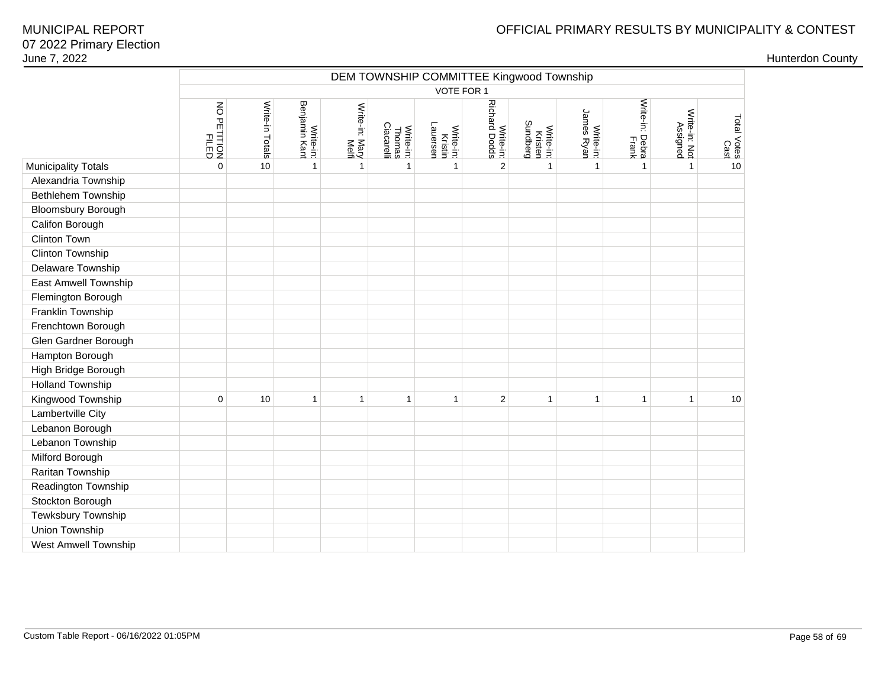MUNICIPAL REPORT
07 2022 Primary Election
June 7, 2022

OFFICIAL PRIMARY RESULTS BY MUNICIPALITY & CONTEST

Hunterdon County

| | DEM TOWNSHIP COMMITTEE Kingwood Township | | | | | | | | | | | |
|---|---|---|---|---|---|---|---|---|---|---|---|---|
| | VOTE FOR 1 | | | | | | | | | | | |
| | NO PETITION FILED | Write-in Totals | Write-in: Benjamin Kant | Write-in: Mary Melfi | Write-in: Thomas Ciacarelli | Write-in: Kristin Laursen | Write-in: Richard Dodds | Write-in: Kristen Sundberg | Write-in: James Ryan | Write-in: Debra Frank | Write-in: Not Assigned | Total Votes Cast |
| Municipality Totals | 0 | 10 | 1 | 1 | 1 | 1 | 2 | 1 | 1 | 1 | 1 | 10 |
| Alexandria Township | | | | | | | | | | | | |
| Bethlehem Township | | | | | | | | | | | | |
| Bloomsbury Borough | | | | | | | | | | | | |
| Califon Borough | | | | | | | | | | | | |
| Clinton Town | | | | | | | | | | | | |
| Clinton Township | | | | | | | | | | | | |
| Delaware Township | | | | | | | | | | | | |
| East Amwell Township | | | | | | | | | | | | |
| Flemington Borough | | | | | | | | | | | | |
| Franklin Township | | | | | | | | | | | | |
| Frenchtown Borough | | | | | | | | | | | | |
| Glen Gardner Borough | | | | | | | | | | | | |
| Hampton Borough | | | | | | | | | | | | |
| High Bridge Borough | | | | | | | | | | | | |
| Holland Township | | | | | | | | | | | | |
| Kingwood Township | 0 | 10 | 1 | 1 | 1 | 1 | 2 | 1 | 1 | 1 | 1 | 10 |
| Lambertville City | | | | | | | | | | | | |
| Lebanon Borough | | | | | | | | | | | | |
| Lebanon Township | | | | | | | | | | | | |
| Milford Borough | | | | | | | | | | | | |
| Raritan Township | | | | | | | | | | | | |
| Readington Township | | | | | | | | | | | | |
| Stockton Borough | | | | | | | | | | | | |
| Tewksbury Township | | | | | | | | | | | | |
| Union Township | | | | | | | | | | | | |
| West Amwell Township | | | | | | | | | | | | |

Custom Table Report - 06/16/2022 01:05PM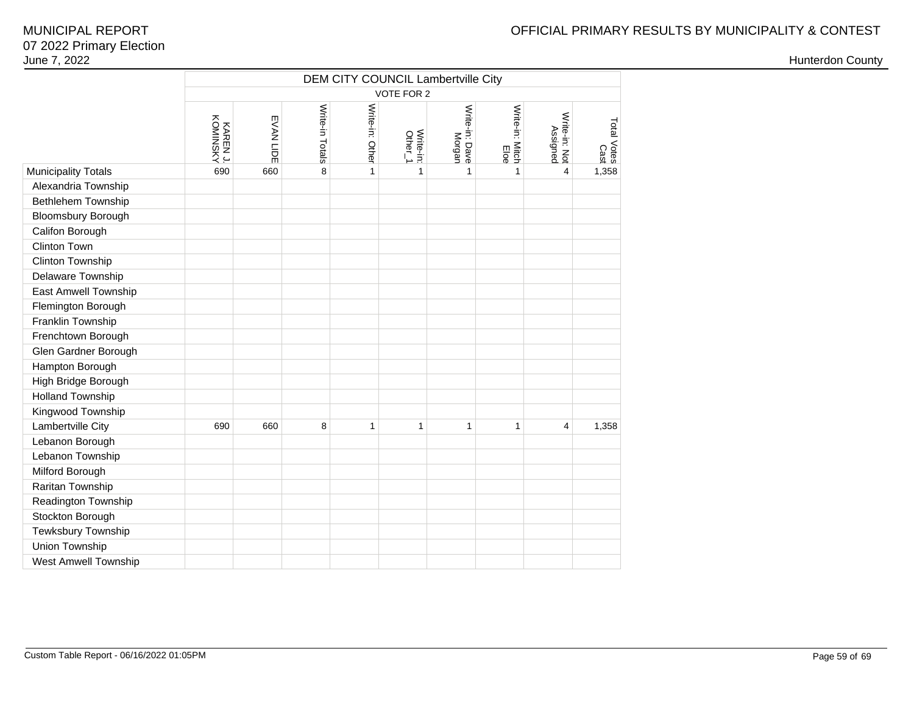MUNICIPAL REPORT
07 2022 Primary Election
June 7, 2022

OFFICIAL PRIMARY RESULTS BY MUNICIPALITY & CONTEST

Hunterdon County

| | DEM CITY COUNCIL Lambertville City | | | | | | | | |
|---|---|---|---|---|---|---|---|---|---|
| | VOTE FOR 2 | | | | | | | | |
| | KAREN J. KOMINSKY | EVAN LIDE | Write-in Totals | Write-in: Other | Write-in: Other_1 | Write-in: Dave Morgan | Write-in: Mitch Eloe | Write-in: Not Assigned | Total Votes Cast |
| Municipality Totals | 690 | 660 | 8 | 1 | 1 | 1 | 1 | 4 | 1,358 |
| Alexandria Township | | | | | | | | | |
| Bethlehem Township | | | | | | | | | |
| Bloomsbury Borough | | | | | | | | | |
| Califon Borough | | | | | | | | | |
| Clinton Town | | | | | | | | | |
| Clinton Township | | | | | | | | | |
| Delaware Township | | | | | | | | | |
| East Amwell Township | | | | | | | | | |
| Flemington Borough | | | | | | | | | |
| Franklin Township | | | | | | | | | |
| Frenchtown Borough | | | | | | | | | |
| Glen Gardner Borough | | | | | | | | | |
| Hampton Borough | | | | | | | | | |
| High Bridge Borough | | | | | | | | | |
| Holland Township | | | | | | | | | |
| Kingwood Township | | | | | | | | | |
| Lambertville City | 690 | 660 | 8 | 1 | 1 | 1 | 1 | 4 | 1,358 |
| Lebanon Borough | | | | | | | | | |
| Lebanon Township | | | | | | | | | |
| Milford Borough | | | | | | | | | |
| Raritan Township | | | | | | | | | |
| Readington Township | | | | | | | | | |
| Stockton Borough | | | | | | | | | |
| Tewksbury Township | | | | | | | | | |
| Union Township | | | | | | | | | |
| West Amwell Township | | | | | | | | | |

Custom Table Report - 06/16/2022 01:05PM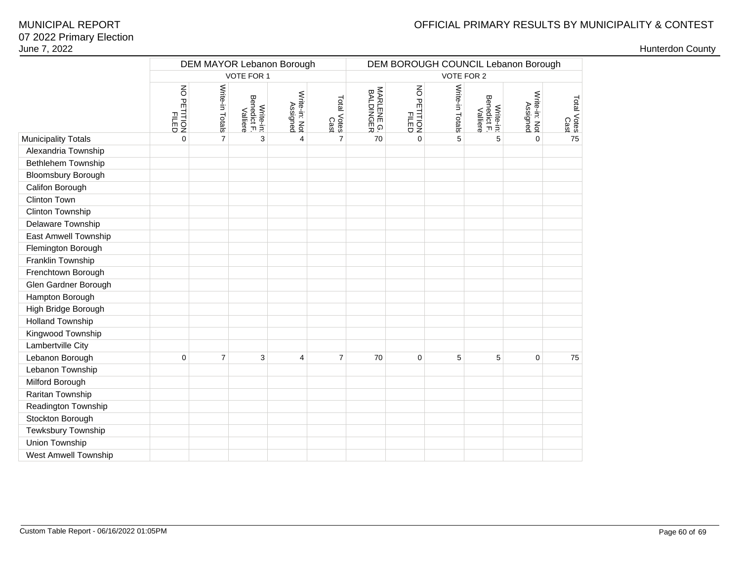# MUNICIPAL REPORT
## 07 2022 Primary Election
June 7, 2022

OFFICIAL PRIMARY RESULTS BY MUNICIPALITY & CONTEST

Hunterdon County

| | DEM MAYOR Lebanon Borough | | | | | DEM BOROUGH COUNCIL Lebanon Borough | | | | | |
|---|---|---|---|---|---|---|---|---|---|---|---|
| | VOTE FOR 1 | | | | | VOTE FOR 2 | | | | | |
| | NO PETITION FILED | Write-in Totals | Write-in: Benedict F. Valliere | Write-in: Not Assigned | Total Votes Cast | MARLENE G. BALDINGER | NO PETITION FILED | Write-in Totals | Write-in: Benedict F. Valliere | Write-in: Not Assigned | Total Votes Cast |
| Municipality Totals | 0 | 7 | 3 | 4 | 7 | 70 | 0 | 5 | 5 | 0 | 75 |
| Alexandria Township | | | | | | | | | | | |
| Bethlehem Township | | | | | | | | | | | |
| Bloomsbury Borough | | | | | | | | | | | |
| Califon Borough | | | | | | | | | | | |
| Clinton Town | | | | | | | | | | | |
| Clinton Township | | | | | | | | | | | |
| Delaware Township | | | | | | | | | | | |
| East Amwell Township | | | | | | | | | | | |
| Flemington Borough | | | | | | | | | | | |
| Franklin Township | | | | | | | | | | | |
| Frenchtown Borough | | | | | | | | | | | |
| Glen Gardner Borough | | | | | | | | | | | |
| Hampton Borough | | | | | | | | | | | |
| High Bridge Borough | | | | | | | | | | | |
| Holland Township | | | | | | | | | | | |
| Kingwood Township | | | | | | | | | | | |
| Lambertville City | | | | | | | | | | | |
| Lebanon Borough | 0 | 7 | 3 | 4 | 7 | 70 | 0 | 5 | 5 | 0 | 75 |
| Lebanon Township | | | | | | | | | | | |
| Milford Borough | | | | | | | | | | | |
| Raritan Township | | | | | | | | | | | |
| Readington Township | | | | | | | | | | | |
| Stockton Borough | | | | | | | | | | | |
| Tewksbury Township | | | | | | | | | | | |
| Union Township | | | | | | | | | | | |
| West Amwell Township | | | | | | | | | | | |

Custom Table Report - 06/16/2022 01:05PM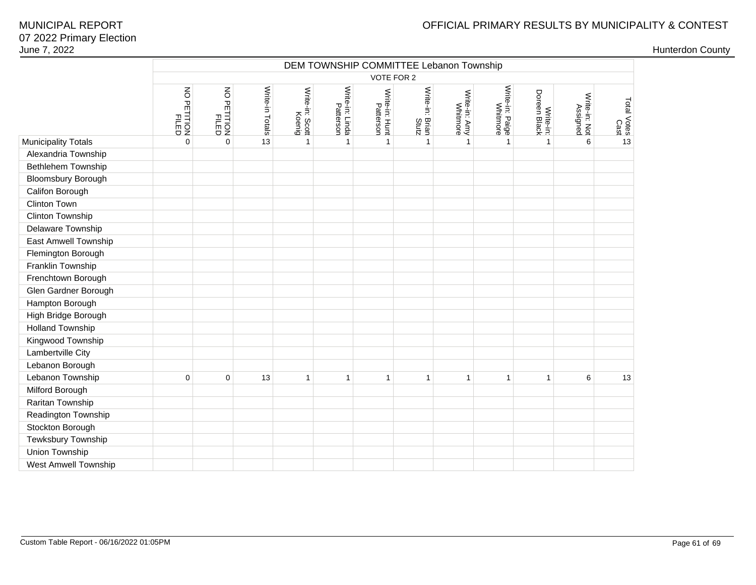MUNICIPAL REPORT
07 2022 Primary Election
June 7, 2022

OFFICIAL PRIMARY RESULTS BY MUNICIPALITY & CONTEST

Hunterdon County

| | DEM TOWNSHIP COMMITTEE Lebanon Township | | | | | | | | | | | |
|---|---|---|---|---|---|---|---|---|---|---|---|---|
| | VOTE FOR 2 | | | | | | | | | | | |
| | NO PETITION FILED | NO PETITION FILED | Write-in Totals | Write-in: Scott Koenig | Write-in: Linda Patterson | Write-in: Hunt Patterson | Write-in: Brian Stutz | Write-in: Amy Whitmore | Write-in: Paige Whitmore | Write-in: Doreen Black | Write-in: Not Assigned | Total Votes Cast |
| Municipality Totals | 0 | 0 | 13 | 1 | 1 | 1 | 1 | 1 | 1 | 1 | 6 | 13 |
| Alexandria Township | | | | | | | | | | | | |
| Bethlehem Township | | | | | | | | | | | | |
| Bloomsbury Borough | | | | | | | | | | | | |
| Califon Borough | | | | | | | | | | | | |
| Clinton Town | | | | | | | | | | | | |
| Clinton Township | | | | | | | | | | | | |
| Delaware Township | | | | | | | | | | | | |
| East Amwell Township | | | | | | | | | | | | |
| Flemington Borough | | | | | | | | | | | | |
| Franklin Township | | | | | | | | | | | | |
| Frenchtown Borough | | | | | | | | | | | | |
| Glen Gardner Borough | | | | | | | | | | | | |
| Hampton Borough | | | | | | | | | | | | |
| High Bridge Borough | | | | | | | | | | | | |
| Holland Township | | | | | | | | | | | | |
| Kingwood Township | | | | | | | | | | | | |
| Lambertville City | | | | | | | | | | | | |
| Lebanon Borough | | | | | | | | | | | | |
| Lebanon Township | 0 | 0 | 13 | 1 | 1 | 1 | 1 | 1 | 1 | 1 | 6 | 13 |
| Milford Borough | | | | | | | | | | | | |
| Raritan Township | | | | | | | | | | | | |
| Readington Township | | | | | | | | | | | | |
| Stockton Borough | | | | | | | | | | | | |
| Tewksbury Township | | | | | | | | | | | | |
| Union Township | | | | | | | | | | | | |
| West Amwell Township | | | | | | | | | | | | |

Custom Table Report - 06/16/2022 01:05PM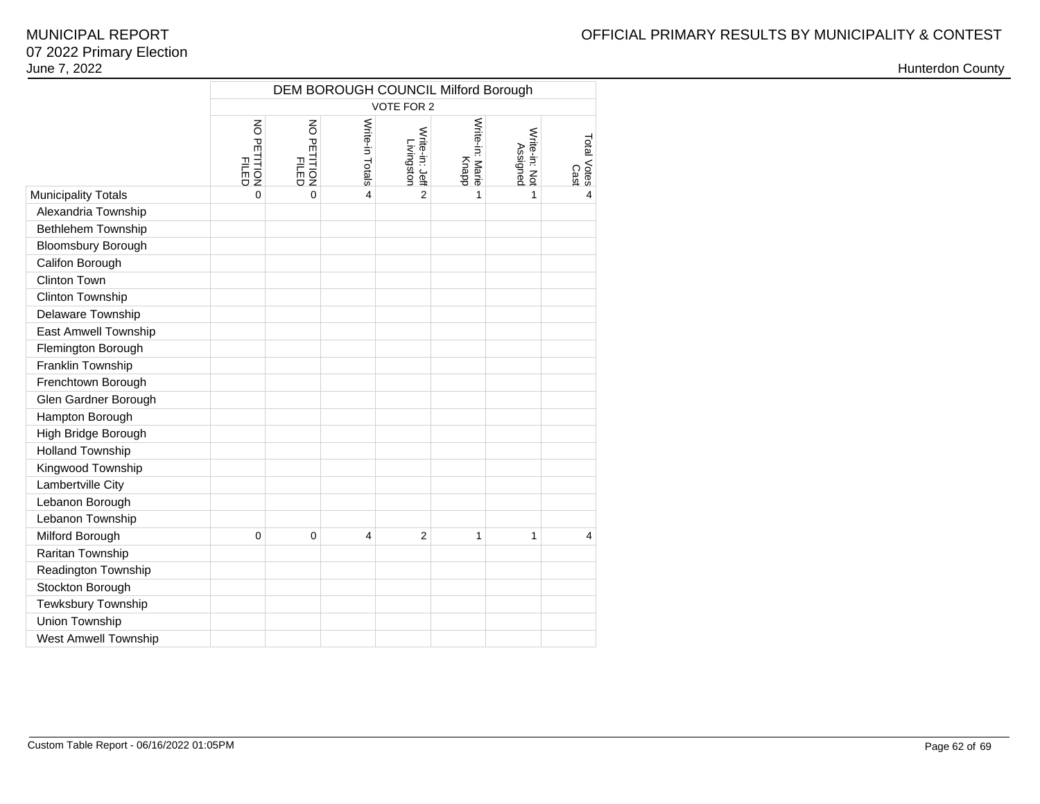MUNICIPAL REPORT
07 2022 Primary Election
June 7, 2022

OFFICIAL PRIMARY RESULTS BY MUNICIPALITY & CONTEST

Hunterdon County

| | DEM BOROUGH COUNCIL Milford Borough | | | | | | |
|---|---|---|---|---|---|---|---|
| | VOTE FOR 2 | | | | | | |
| | NO PETITION FILED | NO PETITION FILED | Write-in Totals | Write-in: Jeff Livingston | Write-in: Marie Knapp | Write-in: Not Assigned | Total Votes Cast |
| Municipality Totals | 0 | 0 | 4 | 2 | 1 | 1 | 4 |
| Alexandria Township | | | | | | | |
| Bethlehem Township | | | | | | | |
| Bloomsbury Borough | | | | | | | |
| Califon Borough | | | | | | | |
| Clinton Town | | | | | | | |
| Clinton Township | | | | | | | |
| Delaware Township | | | | | | | |
| East Amwell Township | | | | | | | |
| Flemington Borough | | | | | | | |
| Franklin Township | | | | | | | |
| Frenchtown Borough | | | | | | | |
| Glen Gardner Borough | | | | | | | |
| Hampton Borough | | | | | | | |
| High Bridge Borough | | | | | | | |
| Holland Township | | | | | | | |
| Kingwood Township | | | | | | | |
| Lambertville City | | | | | | | |
| Lebanon Borough | | | | | | | |
| Lebanon Township | | | | | | | |
| Milford Borough | 0 | 0 | 4 | 2 | 1 | 1 | 4 |
| Raritan Township | | | | | | | |
| Readington Township | | | | | | | |
| Stockton Borough | | | | | | | |
| Tewksbury Township | | | | | | | |
| Union Township | | | | | | | |
| West Amwell Township | | | | | | | |

Custom Table Report - 06/16/2022 01:05PM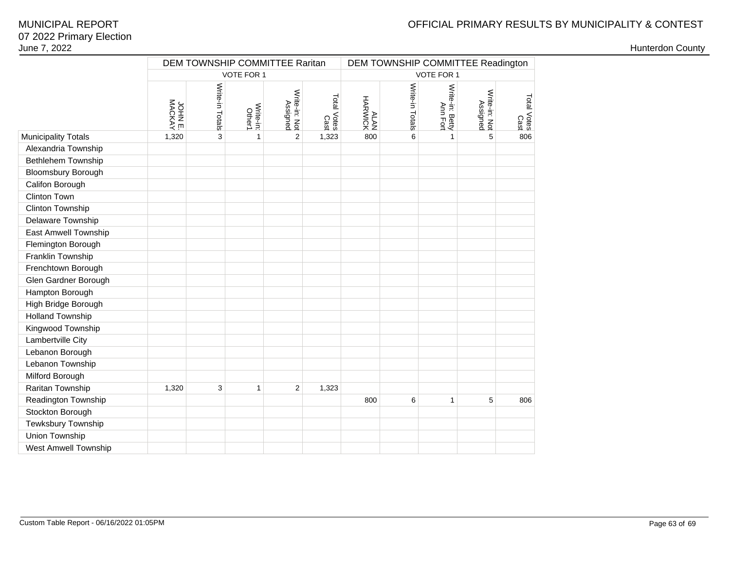# OFFICIAL PRIMARY RESULTS BY MUNICIPALITY & CONTEST

MUNICIPAL REPORT
07 2022 Primary Election
June 7, 2022

Hunterdon County

| | DEM TOWNSHIP COMMITTEE Raritan | | | | | DEM TOWNSHIP COMMITTEE Readington | | | | |
|---|---|---|---|---|---|---|---|---|---|---|
| | VOTE FOR 1 | | | | | VOTE FOR 1 | | | | |
| | JOHN E. MACKAY | Write-in Totals | Write-in: Other1 | Write-in: Not Assigned | Total Votes Cast | ALAN HARWICK | Write-in Totals | Write-in: Betty Ann Fort | Write-in: Not Assigned | Total Votes Cast |
| Municipality Totals | 1,320 | 3 | 1 | 2 | 1,323 | 800 | 6 | 1 | 5 | 806 |
| Alexandria Township | | | | | | | | | | |
| Bethlehem Township | | | | | | | | | | |
| Bloomsbury Borough | | | | | | | | | | |
| Califon Borough | | | | | | | | | | |
| Clinton Town | | | | | | | | | | |
| Clinton Township | | | | | | | | | | |
| Delaware Township | | | | | | | | | | |
| East Amwell Township | | | | | | | | | | |
| Flemington Borough | | | | | | | | | | |
| Franklin Township | | | | | | | | | | |
| Frenchtown Borough | | | | | | | | | | |
| Glen Gardner Borough | | | | | | | | | | |
| Hampton Borough | | | | | | | | | | |
| High Bridge Borough | | | | | | | | | | |
| Holland Township | | | | | | | | | | |
| Kingwood Township | | | | | | | | | | |
| Lambertville City | | | | | | | | | | |
| Lebanon Borough | | | | | | | | | | |
| Lebanon Township | | | | | | | | | | |
| Milford Borough | | | | | | | | | | |
| Raritan Township | 1,320 | 3 | 1 | 2 | 1,323 | | | | | |
| Readington Township | | | | | | 800 | 6 | 1 | 5 | 806 |
| Stockton Borough | | | | | | | | | | |
| Tewksbury Township | | | | | | | | | | |
| Union Township | | | | | | | | | | |
| West Amwell Township | | | | | | | | | | |

Custom Table Report - 06/16/2022 01:05PM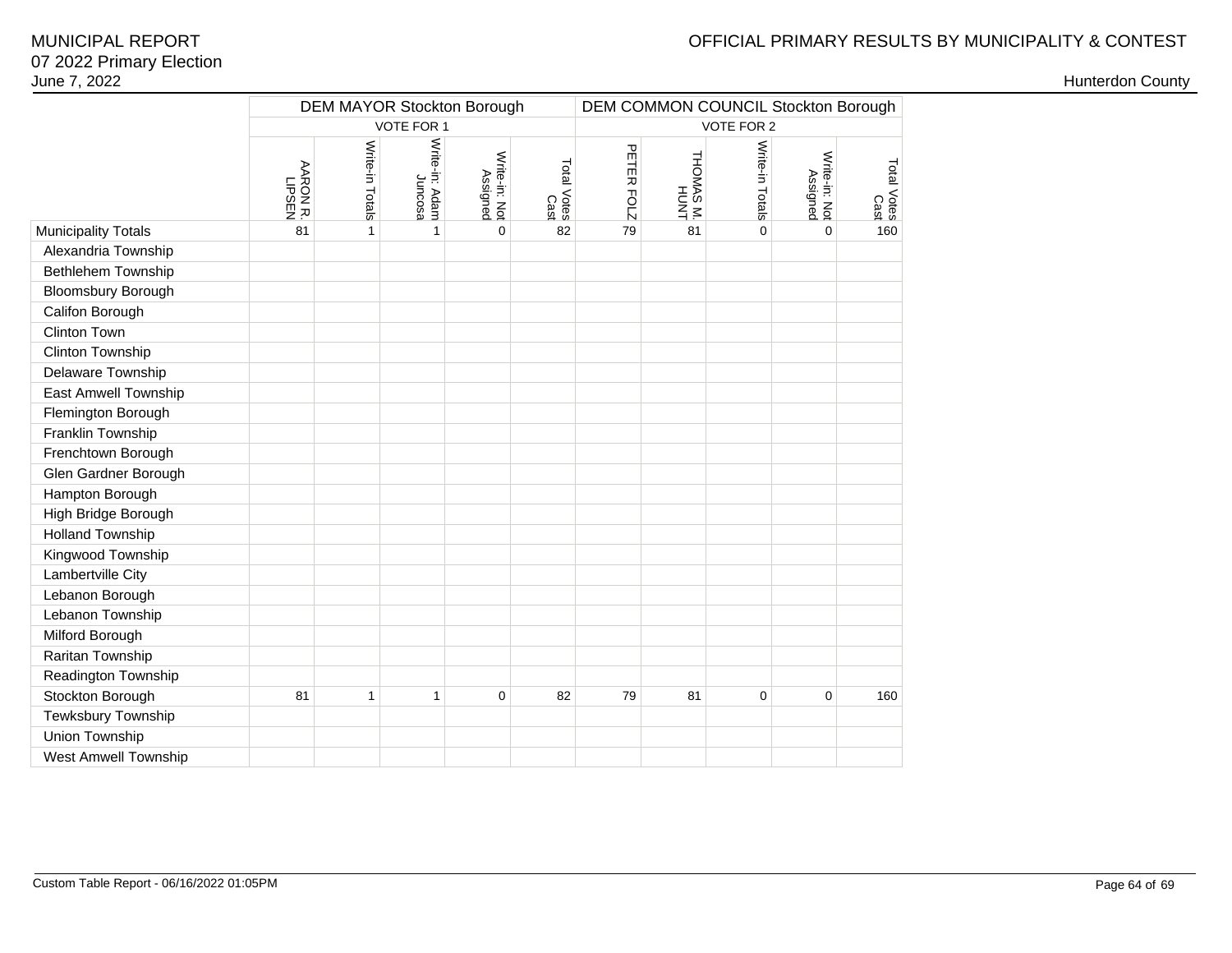# OFFICIAL PRIMARY RESULTS BY MUNICIPALITY & CONTEST

MUNICIPAL REPORT
07 2022 Primary Election
June 7, 2022

Hunterdon County

| | DEM MAYOR Stockton Borough | | | | | DEM COMMON COUNCIL Stockton Borough | | | | |
|---|---|---|---|---|---|---|---|---|---|---|
| | VOTE FOR 1 | | | | | VOTE FOR 2 | | | | |
| | AARON R. LIPSEN | Write-in Totals | Write-in: Adam Juncosa | Write-in: Not Assigned | Total Votes Cast | PETER FOLZ | THOMAS M. HUNT | Write-in Totals | Write-in: Not Assigned | Total Votes Cast |
| Municipality Totals | 81 | 1 | 1 | 0 | 82 | 79 | 81 | 0 | 0 | 160 |
| Alexandria Township | | | | | | | | | | |
| Bethlehem Township | | | | | | | | | | |
| Bloomsbury Borough | | | | | | | | | | |
| Califon Borough | | | | | | | | | | |
| Clinton Town | | | | | | | | | | |
| Clinton Township | | | | | | | | | | |
| Delaware Township | | | | | | | | | | |
| East Amwell Township | | | | | | | | | | |
| Flemington Borough | | | | | | | | | | |
| Franklin Township | | | | | | | | | | |
| Frenchtown Borough | | | | | | | | | | |
| Glen Gardner Borough | | | | | | | | | | |
| Hampton Borough | | | | | | | | | | |
| High Bridge Borough | | | | | | | | | | |
| Holland Township | | | | | | | | | | |
| Kingwood Township | | | | | | | | | | |
| Lambertville City | | | | | | | | | | |
| Lebanon Borough | | | | | | | | | | |
| Lebanon Township | | | | | | | | | | |
| Milford Borough | | | | | | | | | | |
| Raritan Township | | | | | | | | | | |
| Readington Township | | | | | | | | | | |
| Stockton Borough | 81 | 1 | 1 | 0 | 82 | 79 | 81 | 0 | 0 | 160 |
| Tewksbury Township | | | | | | | | | | |
| Union Township | | | | | | | | | | |
| West Amwell Township | | | | | | | | | | |

Custom Table Report - 06/16/2022 01:05PM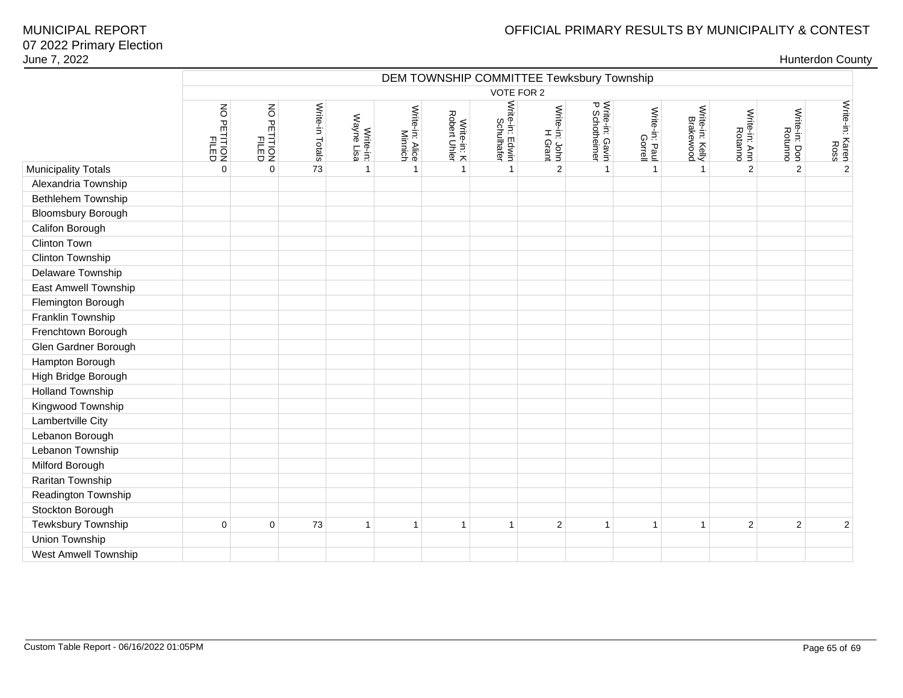MUNICIPAL REPORT
07 2022 Primary Election
June 7, 2022

OFFICIAL PRIMARY RESULTS BY MUNICIPALITY & CONTEST

Hunterdon County

| | DEM TOWNSHIP COMMITTEE Tewksbury Township | | | | | | | | | | | | | |
|---|---|---|---|---|---|---|---|---|---|---|---|---|---|---|
| | VOTE FOR 2 | | | | | | | | | | | | | |
| | NO PETITION FILED | NO PETITION FILED | Write-in Totals | Write-in: Wayne Lisa | Write-in: Alice Minnich | Write-in: K Robert Uhler | Write-in: Edwin Schulhafer | Write-in: John H Grant | Write-in: Gavin P Schotheimer | Write-in: Paul Gorrell | Write-in: Kelly Brakewood | Write-in: Ann Rotanno | Write-in: Don Rotunno | Write-in: Karen Ross |
| Municipality Totals | 0 | 0 | 73 | 1 | 1 | 1 | 1 | 2 | 1 | 1 | 1 | 2 | 2 | 2 |
| Alexandria Township | | | | | | | | | | | | | | |
| Bethlehem Township | | | | | | | | | | | | | | |
| Bloomsbury Borough | | | | | | | | | | | | | | |
| Califon Borough | | | | | | | | | | | | | | |
| Clinton Town | | | | | | | | | | | | | | |
| Clinton Township | | | | | | | | | | | | | | |
| Delaware Township | | | | | | | | | | | | | | |
| East Amwell Township | | | | | | | | | | | | | | |
| Flemington Borough | | | | | | | | | | | | | | |
| Franklin Township | | | | | | | | | | | | | | |
| Frenchtown Borough | | | | | | | | | | | | | | |
| Glen Gardner Borough | | | | | | | | | | | | | | |
| Hampton Borough | | | | | | | | | | | | | | |
| High Bridge Borough | | | | | | | | | | | | | | |
| Holland Township | | | | | | | | | | | | | | |
| Kingwood Township | | | | | | | | | | | | | | |
| Lambertville City | | | | | | | | | | | | | | |
| Lebanon Borough | | | | | | | | | | | | | | |
| Lebanon Township | | | | | | | | | | | | | | |
| Milford Borough | | | | | | | | | | | | | | |
| Raritan Township | | | | | | | | | | | | | | |
| Readington Township | | | | | | | | | | | | | | |
| Stockton Borough | | | | | | | | | | | | | | |
| Tewksbury Township | 0 | 0 | 73 | 1 | 1 | 1 | 1 | 2 | 1 | 1 | 1 | 2 | 2 | 2 |
| Union Township | | | | | | | | | | | | | | |
| West Amwell Township | | | | | | | | | | | | | | |

Custom Table Report - 06/16/2022 01:05PM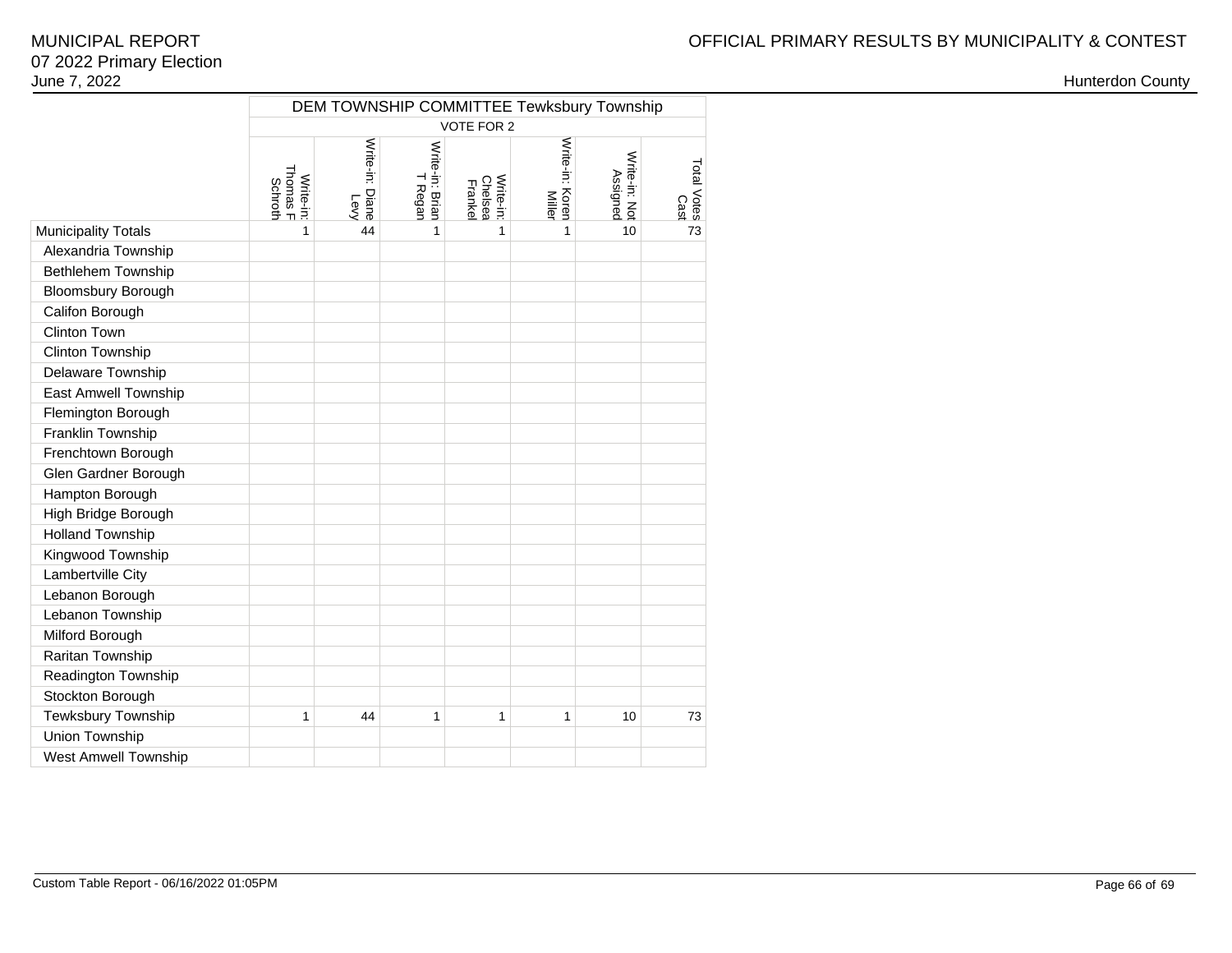MUNICIPAL REPORT
07 2022 Primary Election
June 7, 2022

OFFICIAL PRIMARY RESULTS BY MUNICIPALITY & CONTEST

Hunterdon County

| | DEM TOWNSHIP COMMITTEE Tewksbury Township | | | | | | |
|---|---|---|---|---|---|---|---|
| | VOTE FOR 2 | | | | | | |
| | Write-in: Thomas F Schroth | Write-in: Diane Ley | Write-in: Brian T Regan | Write-in: Chelsea Frankel | Write-in: Koren Miller | Write-in: Not Assigned | Total Votes Cast |
| Municipality Totals | 1 | 44 | 1 | 1 | 1 | 10 | 73 |
| Alexandria Township | | | | | | | |
| Bethlehem Township | | | | | | | |
| Bloomsbury Borough | | | | | | | |
| Califon Borough | | | | | | | |
| Clinton Town | | | | | | | |
| Clinton Township | | | | | | | |
| Delaware Township | | | | | | | |
| East Amwell Township | | | | | | | |
| Flemington Borough | | | | | | | |
| Franklin Township | | | | | | | |
| Frenchtown Borough | | | | | | | |
| Glen Gardner Borough | | | | | | | |
| Hampton Borough | | | | | | | |
| High Bridge Borough | | | | | | | |
| Holland Township | | | | | | | |
| Kingwood Township | | | | | | | |
| Lambertville City | | | | | | | |
| Lebanon Borough | | | | | | | |
| Lebanon Township | | | | | | | |
| Milford Borough | | | | | | | |
| Raritan Township | | | | | | | |
| Readington Township | | | | | | | |
| Stockton Borough | | | | | | | |
| Tewksbury Township | 1 | 44 | 1 | 1 | 1 | 10 | 73 |
| Union Township | | | | | | | |
| West Amwell Township | | | | | | | |

Custom Table Report - 06/16/2022 01:05PM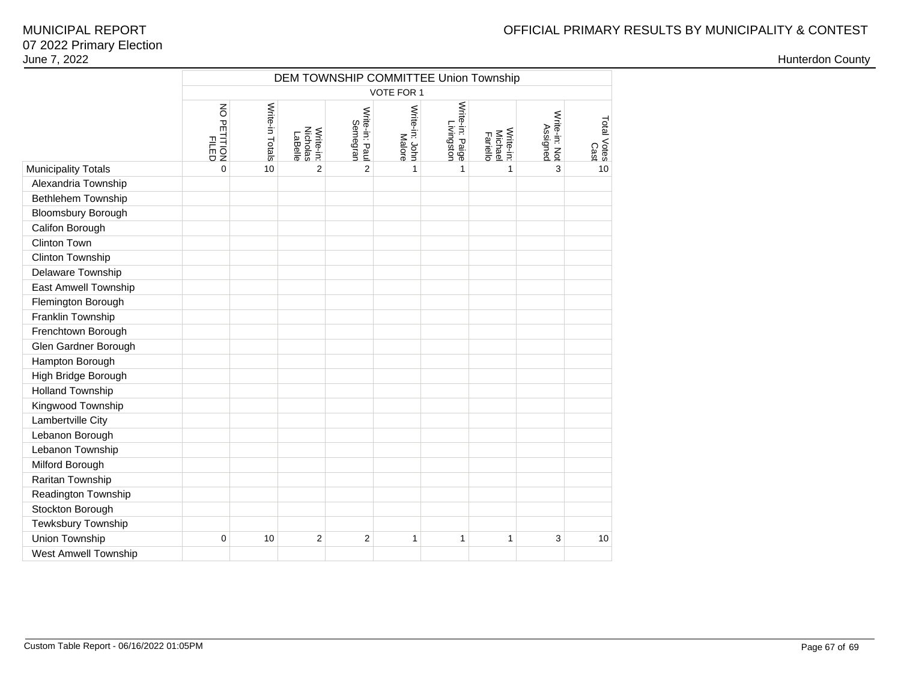MUNICIPAL REPORT
07 2022 Primary Election
June 7, 2022

OFFICIAL PRIMARY RESULTS BY MUNICIPALITY & CONTEST

Hunterdon County

| | DEM TOWNSHIP COMMITTEE Union Township | | | | | | | | |
|---|---|---|---|---|---|---|---|---|---|
| | VOTE FOR 1 | | | | | | | | |
| | NO PETITION FILED | Write-in Totals | Write-in: Nicholas LaBelle | Write-in: Paul Semegran | Write-in: John Malore | Write-in: Paige Livingston | Write-in: Michael Fariello | Write-in: Not Assigned | Total Votes Cast |
| Municipality Totals | 0 | 10 | 2 | 2 | 1 | 1 | 1 | 3 | 10 |
| Alexandria Township | | | | | | | | | |
| Bethlehem Township | | | | | | | | | |
| Bloomsbury Borough | | | | | | | | | |
| Califon Borough | | | | | | | | | |
| Clinton Town | | | | | | | | | |
| Clinton Township | | | | | | | | | |
| Delaware Township | | | | | | | | | |
| East Amwell Township | | | | | | | | | |
| Flemington Borough | | | | | | | | | |
| Franklin Township | | | | | | | | | |
| Frenchtown Borough | | | | | | | | | |
| Glen Gardner Borough | | | | | | | | | |
| Hampton Borough | | | | | | | | | |
| High Bridge Borough | | | | | | | | | |
| Holland Township | | | | | | | | | |
| Kingwood Township | | | | | | | | | |
| Lambertville City | | | | | | | | | |
| Lebanon Borough | | | | | | | | | |
| Lebanon Township | | | | | | | | | |
| Milford Borough | | | | | | | | | |
| Raritan Township | | | | | | | | | |
| Readington Township | | | | | | | | | |
| Stockton Borough | | | | | | | | | |
| Tewksbury Township | | | | | | | | | |
| Union Township | 0 | 10 | 2 | 2 | 1 | 1 | 1 | 3 | 10 |
| West Amwell Township | | | | | | | | | |

Custom Table Report - 06/16/2022 01:05PM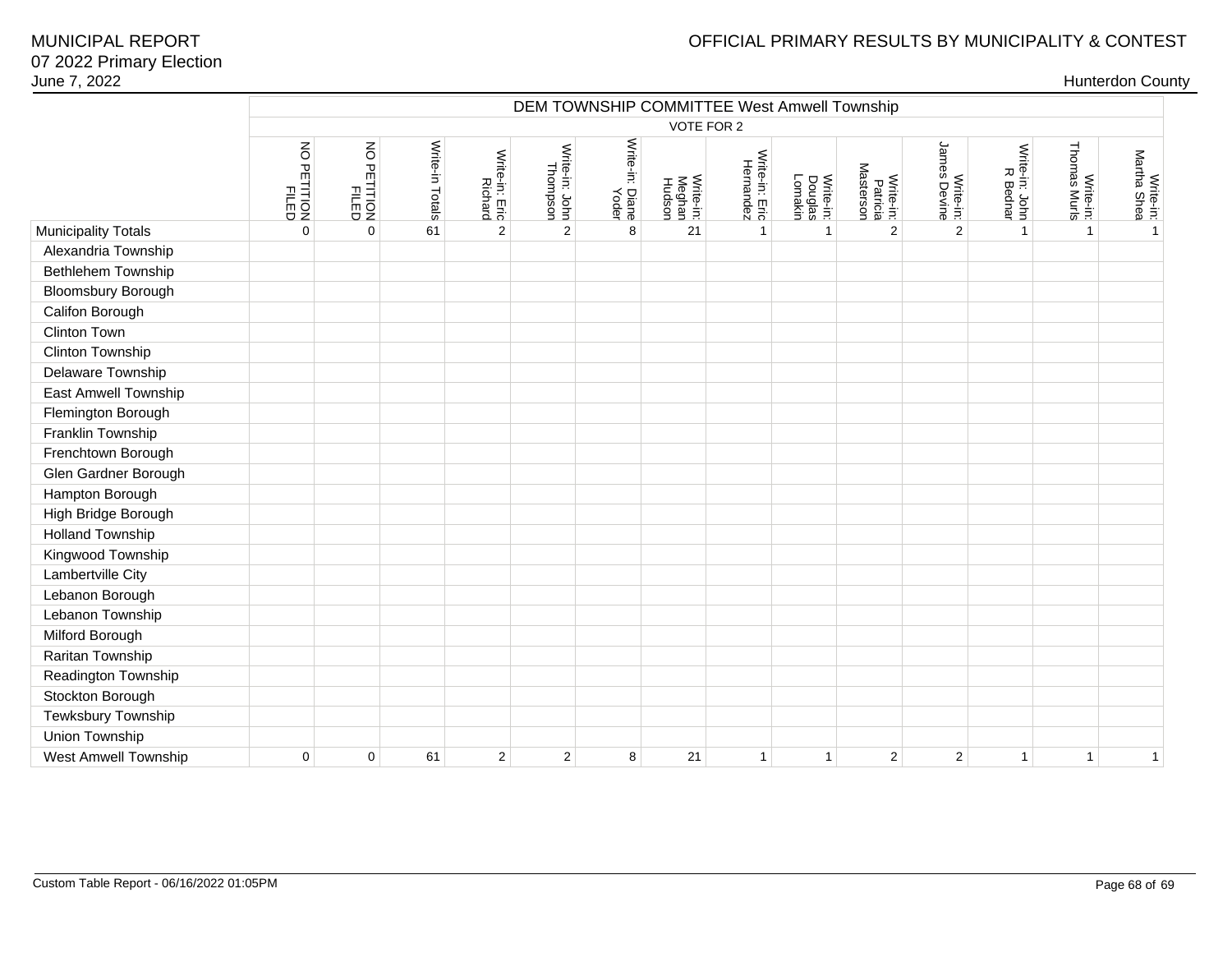MUNICIPAL REPORT
07 2022 Primary Election
June 7, 2022

OFFICIAL PRIMARY RESULTS BY MUNICIPALITY & CONTEST

Hunterdon County

| | DEM TOWNSHIP COMMITTEE West Amwell Township | | | | | | | | | | | | | |
|---|---|---|---|---|---|---|---|---|---|---|---|---|---|---|
| | VOTE FOR 2 | | | | | | | | | | | | | |
| | NO PETITION FILED | NO PETITION FILED | Write-in Totals | Write-in: Eric Richard | Write-in: John Thompson | Write-in: Diane Yoder | Write-in: Meghan Hudson | Write-in: Eric Hernandez | Write-in: Douglas Lomakin | Write-in: Patricia Masterson | Write-in: James Devine | Write-in: John R Bednar | Write-in: Thomas Murls | Write-in: Martha Shea |
| Municipality Totals | 0 | 0 | 61 | 2 | 2 | 8 | 21 | 1 | 1 | 2 | 2 | 1 | 1 | 1 |
| Alexandria Township | | | | | | | | | | | | | | |
| Bethlehem Township | | | | | | | | | | | | | | |
| Bloomsbury Borough | | | | | | | | | | | | | | |
| Califon Borough | | | | | | | | | | | | | | |
| Clinton Town | | | | | | | | | | | | | | |
| Clinton Township | | | | | | | | | | | | | | |
| Delaware Township | | | | | | | | | | | | | | |
| East Amwell Township | | | | | | | | | | | | | | |
| Flemington Borough | | | | | | | | | | | | | | |
| Franklin Township | | | | | | | | | | | | | | |
| Frenchtown Borough | | | | | | | | | | | | | | |
| Glen Gardner Borough | | | | | | | | | | | | | | |
| Hampton Borough | | | | | | | | | | | | | | |
| High Bridge Borough | | | | | | | | | | | | | | |
| Holland Township | | | | | | | | | | | | | | |
| Kingwood Township | | | | | | | | | | | | | | |
| Lambertville City | | | | | | | | | | | | | | |
| Lebanon Borough | | | | | | | | | | | | | | |
| Lebanon Township | | | | | | | | | | | | | | |
| Milford Borough | | | | | | | | | | | | | | |
| Raritan Township | | | | | | | | | | | | | | |
| Readington Township | | | | | | | | | | | | | | |
| Stockton Borough | | | | | | | | | | | | | | |
| Tewksbury Township | | | | | | | | | | | | | | |
| Union Township | | | | | | | | | | | | | | |
| West Amwell Township | 0 | 0 | 61 | 2 | 2 | 8 | 21 | 1 | 1 | 2 | 2 | 1 | 1 | 1 |

Custom Table Report - 06/16/2022 01:05PM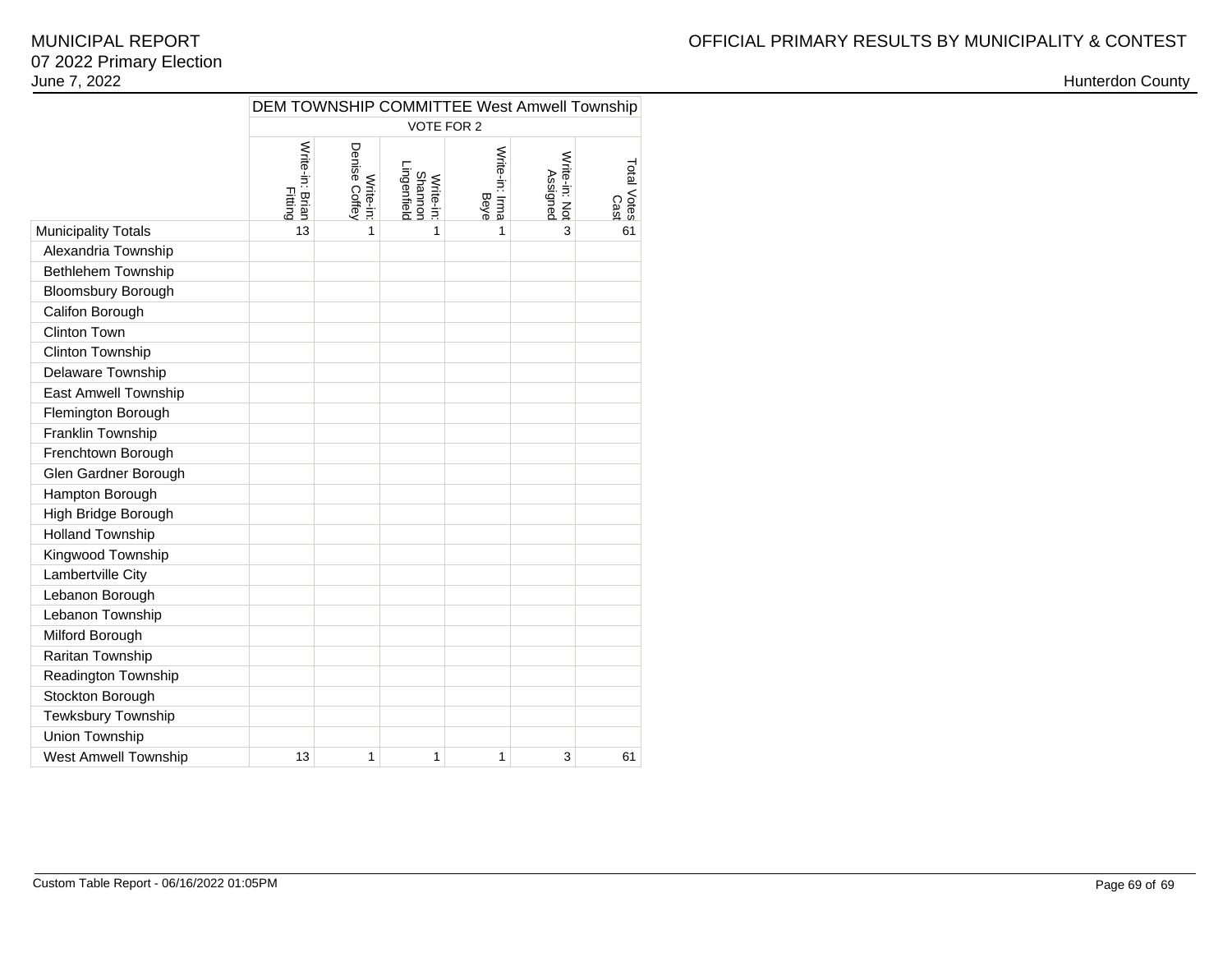MUNICIPAL REPORT
07 2022 Primary Election
June 7, 2022

OFFICIAL PRIMARY RESULTS BY MUNICIPALITY & CONTEST

Hunterdon County

| | DEM TOWNSHIP COMMITTEE West Amwell Township | | | | | |
|---|---|---|---|---|---|---|
| | VOTE FOR 2 | | | | | |
| | Write-in: Brian Fitting | Write-in: Denise Coffey | Write-in: Shannon Lingenfield | Write-in: Irma Beye | Write-in: Not Assigned | Total Votes Cast |
| Municipality Totals | 13 | 1 | 1 | 1 | 3 | 61 |
| Alexandria Township | | | | | | |
| Bethlehem Township | | | | | | |
| Bloomsbury Borough | | | | | | |
| Califon Borough | | | | | | |
| Clinton Town | | | | | | |
| Clinton Township | | | | | | |
| Delaware Township | | | | | | |
| East Amwell Township | | | | | | |
| Flemington Borough | | | | | | |
| Franklin Township | | | | | | |
| Frenchtown Borough | | | | | | |
| Glen Gardner Borough | | | | | | |
| Hampton Borough | | | | | | |
| High Bridge Borough | | | | | | |
| Holland Township | | | | | | |
| Kingwood Township | | | | | | |
| Lambertville City | | | | | | |
| Lebanon Borough | | | | | | |
| Lebanon Township | | | | | | |
| Milford Borough | | | | | | |
| Raritan Township | | | | | | |
| Readington Township | | | | | | |
| Stockton Borough | | | | | | |
| Tewksbury Township | | | | | | |
| Union Township | | | | | | |
| West Amwell Township | 13 | 1 | 1 | 1 | 3 | 61 |

Custom Table Report - 06/16/2022 01:05PM